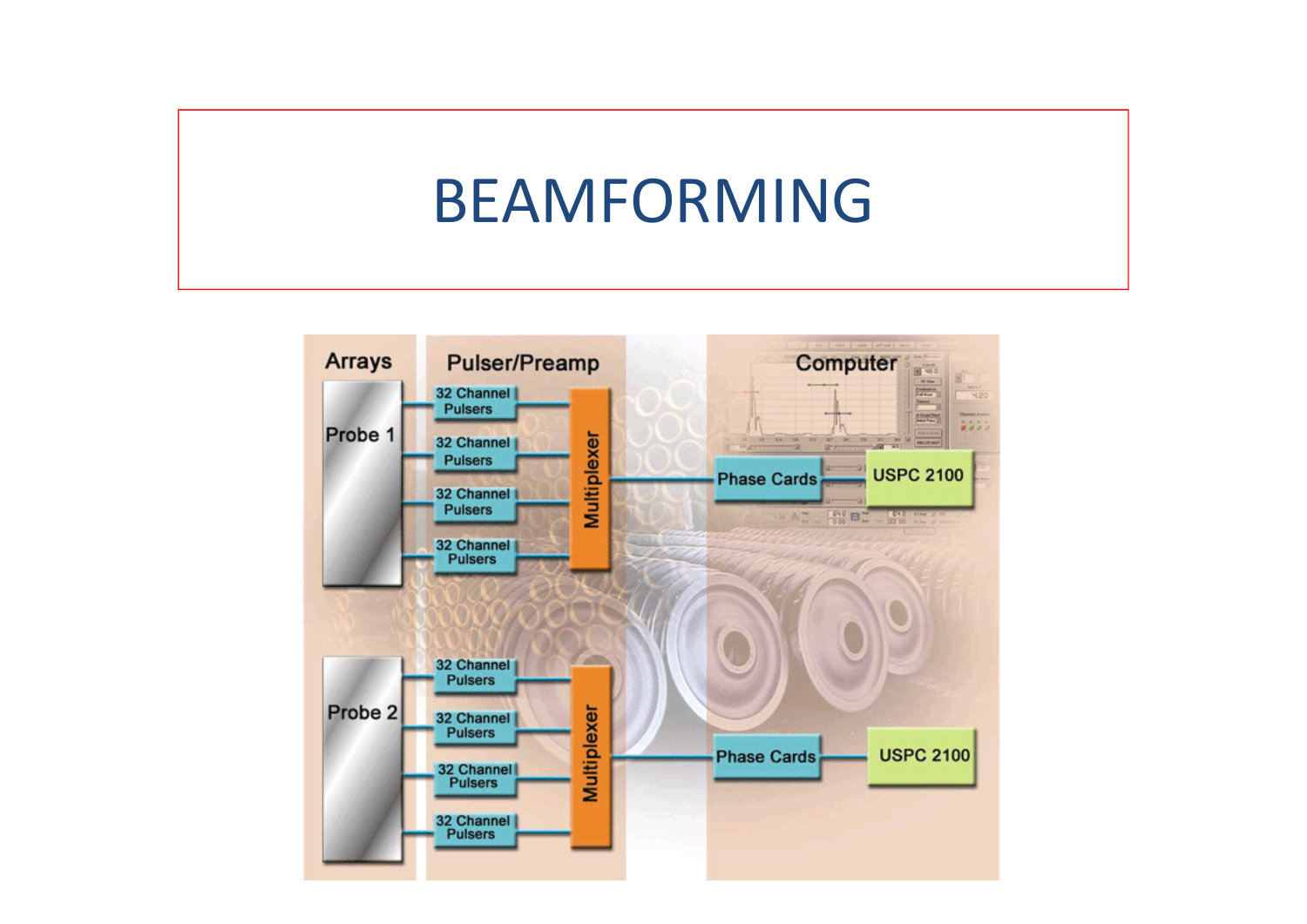# BEAMFORMING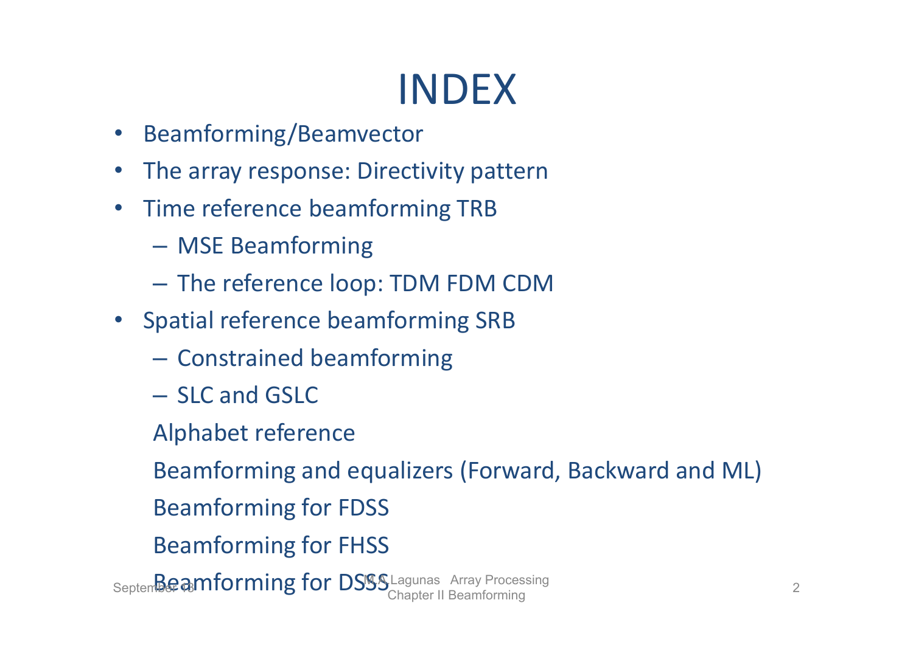# INDEX

- Beamforming/Beamvector
- The array response: Directivity pattern
- Time reference beamforming TRB
  - MSE Beamforming
  - The reference loop: TDM FDM CDM
- Spatial reference beamforming SRB
  - Constrained beamforming
  - SLC and GSLC

  Alphabet reference

  Beamforming and equalizers (Forward, Backward and ML)

  Beamforming for FDSS

  Beamforming for FHSS

  Beamforming for DSSS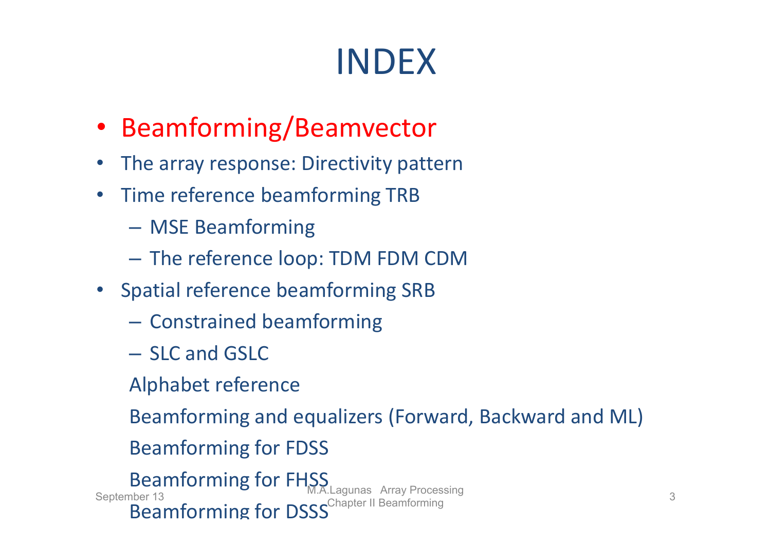# INDEX

- Beamforming/Beamvector
- The array response: Directivity pattern
- Time reference beamforming TRB
  - MSE Beamforming
  - The reference loop: TDM FDM CDM
- Spatial reference beamforming SRB
  - Constrained beamforming
  - SLC and GSLC

  Alphabet reference

  Beamforming and equalizers (Forward, Backward and ML)

  Beamforming for FDSS

  Beamforming for FHSS

  Beamforming for DSSS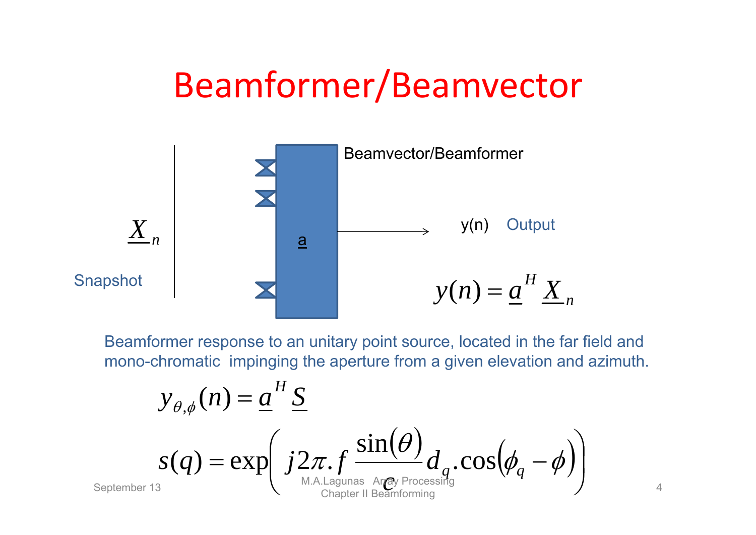# Beamformer/Beamvector

Beamvector/Beamformer

$\underline{X}_n$

Snapshot

$\underline{a}$

y(n) Output

$$y(n) = \underline{a}^H \underline{X}_n$$

Beamformer response to an unitary point source, located in the far field and mono-chromatic impinging the aperture from a given elevation and azimuth.

$$y_{\theta,\phi}(n) = \underline{a}^H \underline{S}$$

$$s(q) = \exp\left( j2\pi . f \frac{\sin(\theta)}{c} d_q . \cos(\phi_q - \phi) \right)$$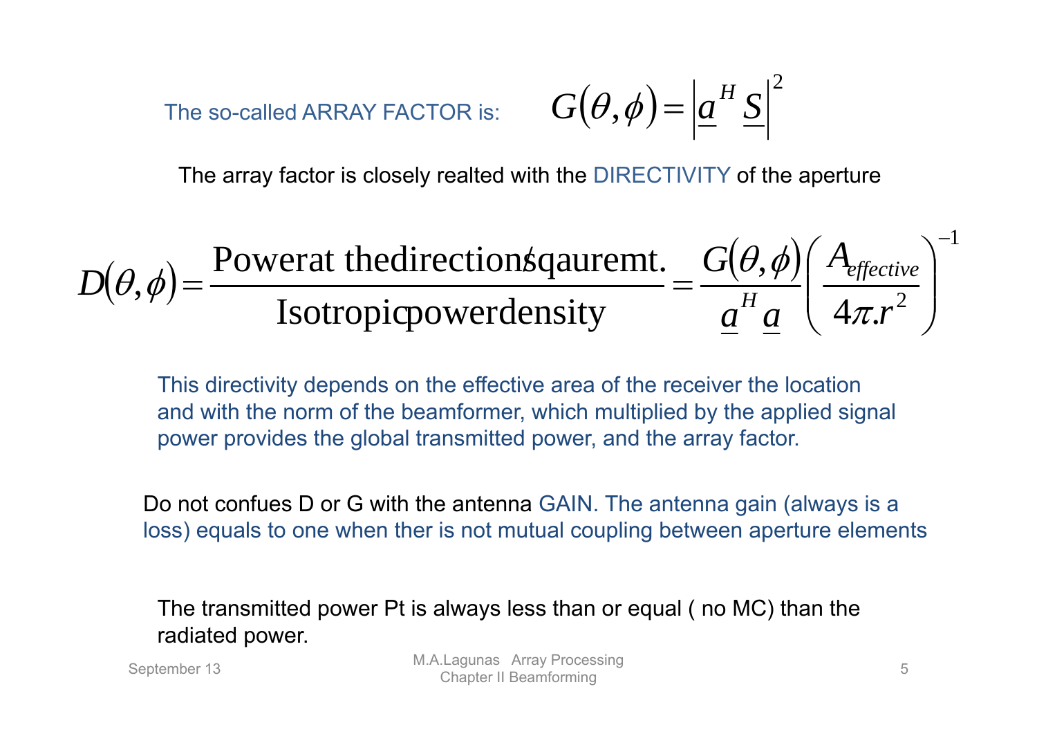The so-called ARRAY FACTOR is: $G(\theta,\phi) = \left| \underline{a}^H \underline{S} \right|^2$

The array factor is closely realted with the DIRECTIVITY of the aperture

$$D(\theta,\phi) = \frac{\text{Powerat thedirection/sqauremt.}}{\text{Isotropicpowerdensity}} = \frac{G(\theta,\phi)}{\underline{a}^H \underline{a}} \left( \frac{A_{effective}}{4\pi . r^2} \right)^{-1}$$

This directivity depends on the effective area of the receiver the location and with the norm of the beamformer, which multiplied by the applied signal power provides the global transmitted power, and the array factor.

Do not confues D or G with the antenna GAIN. The antenna gain (always is a loss) equals to one when ther is not mutual coupling between aperture elements

The transmitted power Pt is always less than or equal ( no MC) than the radiated power.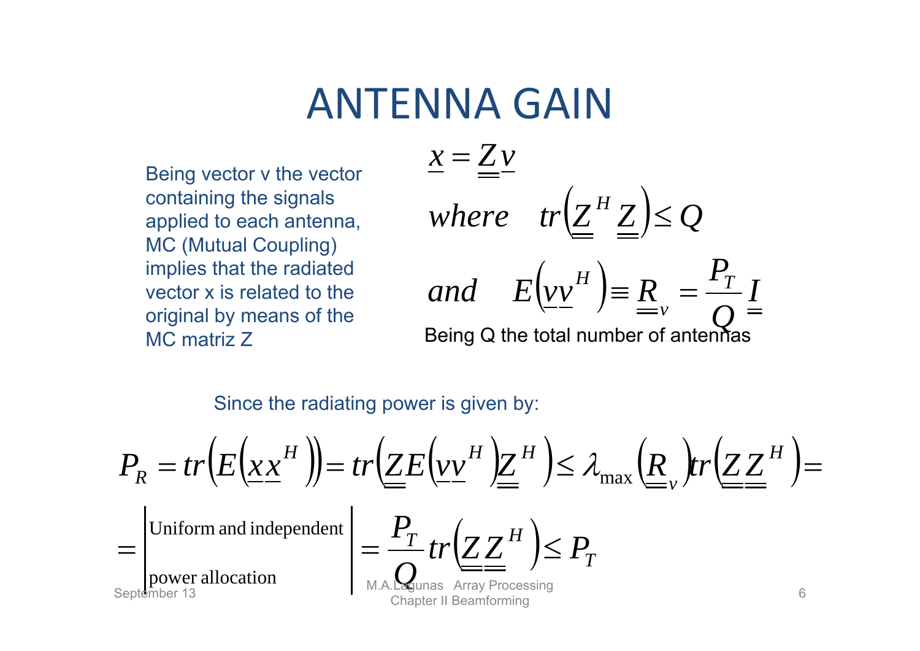# ANTENNA GAIN

Being vector v the vector containing the signals applied to each antenna, MC (Mutual Coupling) implies that the radiated vector x is related to the original by means of the MC matriz Z

$$\underline{x} = \underline{\underline{Z}}\,\underline{v}$$

$$where \quad tr\left(\underline{\underline{Z}}^H \underline{\underline{Z}}\right) \leq Q$$

$$and \quad E\left(\underline{v}\,\underline{v}^H\right) \equiv \underline{\underline{R}}_v = \frac{P_T}{Q}\underline{\underline{I}}$$

Being Q the total number of antennas

Since the radiating power is given by:

$$P_R = tr\left(E\left(\underline{x}\,\underline{x}^H\right)\right) = tr\left(\underline{\underline{Z}}E\left(\underline{v}\,\underline{v}^H\right)\underline{\underline{Z}}^H\right) \leq \lambda_{\max}\left(\underline{\underline{R}}_v\right) tr\left(\underline{\underline{Z}}\,\underline{\underline{Z}}^H\right) =$$

$$= \left| \begin{matrix} \text{Uniform and independent} \\ \text{power allocation} \end{matrix} \right| = \frac{P_T}{Q} tr\left(\underline{\underline{Z}}\,\underline{\underline{Z}}^H\right) \leq P_T$$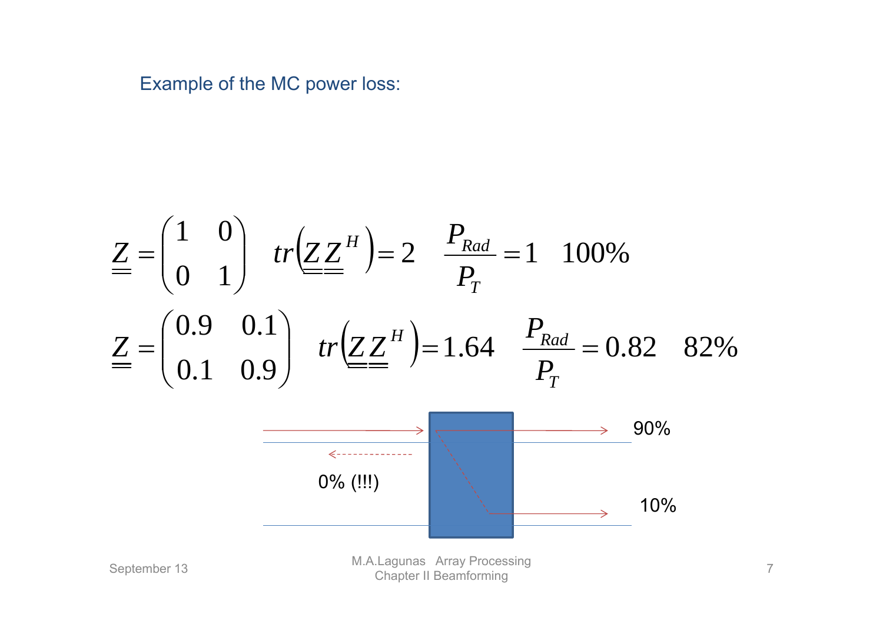Example of the MC power loss:

$$\underline{\underline{Z}} = \begin{pmatrix} 1 & 0 \\ 0 & 1 \end{pmatrix} \quad tr\left(\underline{\underline{Z}}\,\underline{\underline{Z}}^H\right) = 2 \quad \frac{P_{Rad}}{P_T} = 1 \quad 100\%$$

$$\underline{\underline{Z}} = \begin{pmatrix} 0.9 & 0.1 \\ 0.1 & 0.9 \end{pmatrix} \quad tr\left(\underline{\underline{Z}}\,\underline{\underline{Z}}^H\right) = 1.64 \quad \frac{P_{Rad}}{P_T} = 0.82 \quad 82\%$$

90%

0% (!!!)

10%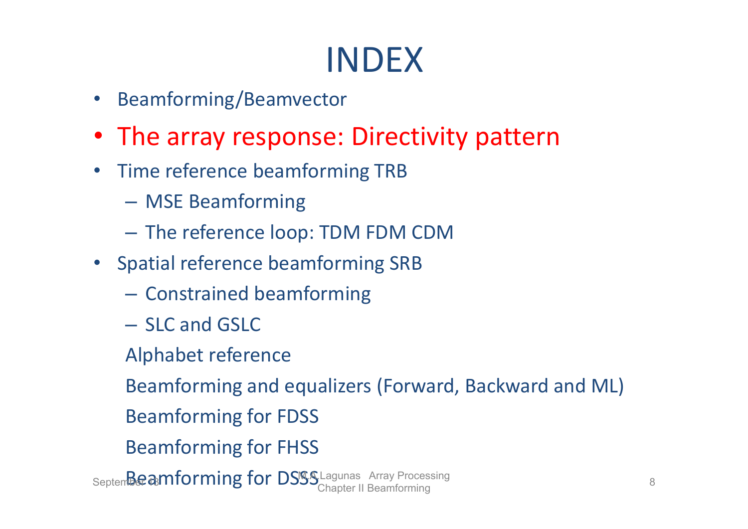# INDEX

- Beamforming/Beamvector
- The array response: Directivity pattern
- Time reference beamforming TRB
  - MSE Beamforming
  - The reference loop: TDM FDM CDM
- Spatial reference beamforming SRB
  - Constrained beamforming
  - SLC and GSLC

  Alphabet reference

  Beamforming and equalizers (Forward, Backward and ML)

  Beamforming for FDSS

  Beamforming for FHSS

  Beamforming for DSSS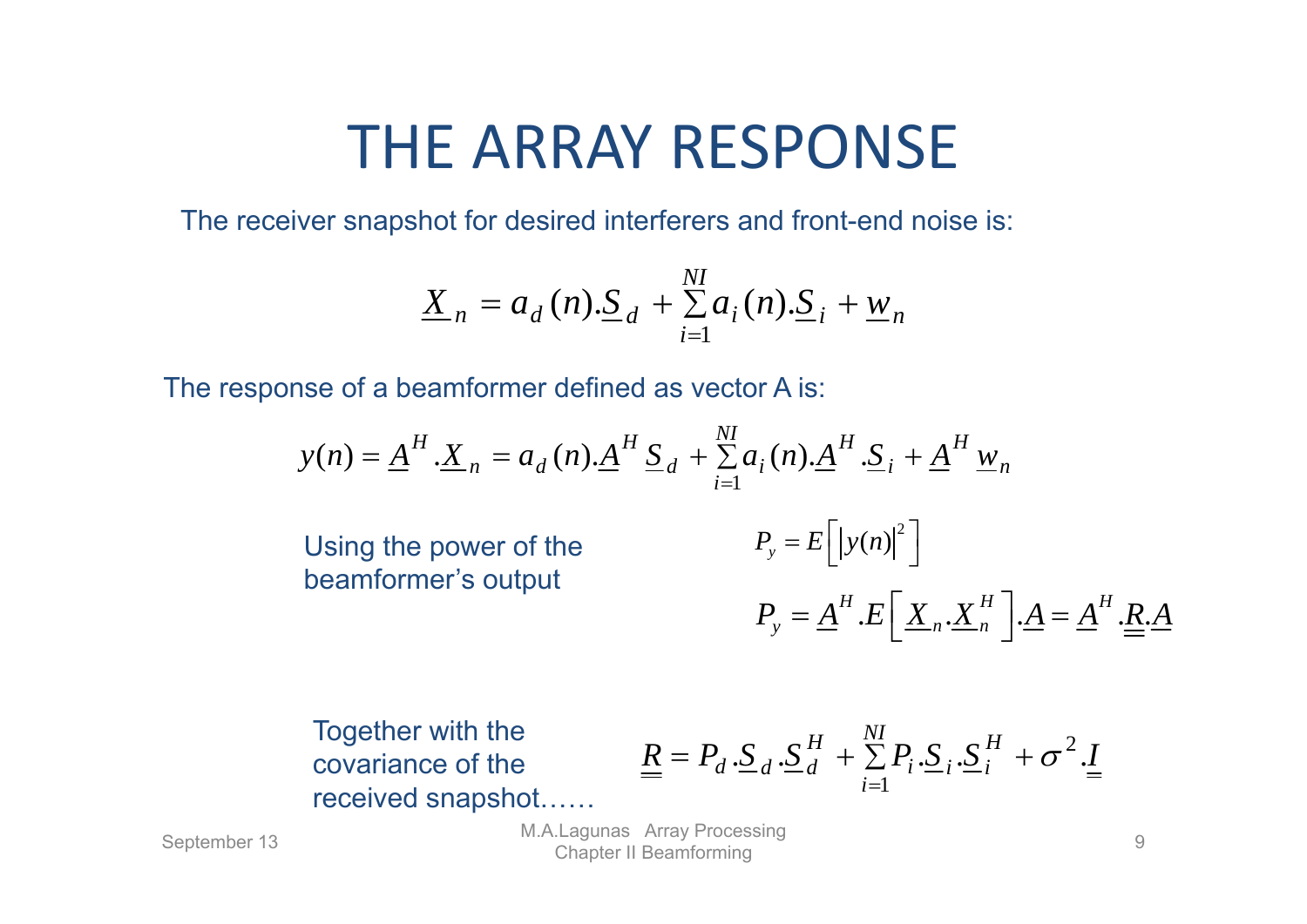# THE ARRAY RESPONSE

The receiver snapshot for desired interferers and front-end noise is:

$$\underline{X}_n = a_d(n).\underline{S}_d + \sum_{i=1}^{NI} a_i(n).\underline{S}_i + \underline{w}_n$$

The response of a beamformer defined as vector A is:

$$y(n) = \underline{A}^H.\underline{X}_n = a_d(n).\underline{A}^H \underline{S}_d + \sum_{i=1}^{NI} a_i(n).\underline{A}^H.\underline{S}_i + \underline{A}^H \underline{w}_n$$

Using the power of the beamformer's output

$$P_y = E\left[\left|y(n)\right|^2\right]$$

$$P_y = \underline{A}^H.E\left[\underline{X}_n.\underline{X}_n^H\right].\underline{A} = \underline{A}^H.\underline{\underline{R}}.\underline{A}$$

Together with the covariance of the received snapshot……

$$\underline{\underline{R}} = P_d.\underline{S}_d.\underline{S}_d^H + \sum_{i=1}^{NI} P_i.\underline{S}_i.\underline{S}_i^H + \sigma^2.\underline{\underline{I}}$$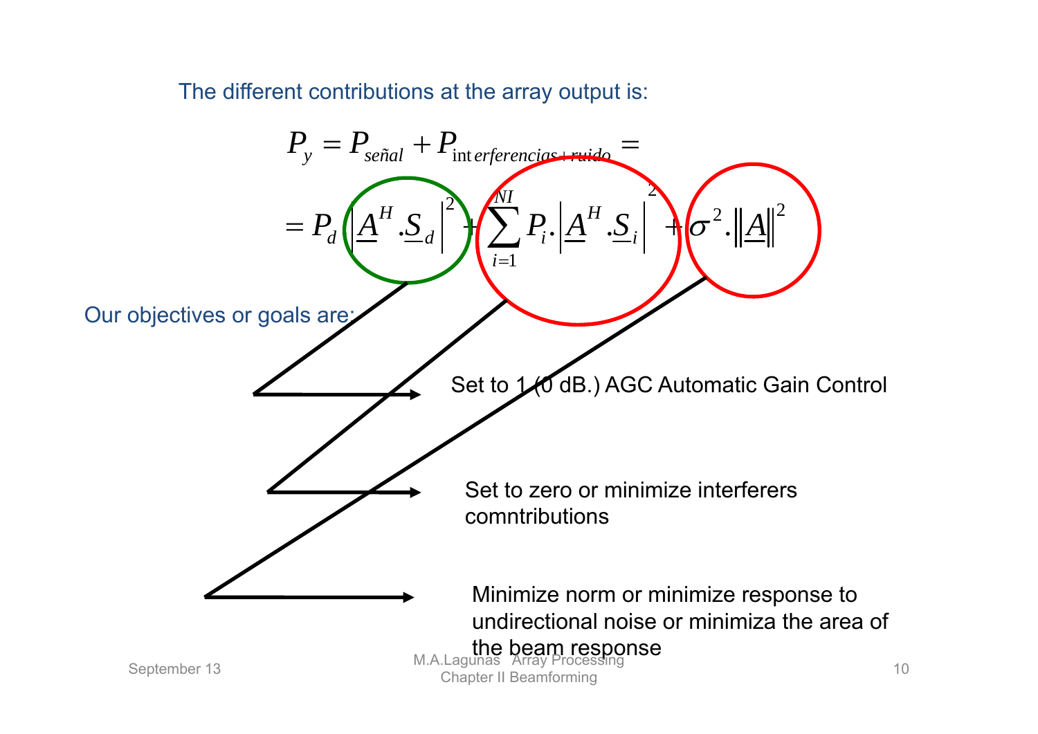The different contributions at the array output is:

$$P_y = P_{señal} + P_{\text{int}erferencias+ruido} =$$

$$= P_d \left| \underline{A}^H . \underline{S}_d \right|^2 + \sum_{i=1}^{NI} P_i . \left| \underline{A}^H . \underline{S}_i \right|^2 + \sigma^2 . \left\| \underline{A} \right\|^2$$

Our objectives or goals are:

- Set to 1 (0 dB.) AGC Automatic Gain Control
- Set to zero or minimize interferers comntributions
- Minimize norm or minimize response to undirectional noise or minimiza the area of the beam response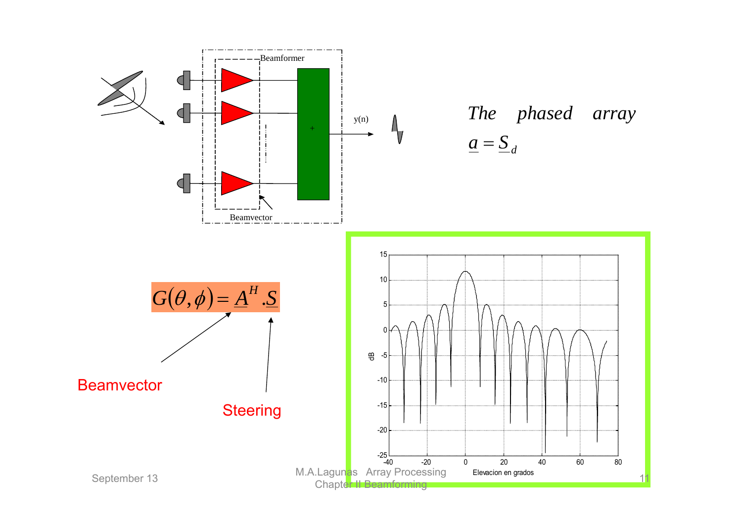*The phased array*

$\underline{a} = \underline{S}_d$

$$G(\theta,\phi) = \underline{A}^H.\underline{S}$$

Beamvector

Steering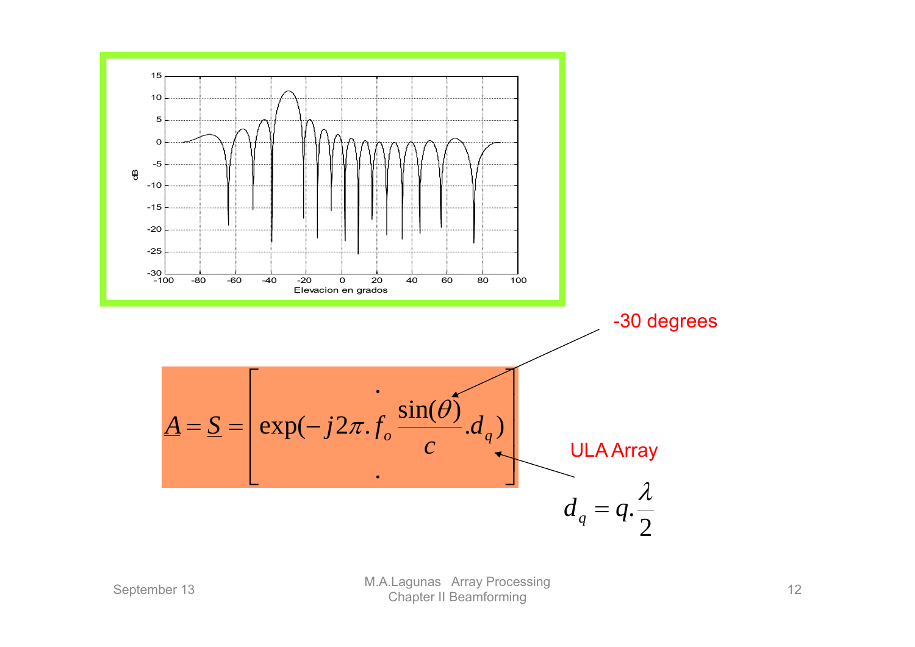-30 degrees

$$\underline{A} = \underline{S} = \begin{bmatrix} \cdot \\ \exp(-j2\pi . f_o \frac{\sin(\theta)}{c} . d_q) \\ \cdot \end{bmatrix}$$

ULA Array

$$d_q = q . \frac{\lambda}{2}$$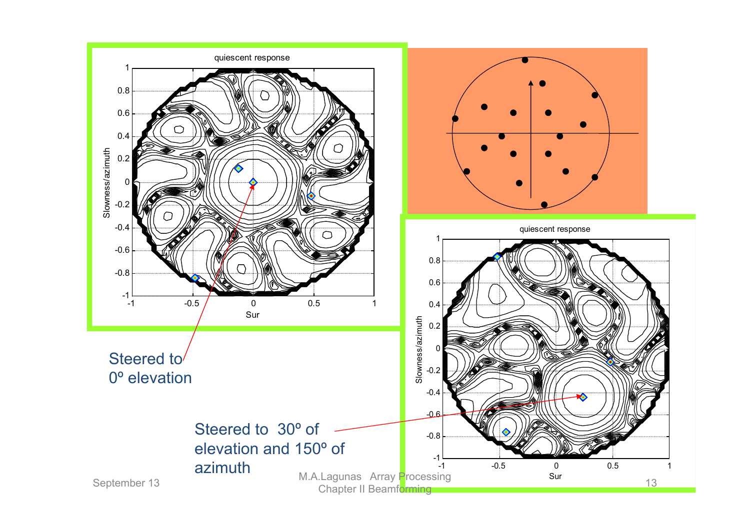Steered to 0º elevation

Steered to 30º of elevation and 150º of azimuth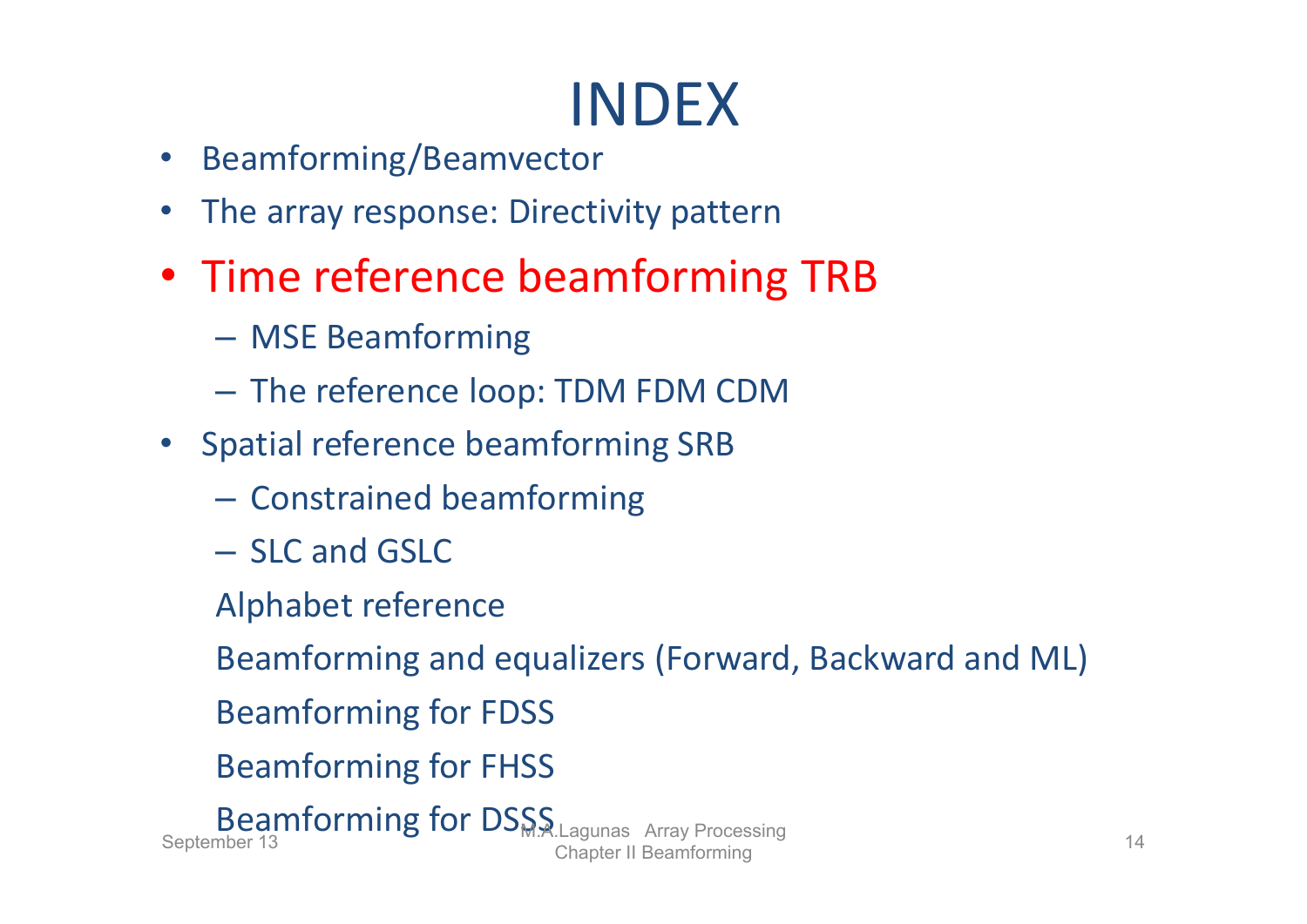# INDEX

- Beamforming/Beamvector
- The array response: Directivity pattern
- Time reference beamforming TRB
  - MSE Beamforming
  - The reference loop: TDM FDM CDM
- Spatial reference beamforming SRB
  - Constrained beamforming
  - SLC and GSLC

  Alphabet reference

  Beamforming and equalizers (Forward, Backward and ML)

  Beamforming for FDSS

  Beamforming for FHSS

  Beamforming for DSSS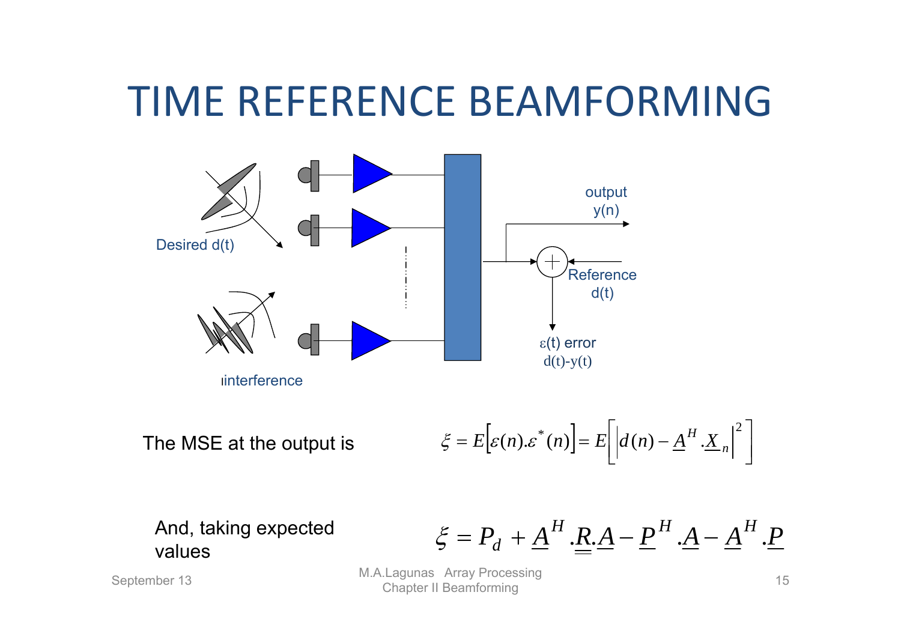# TIME REFERENCE BEAMFORMING

Desired d(t)

interference

output y(n)

Reference d(t)

ε(t) error d(t)-y(t)

The MSE at the output is

$$\xi = E\left[\varepsilon(n).\varepsilon^*(n)\right] = E\left[\left|d(n) - \underline{A}^H.\underline{X}_n\right|^2\right]$$

And, taking expected values

$$\xi = P_d + \underline{A}^H.\underline{\underline{R}}.\underline{A} - \underline{P}^H.\underline{A} - \underline{A}^H.\underline{P}$$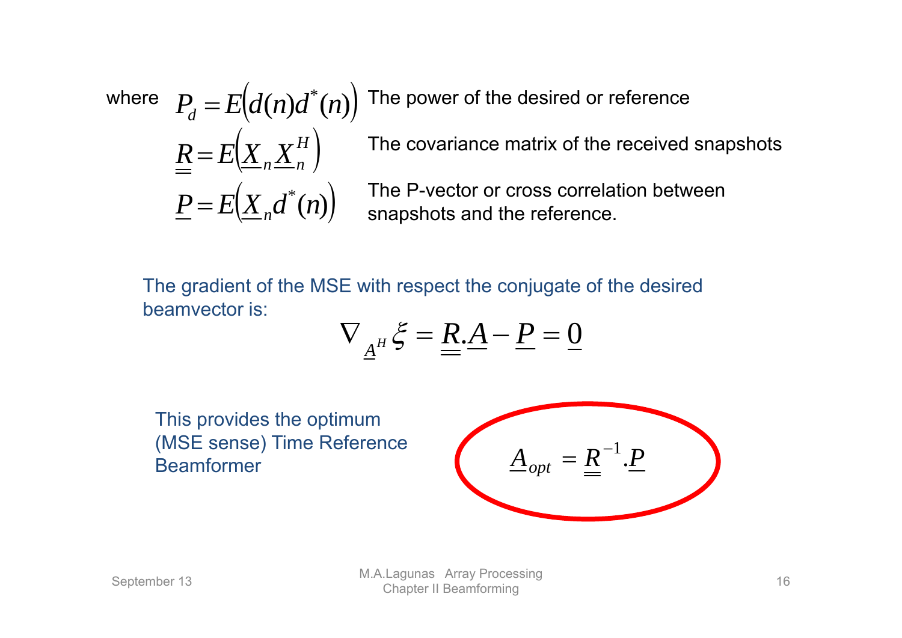where $P_d = E\left(d(n)d^*(n)\right)$ The power of the desired or reference

$\underline{\underline{R}} = E\left(\underline{X}_n \underline{X}_n^H\right)$ The covariance matrix of the received snapshots

$\underline{P} = E\left(\underline{X}_n d^*(n)\right)$ The P-vector or cross correlation between snapshots and the reference.

The gradient of the MSE with respect the conjugate of the desired beamvector is:

$$\nabla_{\underline{A}^H} \xi = \underline{\underline{R}}.\underline{A} - \underline{P} = \underline{0}$$

This provides the optimum (MSE sense) Time Reference Beamformer

$$\underline{A}_{opt} = \underline{\underline{R}}^{-1}.\underline{P}$$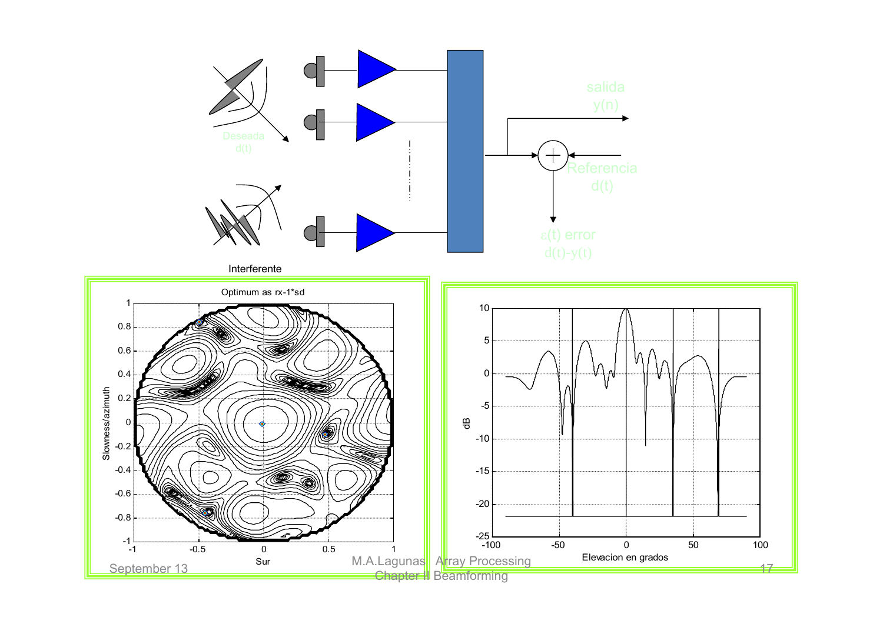Deseada
d(t)

Interferente

salida
y(n)

Referencia
d(t)

$\varepsilon(t)$ error
d(t)-y(t)

Optimum as rx-1*sd

Slowness/azimuth

Sur

dB

Elevacion en grados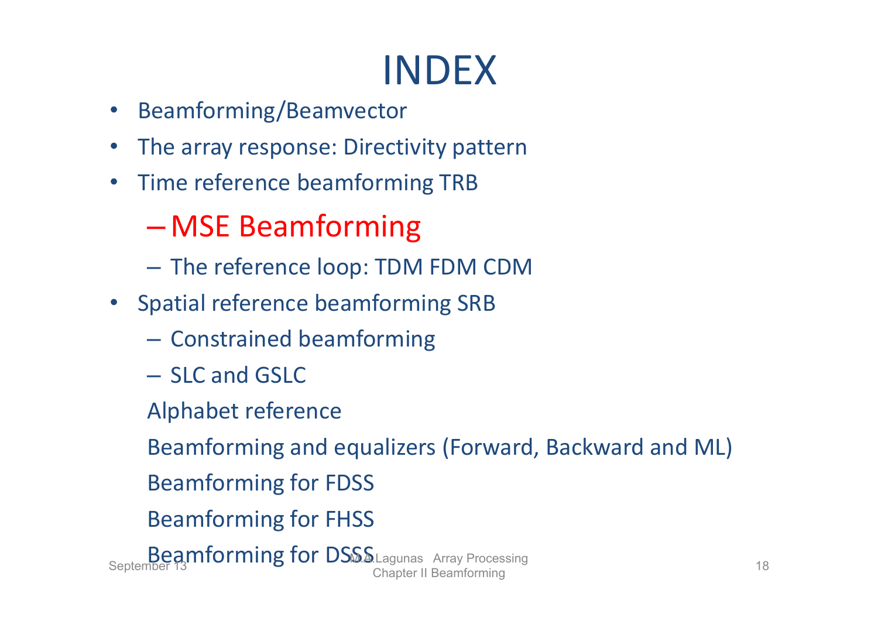# INDEX

- Beamforming/Beamvector
- The array response: Directivity pattern
- Time reference beamforming TRB
  - MSE Beamforming
  - The reference loop: TDM FDM CDM
- Spatial reference beamforming SRB
  - Constrained beamforming
  - SLC and GSLC

Alphabet reference

Beamforming and equalizers (Forward, Backward and ML)

Beamforming for FDSS

Beamforming for FHSS

Beamforming for DSSS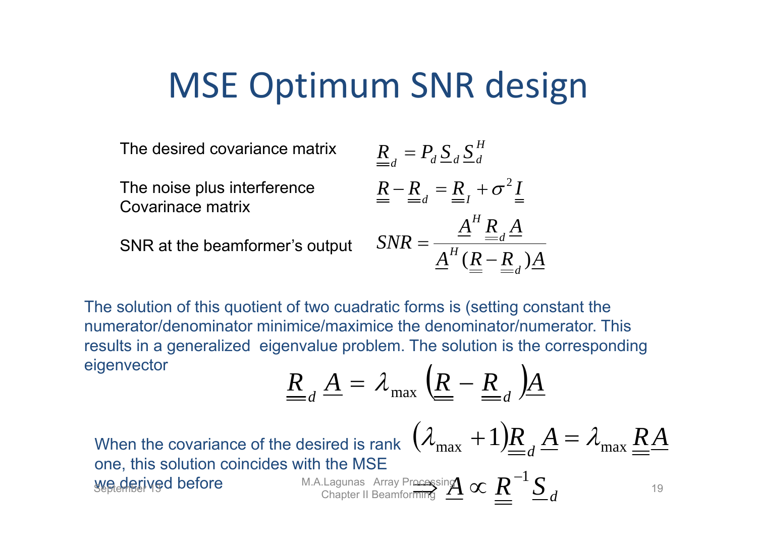# MSE Optimum SNR design

The desired covariance matrix $\quad \underline{\underline{R}}_d = P_d \underline{S}_d \underline{S}_d^H$

The noise plus interference Covarinace matrix $\quad \underline{\underline{R}} - \underline{\underline{R}}_d = \underline{\underline{R}}_I + \sigma^2 \underline{\underline{I}}$

SNR at the beamformer's output $\quad SNR = \dfrac{\underline{A}^H \underline{\underline{R}}_d \underline{A}}{\underline{A}^H (\underline{\underline{R}} - \underline{\underline{R}}_d) \underline{A}}$

The solution of this quotient of two cuadratic forms is (setting constant the numerator/denominator minimice/maximice the denominator/numerator. This results in a generalized eigenvalue problem. The solution is the corresponding eigenvector

$$\underline{\underline{R}}_d \underline{A} = \lambda_{\max} \left( \underline{\underline{R}} - \underline{\underline{R}}_d \right) \underline{A}$$

$$\left( \lambda_{\max} + 1 \right) \underline{\underline{R}}_d \underline{A} = \lambda_{\max} \underline{\underline{R}} \underline{A}$$

When the covariance of the desired is rank one, this solution coincides with the MSE we derived before

$$\Longrightarrow \underline{A} \propto \underline{\underline{R}}^{-1} \underline{S}_d$$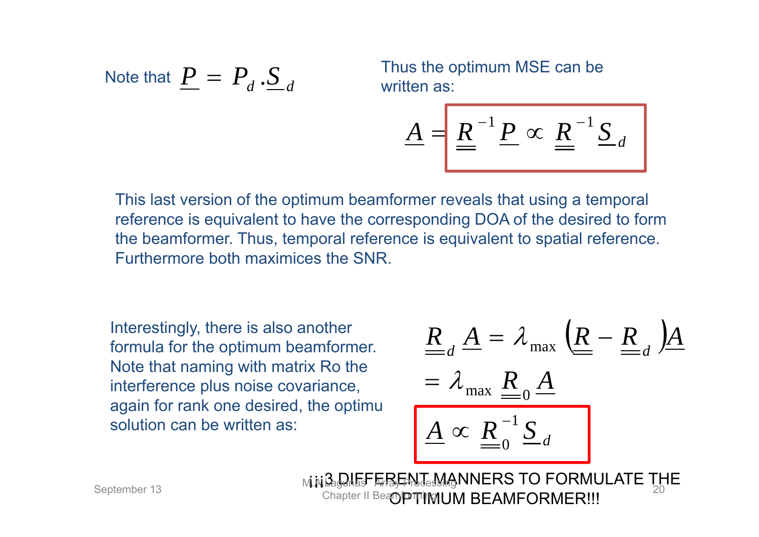Note that $\underline{P} = P_d . \underline{S}_d$

Thus the optimum MSE can be written as:

$$\underline{A} = \boxed{\underline{\underline{R}}^{-1}\underline{P} \propto \underline{\underline{R}}^{-1}\underline{S}_d}$$

This last version of the optimum beamformer reveals that using a temporal reference is equivalent to have the corresponding DOA of the desired to form the beamformer. Thus, temporal reference is equivalent to spatial reference. Furthermore both maximices the SNR.

Interestingly, there is also another formula for the optimum beamformer. Note that naming with matrix Ro the interference plus noise covariance, again for rank one desired, the optimu solution can be written as:

$$\underline{\underline{R}}_d \underline{A} = \lambda_{\max} \left(\underline{\underline{R}} - \underline{\underline{R}}_d\right)\underline{A}$$

$$= \lambda_{\max} \underline{\underline{R}}_0 \underline{A}$$

$$\boxed{\underline{A} \propto \underline{\underline{R}}_0^{-1}\underline{S}_d}$$

¡¡¡3 DIFFERENT MANNERS TO FORMULATE THE OPTIMUM BEAMFORMER!!!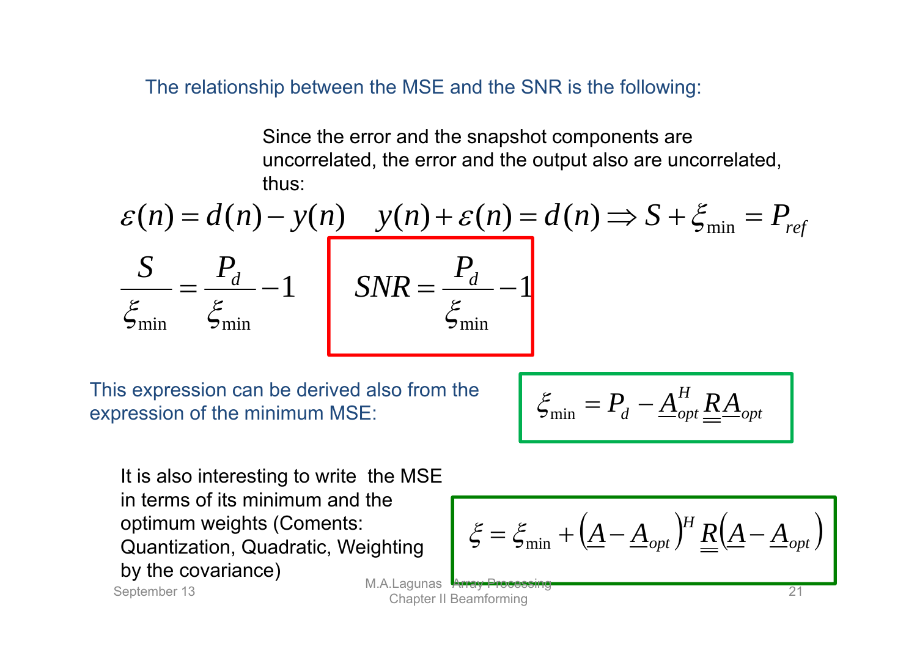The relationship between the MSE and the SNR is the following:

Since the error and the snapshot components are uncorrelated, the error and the output also are uncorrelated, thus:

$$\varepsilon(n) = d(n) - y(n) \quad y(n) + \varepsilon(n) = d(n) \Rightarrow S + \xi_{\min} = P_{ref}$$

$$\frac{S}{\xi_{\min}} = \frac{P_d}{\xi_{\min}} - 1 \qquad SNR = \frac{P_d}{\xi_{\min}} - 1$$

This expression can be derived also from the expression of the minimum MSE:

$$\xi_{\min} = P_d - \underline{A}_{opt}^H \underline{\underline{R}} \underline{A}_{opt}$$

It is also interesting to write the MSE in terms of its minimum and the optimum weights (Coments: Quantization, Quadratic, Weighting by the covariance)

$$\xi = \xi_{\min} + \left(\underline{A} - \underline{A}_{opt}\right)^H \underline{\underline{R}} \left(\underline{A} - \underline{A}_{opt}\right)$$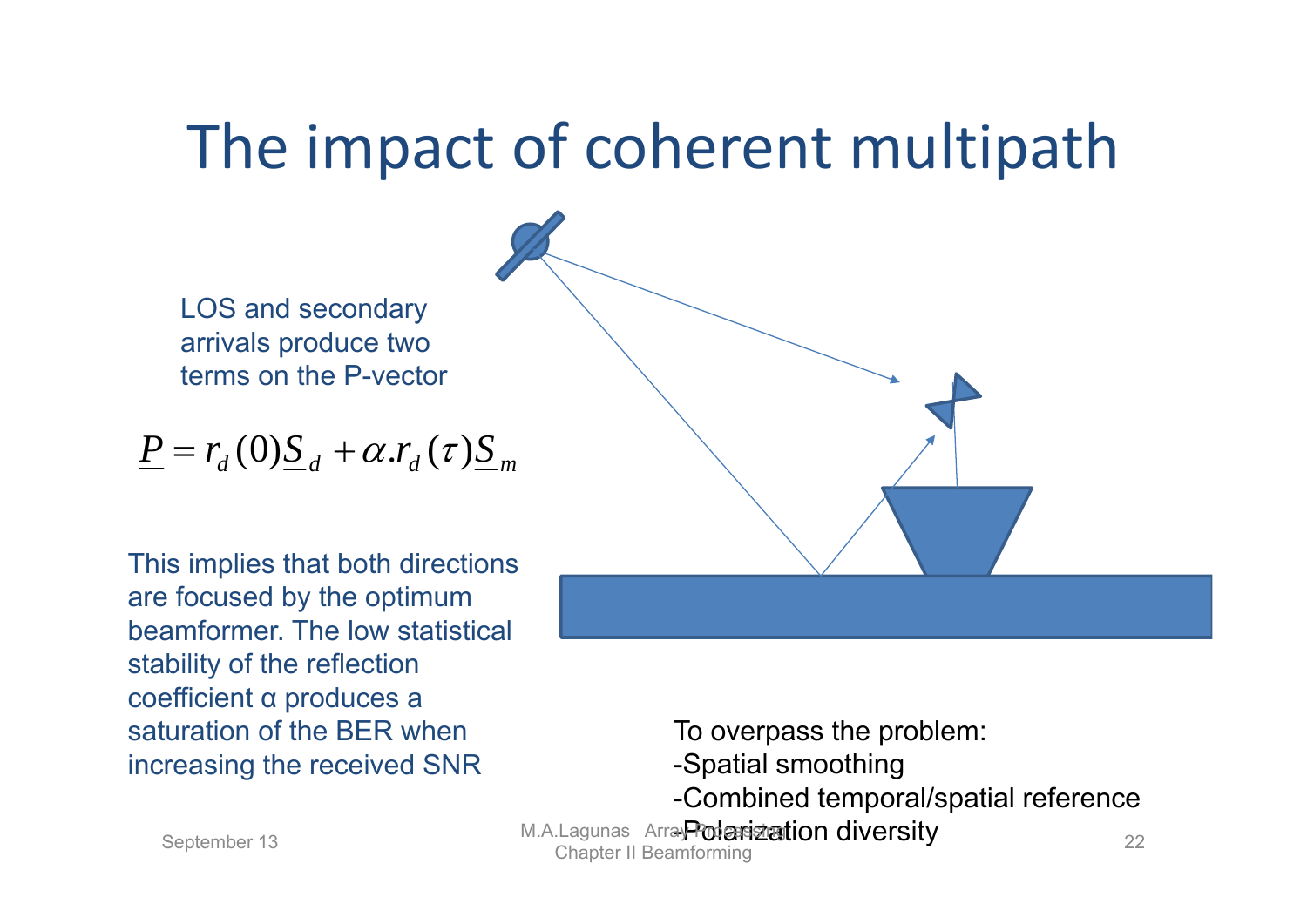# The impact of coherent multipath

LOS and secondary arrivals produce two terms on the P-vector

$$\underline{P} = r_d(0)\underline{S}_d + \alpha . r_d(\tau)\underline{S}_m$$

This implies that both directions are focused by the optimum beamformer. The low statistical stability of the reflection coefficient α produces a saturation of the BER when increasing the received SNR

To overpass the problem:

- Spatial smoothing
- Combined temporal/spatial reference
- Polarization diversity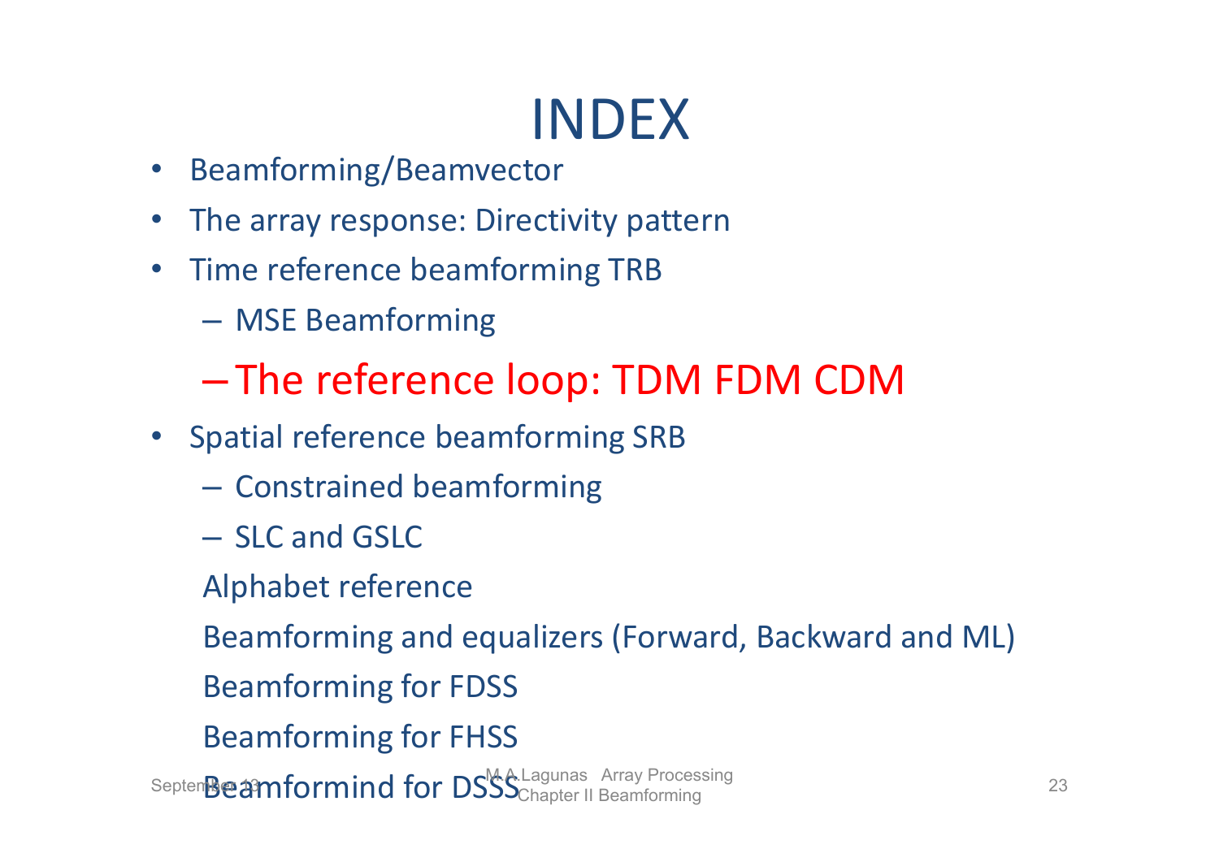# INDEX

- Beamforming/Beamvector
- The array response: Directivity pattern
- Time reference beamforming TRB
  - MSE Beamforming
  - **The reference loop: TDM FDM CDM**
- Spatial reference beamforming SRB
  - Constrained beamforming
  - SLC and GSLC

  Alphabet reference

  Beamforming and equalizers (Forward, Backward and ML)

  Beamforming for FDSS

  Beamforming for FHSS

  Beamformind for DSSS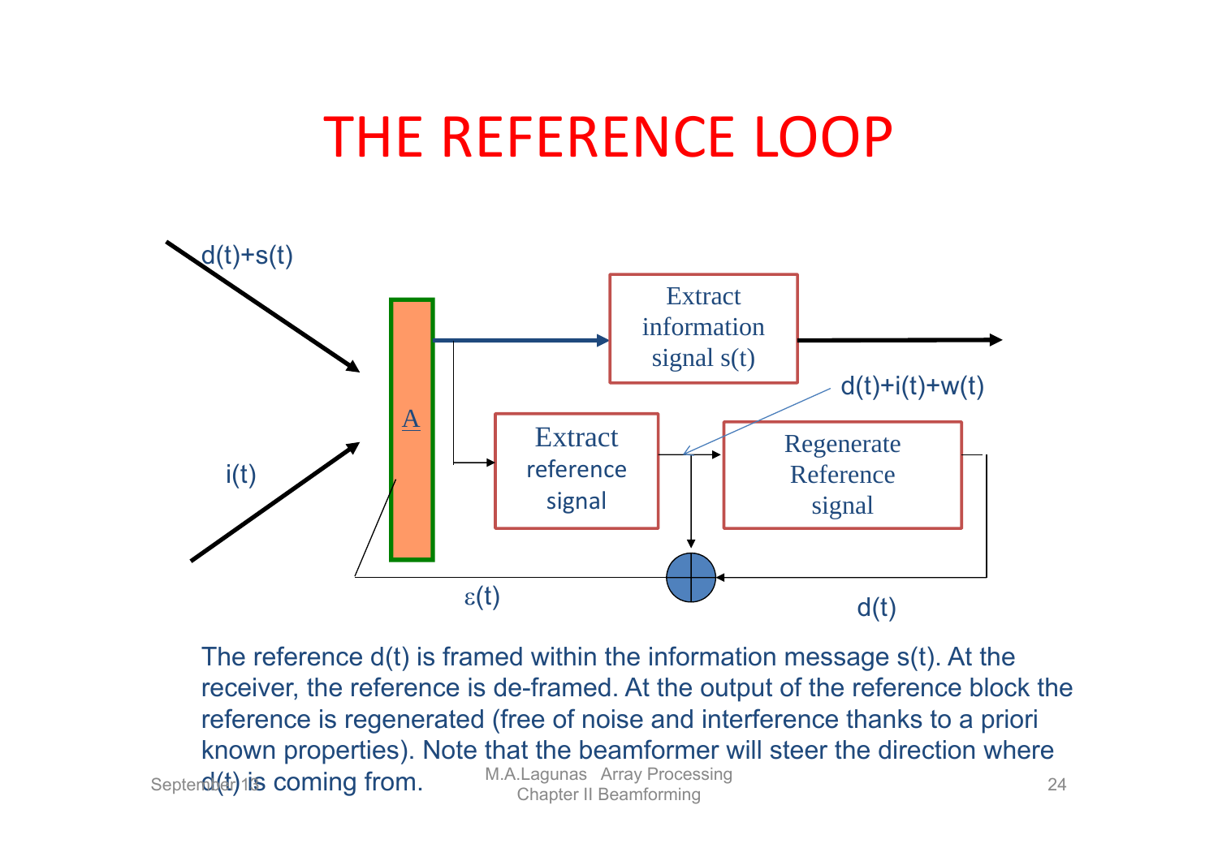# THE REFERENCE LOOP

d(t)+s(t)

i(t)

A

Extract information signal s(t)

Extract reference signal

Regenerate Reference signal

d(t)+i(t)+w(t)

ε(t)

d(t)

The reference d(t) is framed within the information message s(t). At the receiver, the reference is de-framed. At the output of the reference block the reference is regenerated (free of noise and interference thanks to a priori known properties). Note that the beamformer will steer the direction where d(t) is coming from.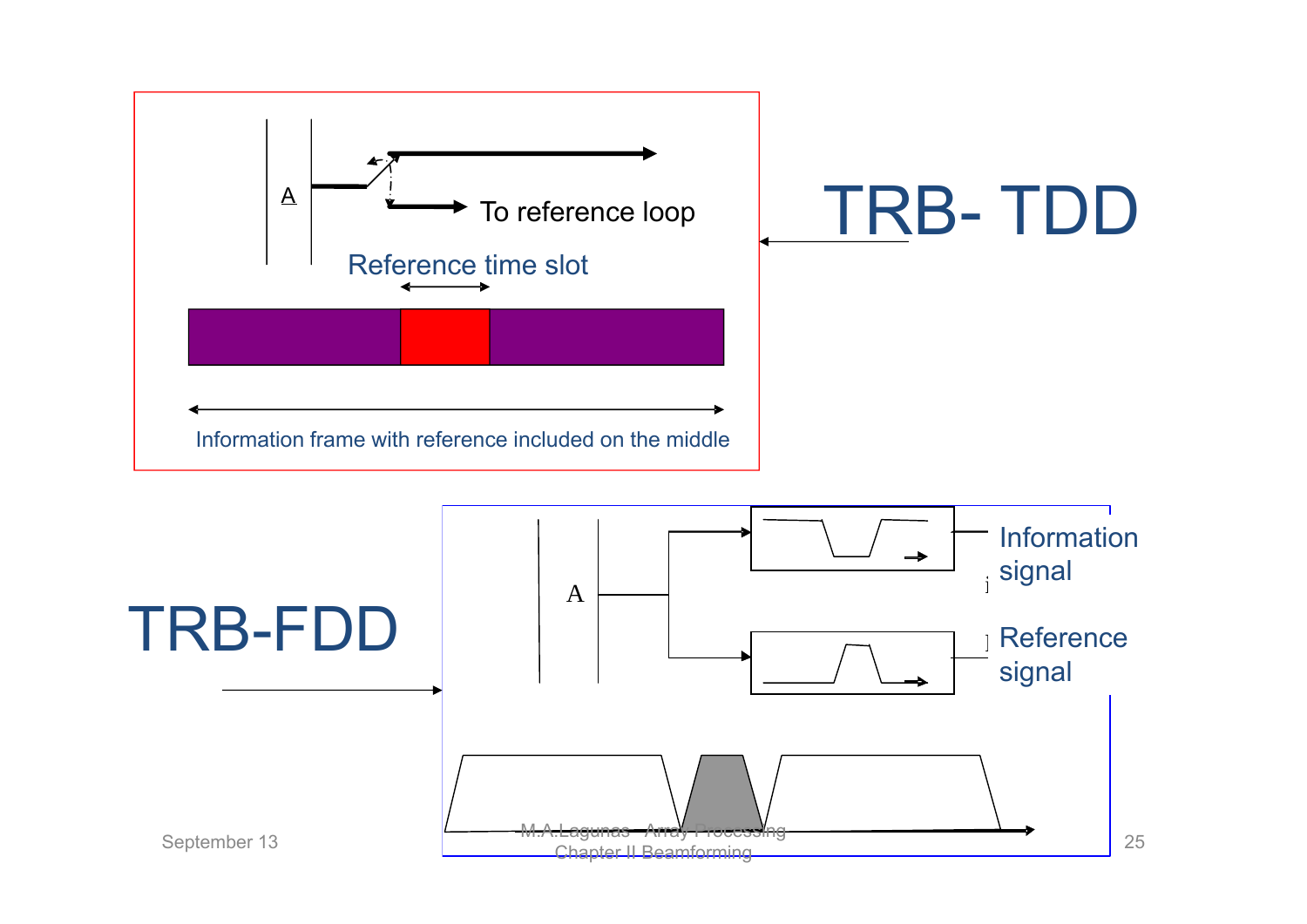## TRB- TDD

A

To reference loop

Reference time slot

Information frame with reference included on the middle

## TRB-FDD

A

Information signal

Reference signal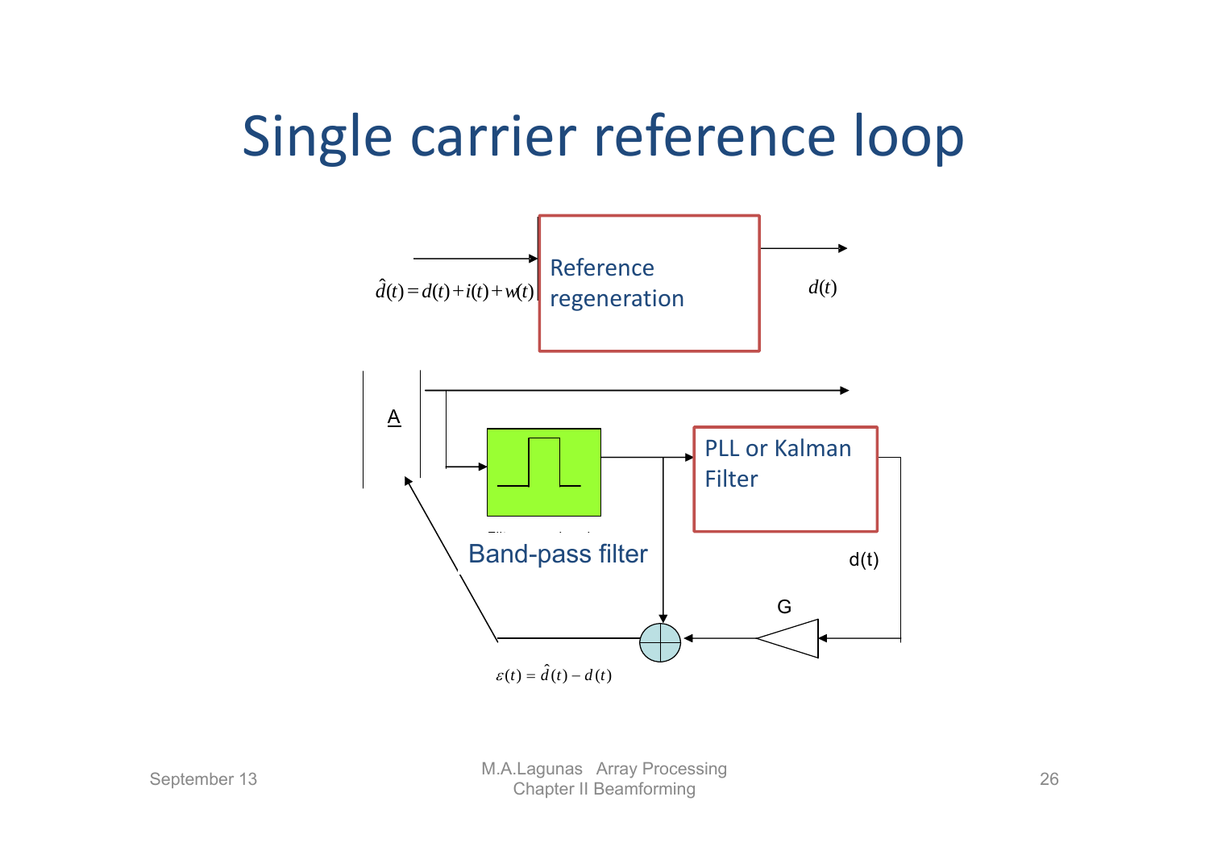# Single carrier reference loop

$\hat{d}(t) = d(t) + i(t) + w(t)$

Reference regeneration

$d(t)$

A

Band-pass filter

PLL or Kalman Filter

d(t)

G

$\varepsilon(t) = \hat{d}(t) - d(t)$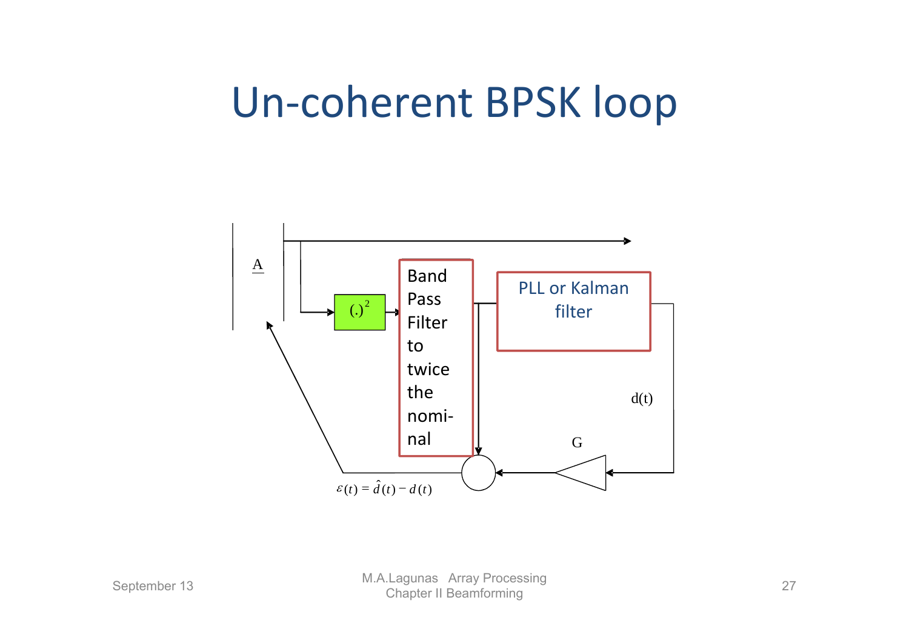# Un-coherent BPSK loop

A

$(.)^2$

Band Pass Filter to twice the nomi-nal

PLL or Kalman filter

d(t)

G

$\varepsilon(t) = \hat{d}(t) - d(t)$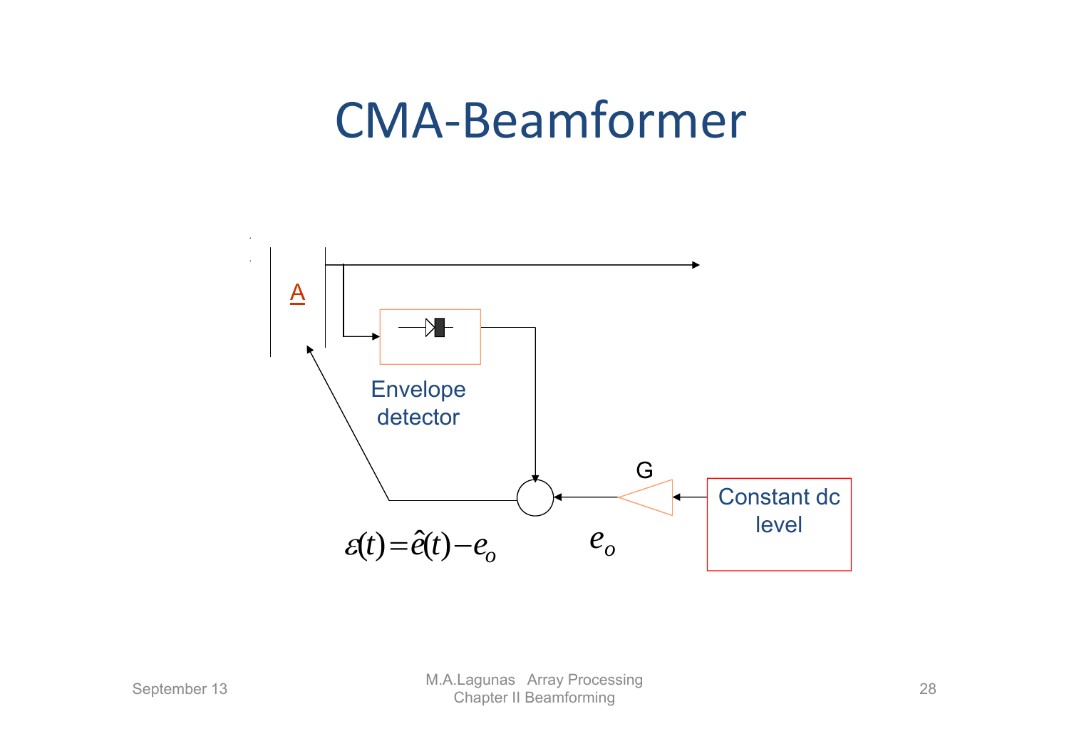# CMA-Beamformer

A

Envelope detector

G

Constant dc level

$$\varepsilon(t) = \hat{e}(t) - e_o$$

$e_o$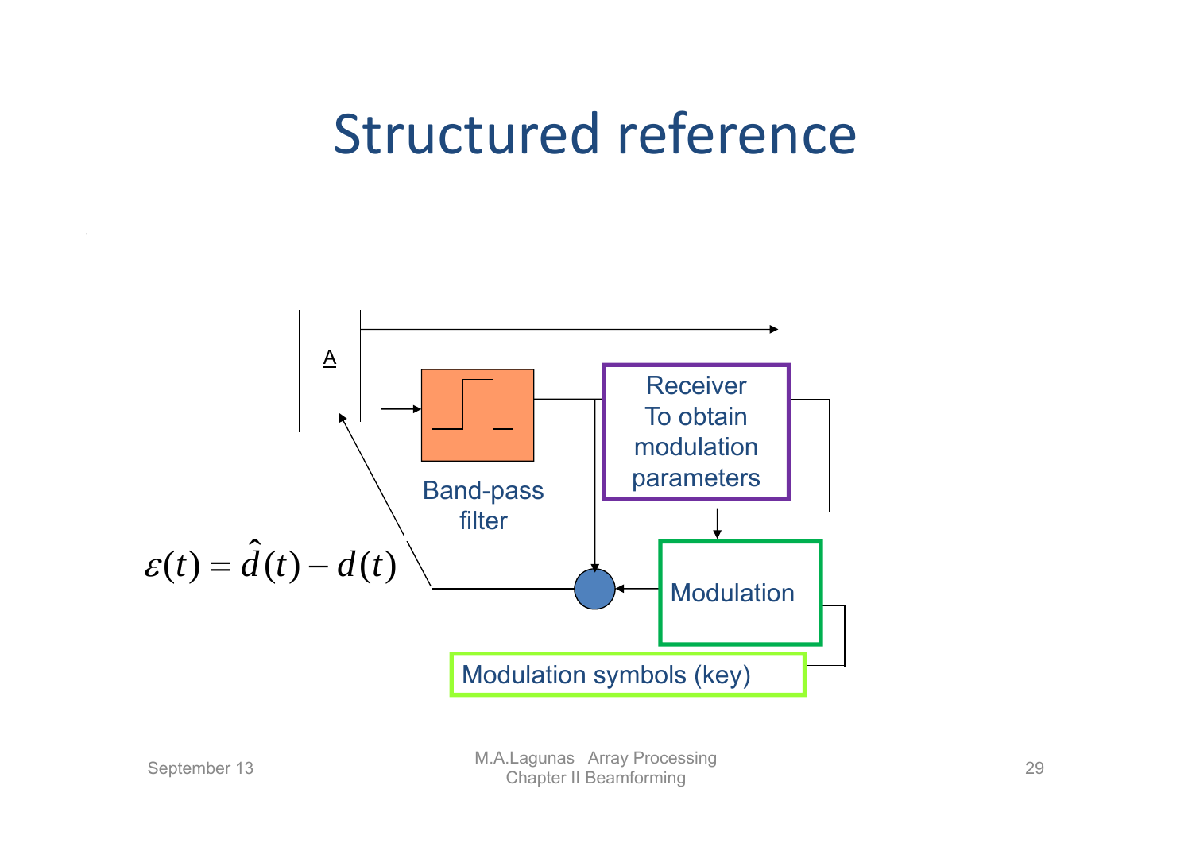# Structured reference

A

Band-pass filter

Receiver
To obtain
modulation
parameters

Modulation

$$\varepsilon(t) = \hat{d}(t) - d(t)$$

Modulation symbols (key)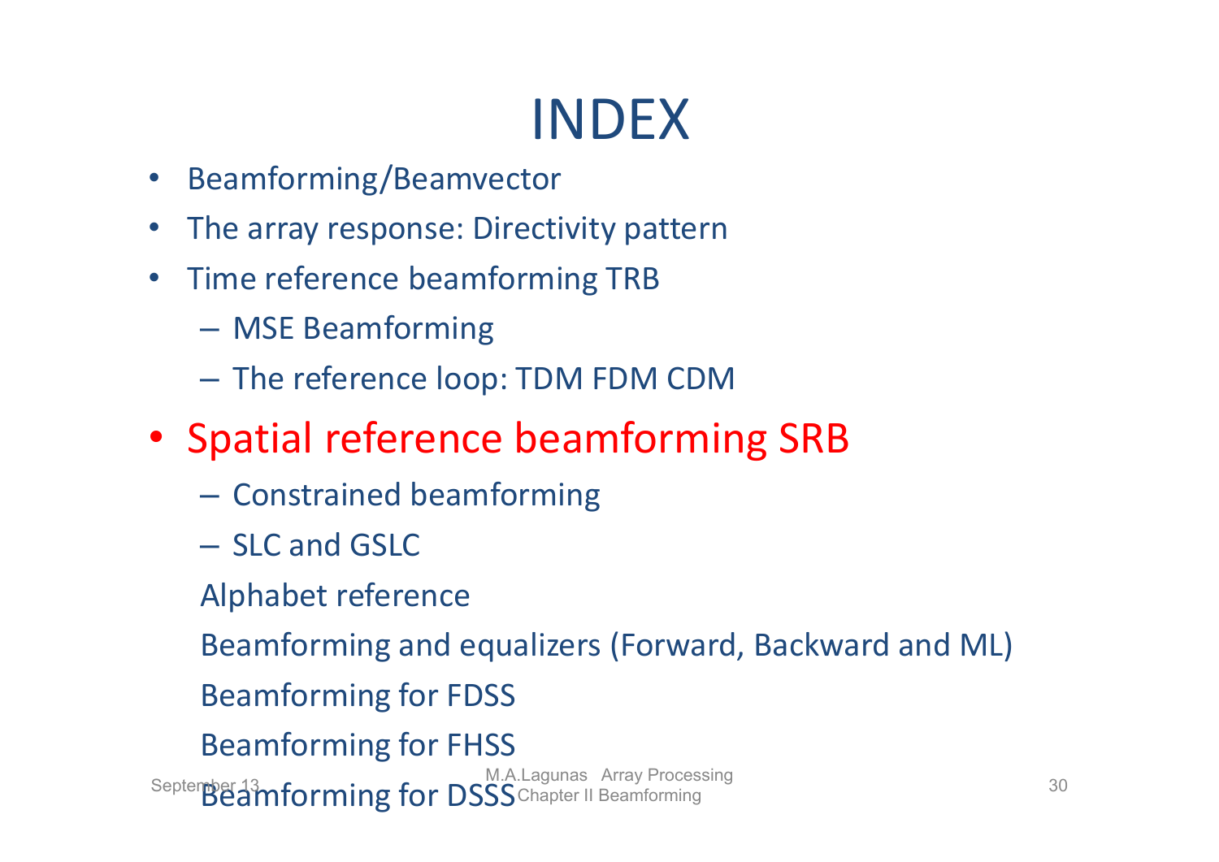# INDEX

- Beamforming/Beamvector
- The array response: Directivity pattern
- Time reference beamforming TRB
  - MSE Beamforming
  - The reference loop: TDM FDM CDM
- Spatial reference beamforming SRB
  - Constrained beamforming
  - SLC and GSLC

  Alphabet reference

  Beamforming and equalizers (Forward, Backward and ML)

  Beamforming for FDSS

  Beamforming for FHSS

  Beamforming for DSSS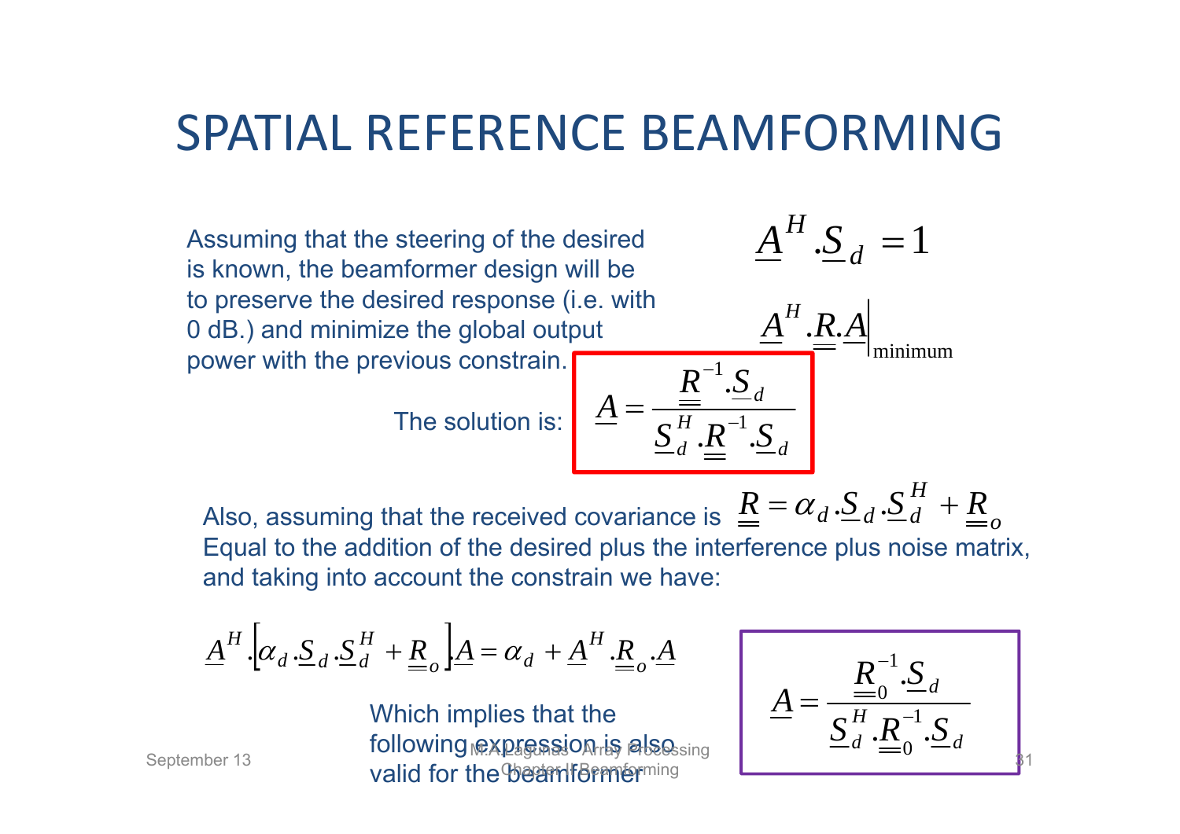# SPATIAL REFERENCE BEAMFORMING

Assuming that the steering of the desired is known, the beamformer design will be to preserve the desired response (i.e. with 0 dB.) and minimize the global output power with the previous constrain.

$$\underline{A}^H.\underline{S}_d = 1$$

$$\underline{A}^H.\underline{\underline{R}}.\underline{A}\Big|_{\text{minimum}}$$

The solution is:

$$\underline{A} = \frac{\underline{\underline{R}}^{-1}.\underline{S}_d}{\underline{S}_d^H.\underline{\underline{R}}^{-1}.\underline{S}_d}$$

Also, assuming that the received covariance is $\underline{\underline{R}} = \alpha_d.\underline{S}_d.\underline{S}_d^H + \underline{\underline{R}}_o$
Equal to the addition of the desired plus the interference plus noise matrix, and taking into account the constrain we have:

$$\underline{A}^H.\left[\alpha_d.\underline{S}_d.\underline{S}_d^H + \underline{\underline{R}}_o\right].\underline{A} = \alpha_d + \underline{A}^H.\underline{\underline{R}}_o.\underline{A}$$

Which implies that the following expression is also valid for the beamformer

$$\underline{A} = \frac{\underline{\underline{R}}_0^{-1}.\underline{S}_d}{\underline{S}_d^H.\underline{\underline{R}}_0^{-1}.\underline{S}_d}$$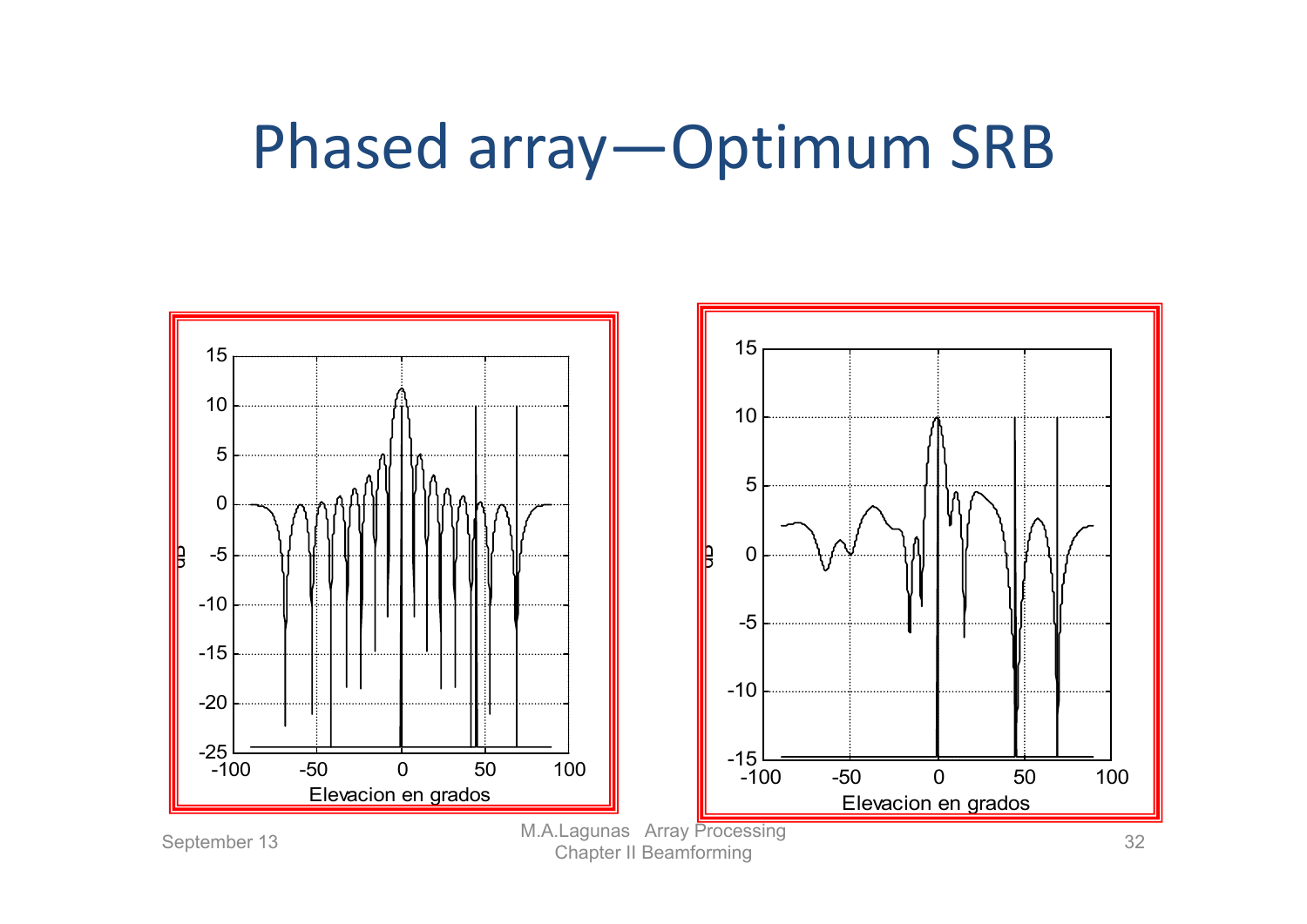# Phased array—Optimum SRB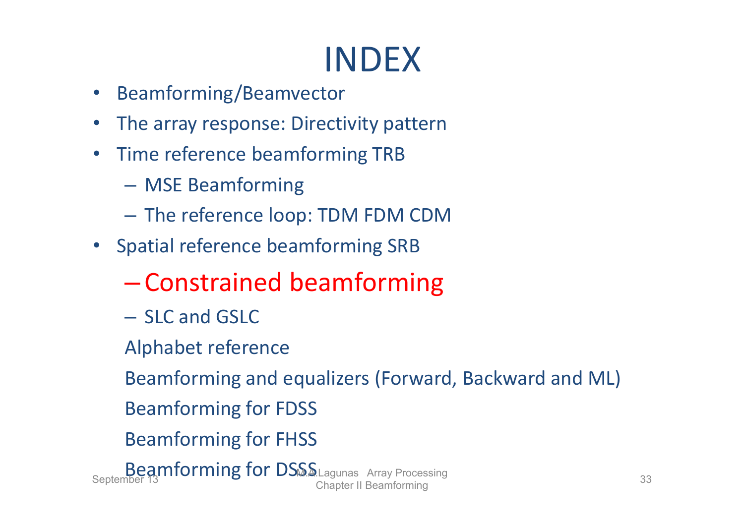# INDEX

- Beamforming/Beamvector
- The array response: Directivity pattern
- Time reference beamforming TRB
  - MSE Beamforming
  - The reference loop: TDM FDM CDM
- Spatial reference beamforming SRB
  - **Constrained beamforming**
  - SLC and GSLC

  Alphabet reference

  Beamforming and equalizers (Forward, Backward and ML)

  Beamforming for FDSS

  Beamforming for FHSS

  Beamforming for DSSS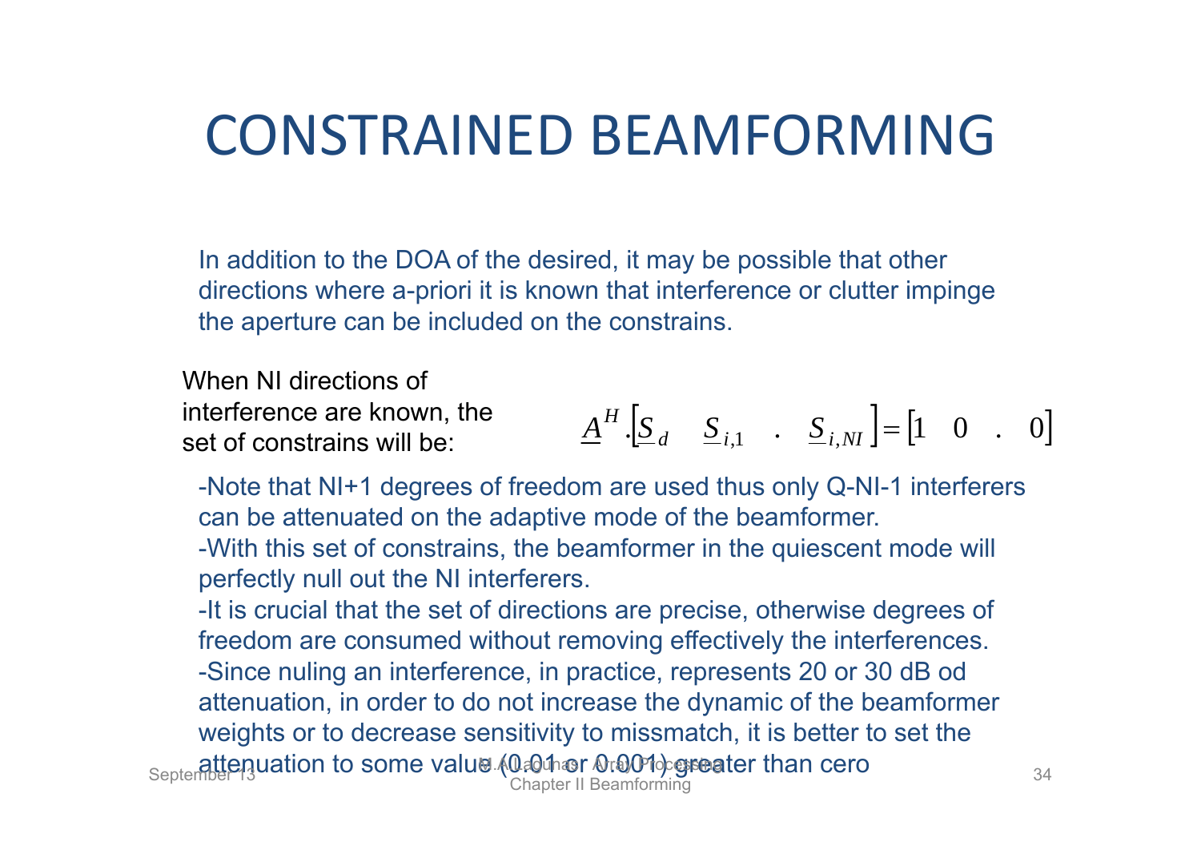# CONSTRAINED BEAMFORMING

In addition to the DOA of the desired, it may be possible that other directions where a-priori it is known that interference or clutter impinge the aperture can be included on the constrains.

When NI directions of interference are known, the set of constrains will be:

$$\underline{A}^H . \left[ \underline{S}_d \quad \underline{S}_{i,1} \quad . \quad \underline{S}_{i,NI} \right] = \left[ 1 \quad 0 \quad . \quad 0 \right]$$

-Note that NI+1 degrees of freedom are used thus only Q-NI-1 interferers can be attenuated on the adaptive mode of the beamformer.

-With this set of constrains, the beamformer in the quiescent mode will perfectly null out the NI interferers.

-It is crucial that the set of directions are precise, otherwise degrees of freedom are consumed without removing effectively the interferences.

-Since nuling an interference, in practice, represents 20 or 30 dB od attenuation, in order to do not increase the dynamic of the beamformer weights or to decrease sensitivity to missmatch, it is better to set the attenuation to some value (0.01 or 0.001) greater than cero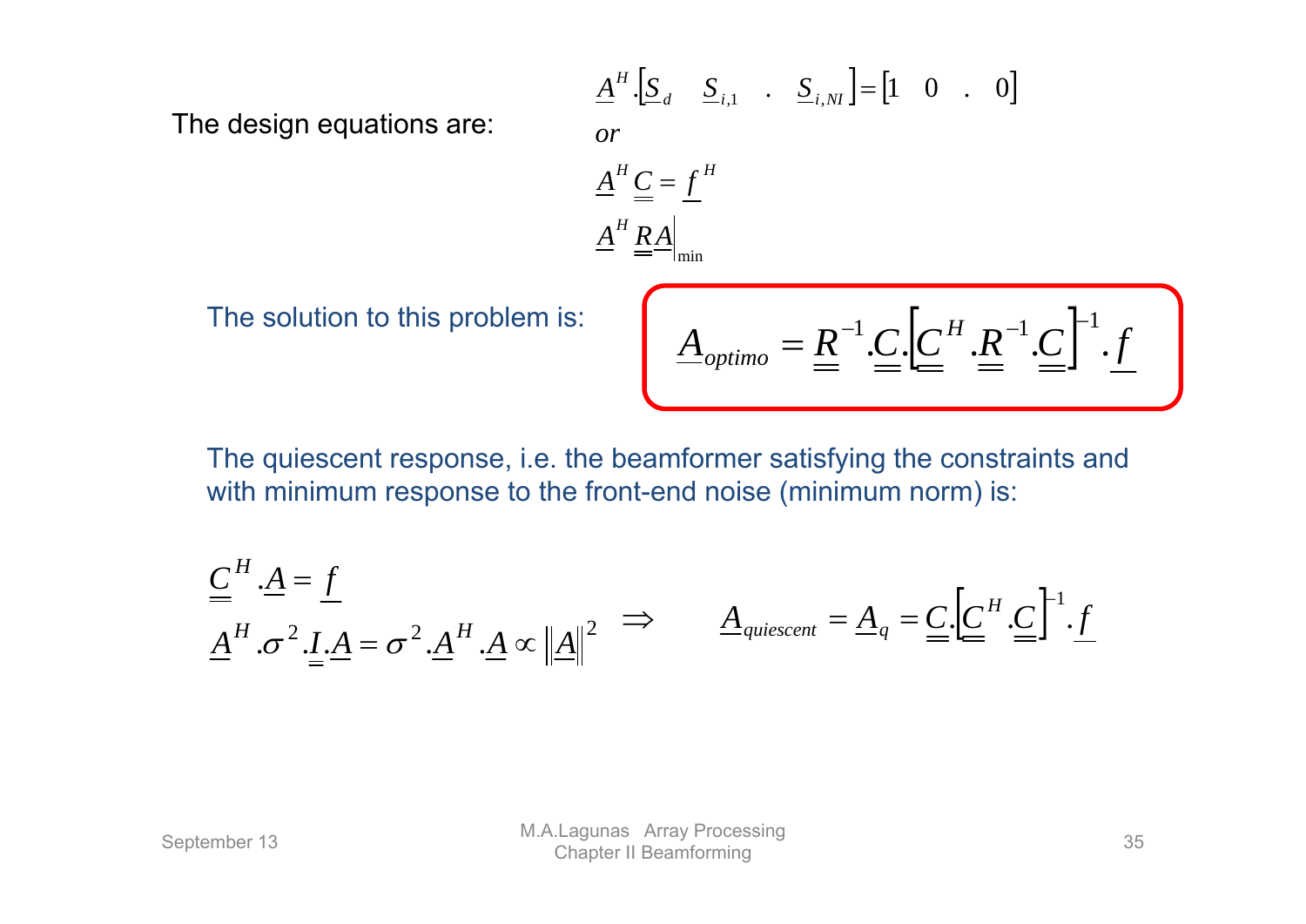The design equations are:

$$\underline{A}^H.\left[\underline{S}_d \quad \underline{S}_{i,1} \quad . \quad \underline{S}_{i,NI}\right] = \left[1 \quad 0 \quad . \quad 0\right]$$

*or*

$$\underline{A}^H \underline{\underline{C}} = \underline{f}^H$$

$$\underline{A}^H \underline{\underline{R}} \underline{A}\Big|_{\min}$$

The solution to this problem is:

$$\underline{A}_{optimo} = \underline{\underline{R}}^{-1}.\underline{\underline{C}}.\left[\underline{\underline{C}}^H.\underline{\underline{R}}^{-1}.\underline{\underline{C}}\right]^{-1}.\underline{f}$$

The quiescent response, i.e. the beamformer satisfying the constraints and with minimum response to the front-end noise (minimum norm) is:

$$\begin{aligned} &\underline{\underline{C}}^H.\underline{A} = \underline{f} \\ &\underline{A}^H.\sigma^2.\underline{\underline{I}}.\underline{A} = \sigma^2.\underline{A}^H.\underline{A} \propto \left\|\underline{A}\right\|^2 \end{aligned} \quad \Rightarrow \quad \underline{A}_{quiescent} = \underline{A}_q = \underline{\underline{C}}.\left[\underline{\underline{C}}^H.\underline{\underline{C}}\right]^{-1}.\underline{f}$$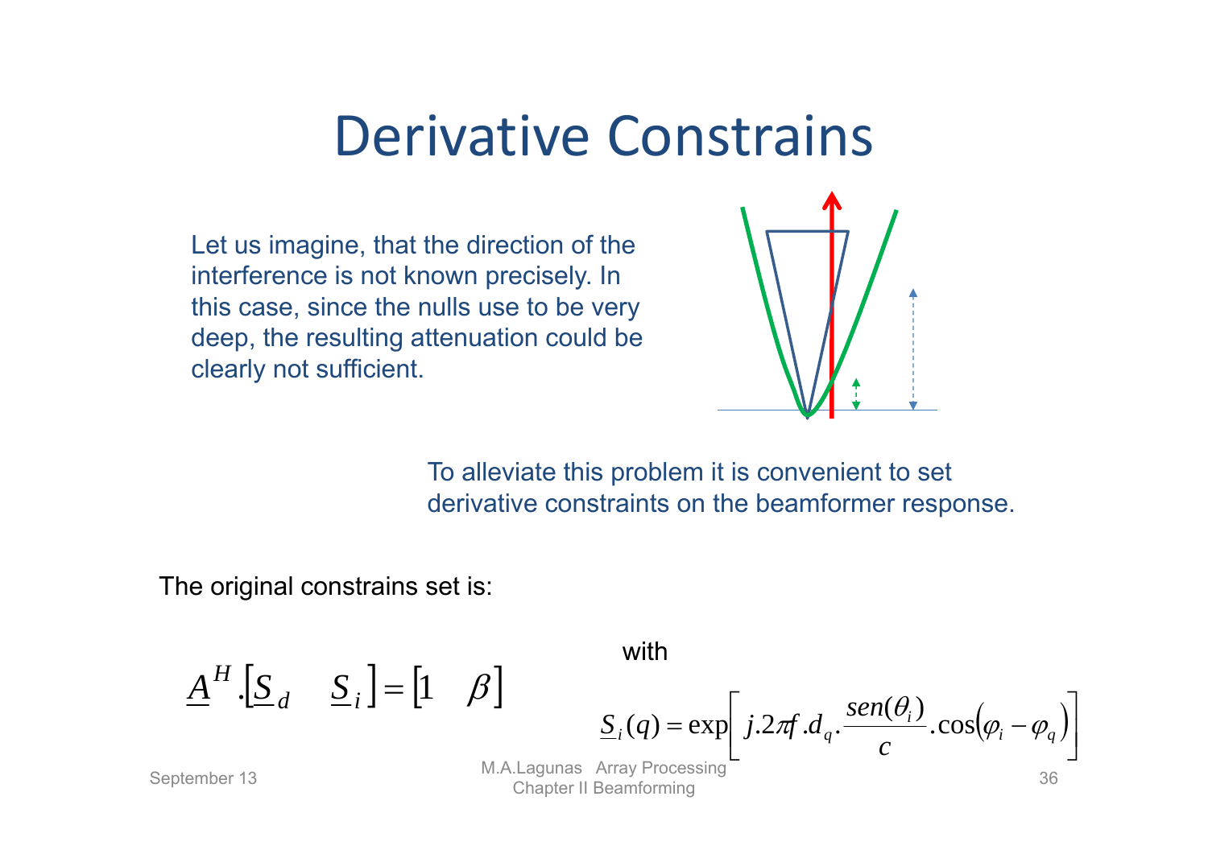# Derivative Constrains

Let us imagine, that the direction of the interference is not known precisely. In this case, since the nulls use to be very deep, the resulting attenuation could be clearly not sufficient.

To alleviate this problem it is convenient to set derivative constraints on the beamformer response.

The original constrains set is:

$$\underline{A}^H.\left[\underline{S}_d \quad \underline{S}_i\right] = \left[1 \quad \beta\right]$$

with

$$\underline{S}_i(q) = \exp\left[ j.2\pi f.d_q.\frac{sen(\theta_i)}{c}.\cos\left(\varphi_i - \varphi_q\right)\right]$$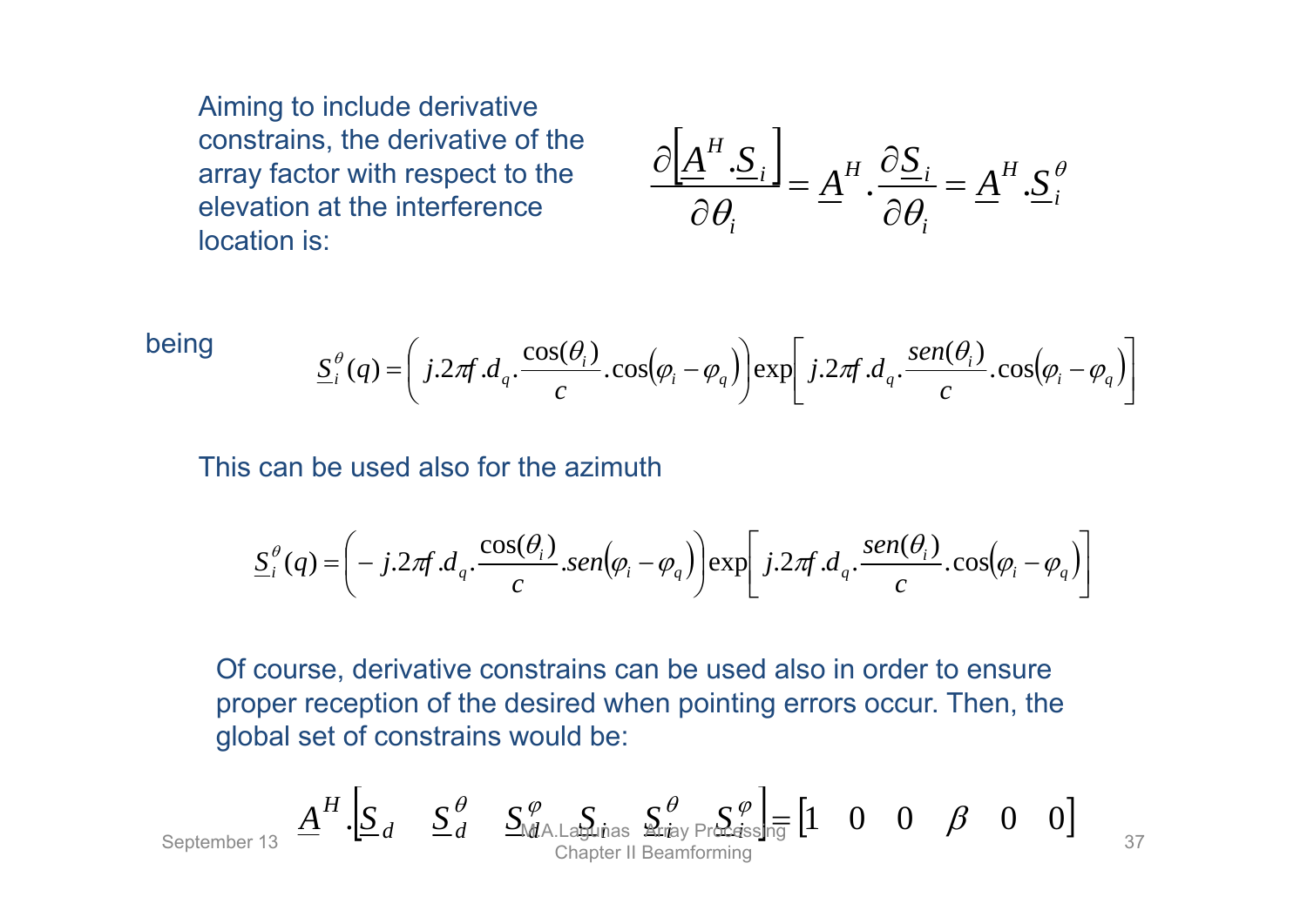Aiming to include derivative constrains, the derivative of the array factor with respect to the elevation at the interference location is:

$$\frac{\partial\left[\underline{A}^H.\underline{S}_i\right]}{\partial\theta_i} = \underline{A}^H.\frac{\partial\underline{S}_i}{\partial\theta_i} = \underline{A}^H.\underline{S}_i^{\theta}$$

being

$$\underline{S}_i^{\theta}(q) = \left(j.2\pi f.d_q.\frac{\cos(\theta_i)}{c}.\cos\left(\varphi_i - \varphi_q\right)\right)\exp\left[j.2\pi f.d_q.\frac{sen(\theta_i)}{c}.\cos\left(\varphi_i - \varphi_q\right)\right]$$

This can be used also for the azimuth

$$\underline{S}_i^{\theta}(q) = \left(-j.2\pi f.d_q.\frac{\cos(\theta_i)}{c}.sen\left(\varphi_i - \varphi_q\right)\right)\exp\left[j.2\pi f.d_q.\frac{sen(\theta_i)}{c}.\cos\left(\varphi_i - \varphi_q\right)\right]$$

Of course, derivative constrains can be used also in order to ensure proper reception of the desired when pointing errors occur. Then, the global set of constrains would be:

$$\underline{A}^H.\left[\underline{S}_d \quad \underline{S}_d^{\theta} \quad \underline{S}_d^{\varphi} \quad \underline{S}_i \quad \underline{S}_i^{\theta} \quad \underline{S}_i^{\varphi}\right] = \left[1 \quad 0 \quad 0 \quad \beta \quad 0 \quad 0\right]$$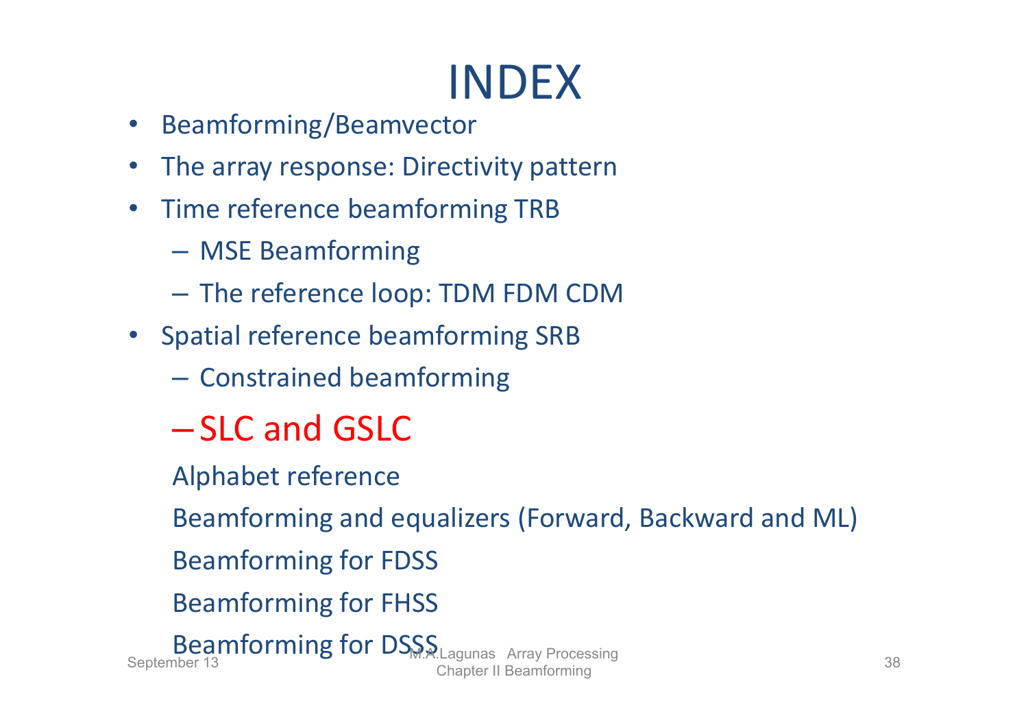# INDEX

- Beamforming/Beamvector
- The array response: Directivity pattern
- Time reference beamforming TRB
  - MSE Beamforming
  - The reference loop: TDM FDM CDM
- Spatial reference beamforming SRB
  - Constrained beamforming
  - **SLC and GSLC**

  Alphabet reference

  Beamforming and equalizers (Forward, Backward and ML)

  Beamforming for FDSS

  Beamforming for FHSS

  Beamforming for DSSS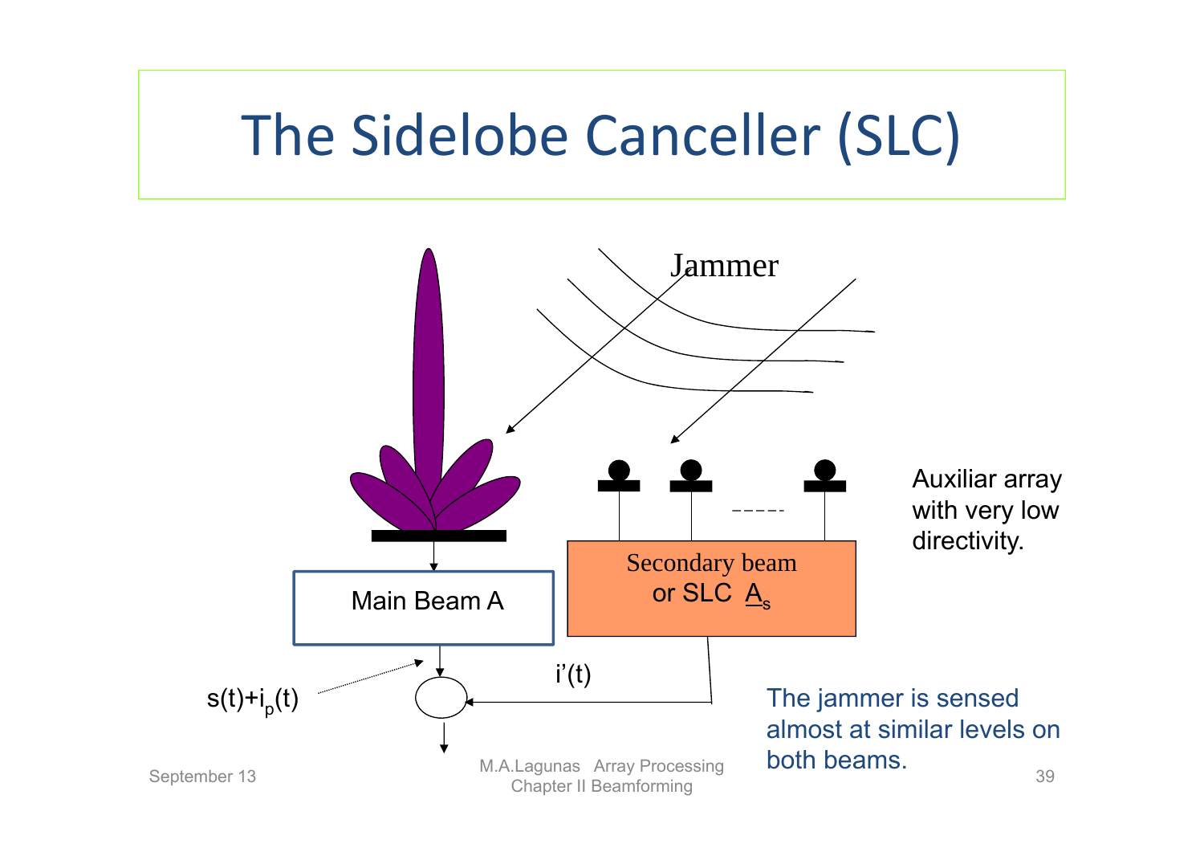# The Sidelobe Canceller (SLC)

Jammer

Main Beam A

Secondary beam or SLC $\underline{A}_s$

$s(t)+i_p(t)$

$i'(t)$

Auxiliar array with very low directivity.

The jammer is sensed almost at similar levels on both beams.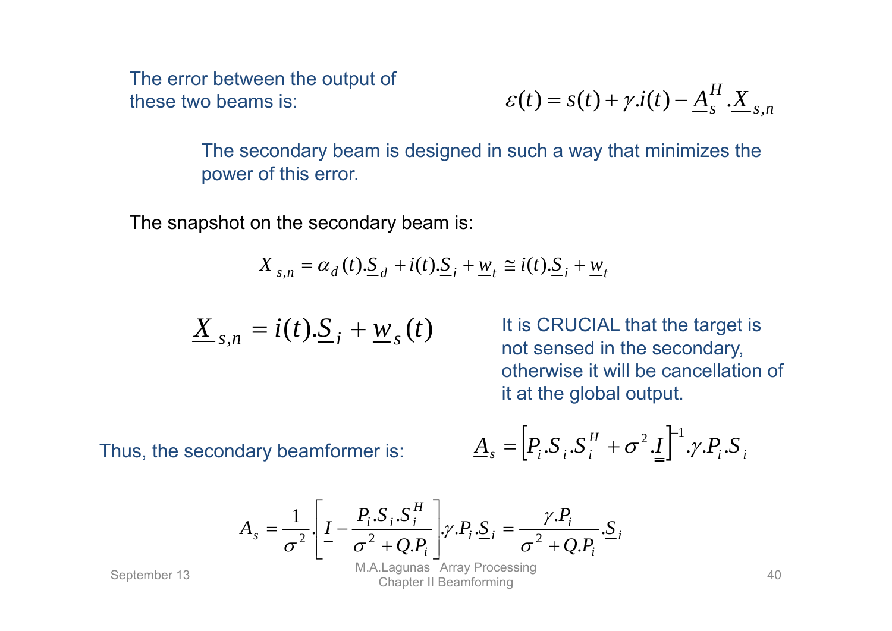The error between the output of these two beams is:

$$\varepsilon(t) = s(t) + \gamma . i(t) - \underline{A}_s^H . \underline{X}_{s,n}$$

The secondary beam is designed in such a way that minimizes the power of this error.

The snapshot on the secondary beam is:

$$\underline{X}_{s,n} = \alpha_d(t).\underline{S}_d + i(t).\underline{S}_i + \underline{w}_t \cong i(t).\underline{S}_i + \underline{w}_t$$

$$\underline{X}_{s,n} = i(t).\underline{S}_i + \underline{w}_s(t)$$

It is CRUCIAL that the target is not sensed in the secondary, otherwise it will be cancellation of it at the global output.

Thus, the secondary beamformer is:

$$\underline{A}_s = \left[ P_i . \underline{S}_i . \underline{S}_i^H + \sigma^2 . \underline{\underline{I}} \right]^{-1} . \gamma . P_i . \underline{S}_i$$

$$\underline{A}_s = \frac{1}{\sigma^2} . \left[ \underline{\underline{I}} - \frac{P_i . \underline{S}_i . \underline{S}_i^H}{\sigma^2 + Q.P_i} \right] . \gamma . P_i . \underline{S}_i = \frac{\gamma . P_i}{\sigma^2 + Q.P_i} . \underline{S}_i$$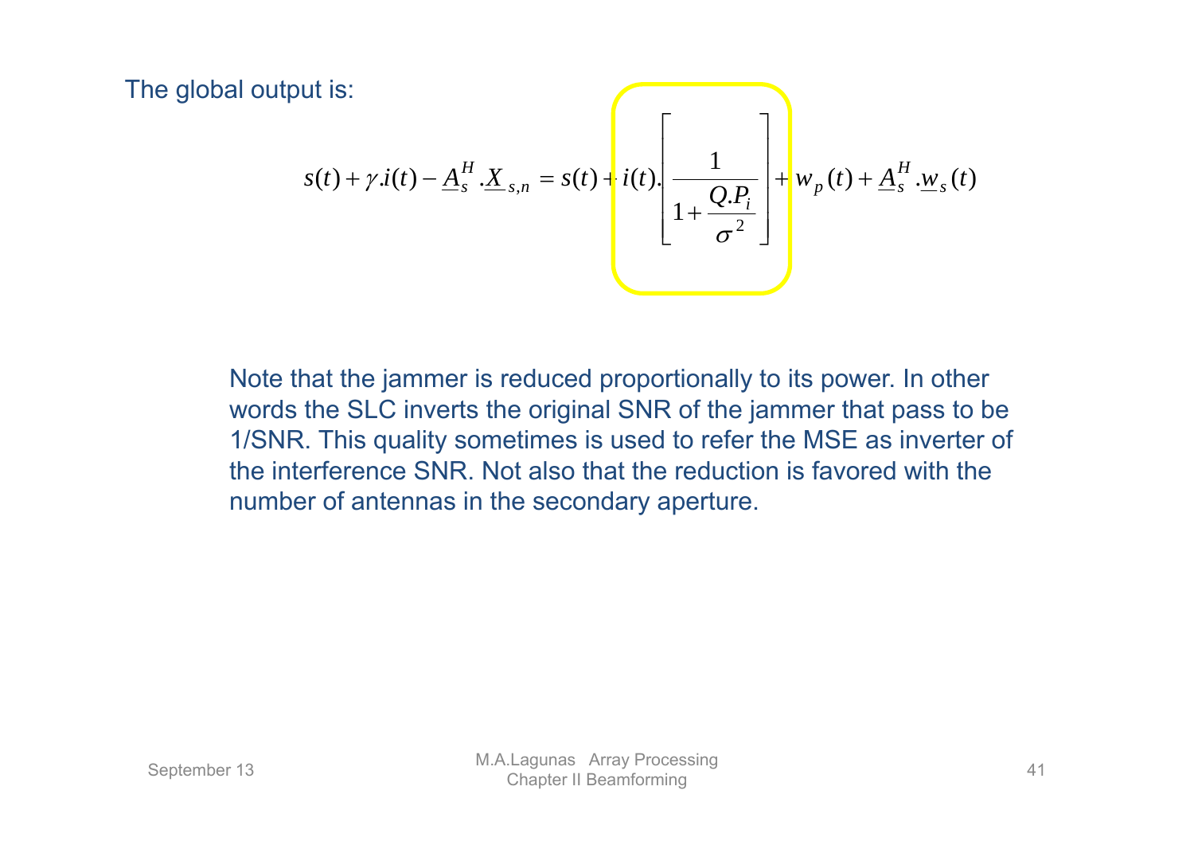The global output is:

$$s(t) + \gamma . i(t) - \underline{A}_s^H . \underline{X}_{s,n} = s(t) + i(t) . \left[ \frac{1}{1 + \frac{Q.P_i}{\sigma^2}} \right] + w_p(t) + \underline{A}_s^H . \underline{w}_s(t)$$

Note that the jammer is reduced proportionally to its power. In other words the SLC inverts the original SNR of the jammer that pass to be 1/SNR. This quality sometimes is used to refer the MSE as inverter of the interference SNR. Not also that the reduction is favored with the number of antennas in the secondary aperture.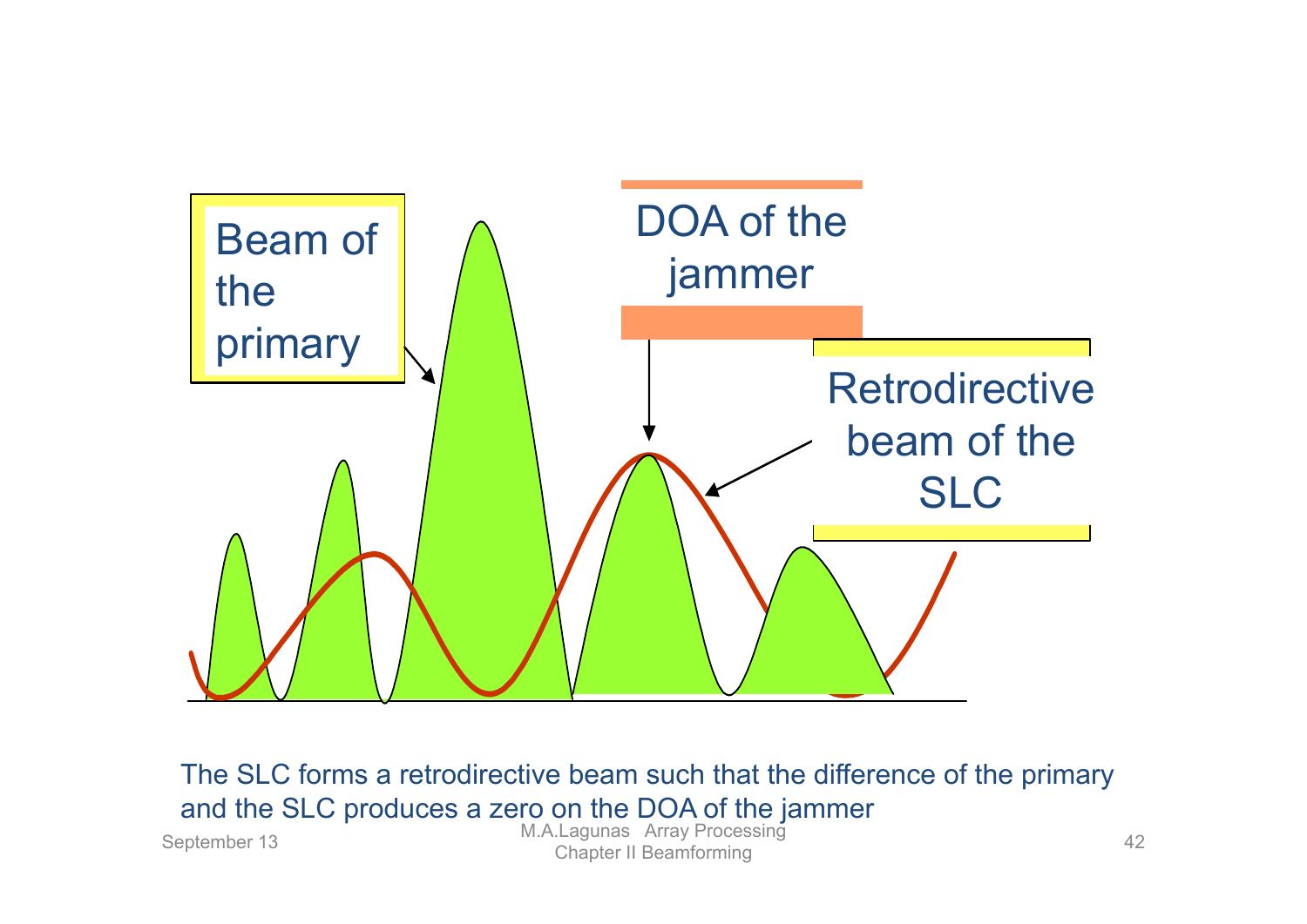Beam of the primary

DOA of the jammer

Retrodirective beam of the SLC

The SLC forms a retrodirective beam such that the difference of the primary and the SLC produces a zero on the DOA of the jammer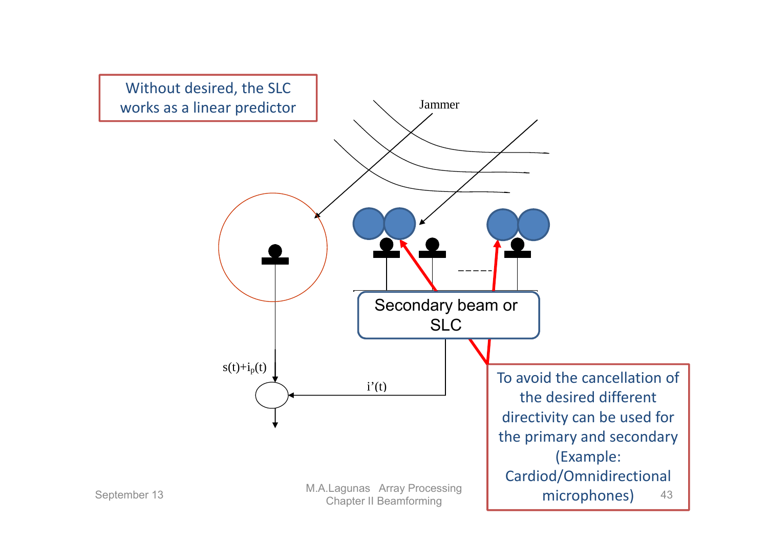Without desired, the SLC works as a linear predictor

Jammer

Secondary beam or SLC

$s(t)+i_p(t)$

$i'(t)$

To avoid the cancellation of the desired different directivity can be used for the primary and secondary (Example: Cardiod/Omnidirectional microphones)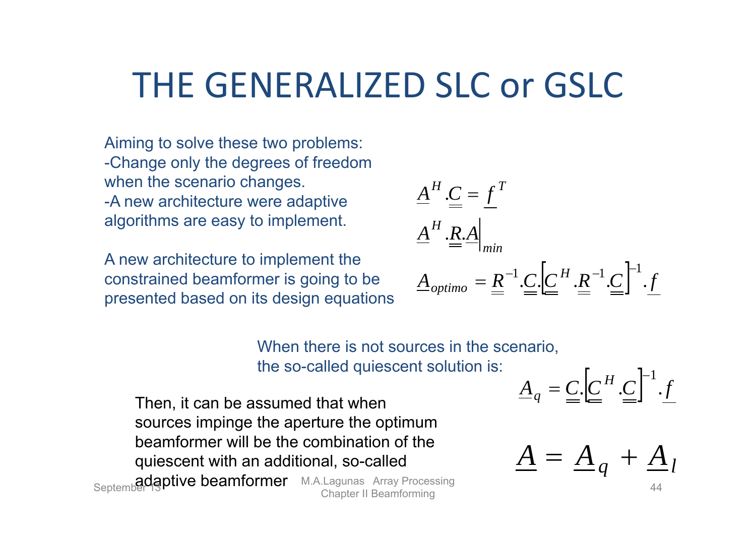# THE GENERALIZED SLC or GSLC

Aiming to solve these two problems:
-Change only the degrees of freedom when the scenario changes.
-A new architecture were adaptive algorithms are easy to implement.

A new architecture to implement the constrained beamformer is going to be presented based on its design equations

$$\underline{A}^H . \underline{\underline{C}} = \underline{f}^T$$

$$\underline{A}^H . \underline{\underline{R}} . \underline{A} \Big|_{min}$$

$$\underline{A}_{optimo} = \underline{\underline{R}}^{-1} . \underline{\underline{C}} . \left[ \underline{\underline{C}}^H . \underline{\underline{R}}^{-1} . \underline{\underline{C}} \right]^{-1} . \underline{f}$$

When there is not sources in the scenario, the so-called quiescent solution is:

$$\underline{A}_q = \underline{\underline{C}} . \left[ \underline{\underline{C}}^H . \underline{\underline{C}} \right]^{-1} . \underline{f}$$

Then, it can be assumed that when sources impinge the aperture the optimum beamformer will be the combination of the quiescent with an additional, so-called adaptive beamformer

$$\underline{A} = \underline{A}_q + \underline{A}_l$$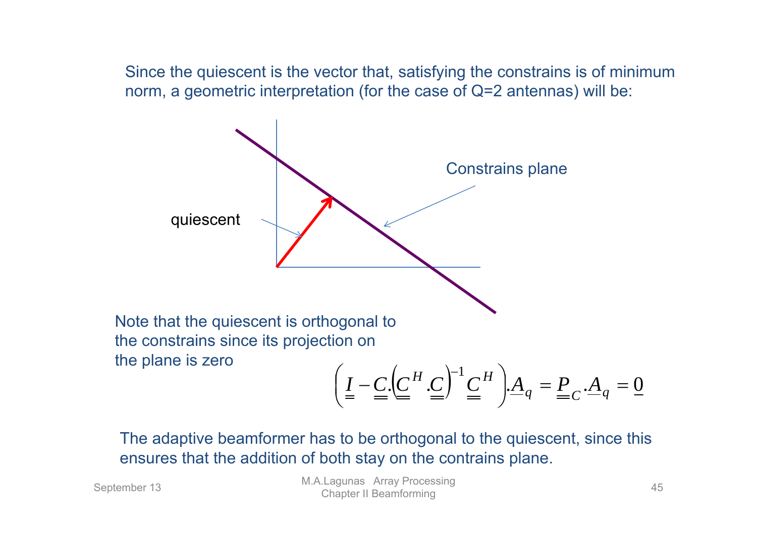Since the quiescent is the vector that, satisfying the constrains is of minimum norm, a geometric interpretation (for the case of Q=2 antennas) will be:

quiescent

Constrains plane

Note that the quiescent is orthogonal to the constrains since its projection on the plane is zero

$$\left(\underline{\underline{I}} - \underline{\underline{C}}.\left(\underline{\underline{C}}^H.\underline{\underline{C}}\right)^{-1}\underline{\underline{C}}^H\right).\underline{A}_q = \underline{\underline{P}}_C.\underline{A}_q = \underline{0}$$

The adaptive beamformer has to be orthogonal to the quiescent, since this ensures that the addition of both stay on the contrains plane.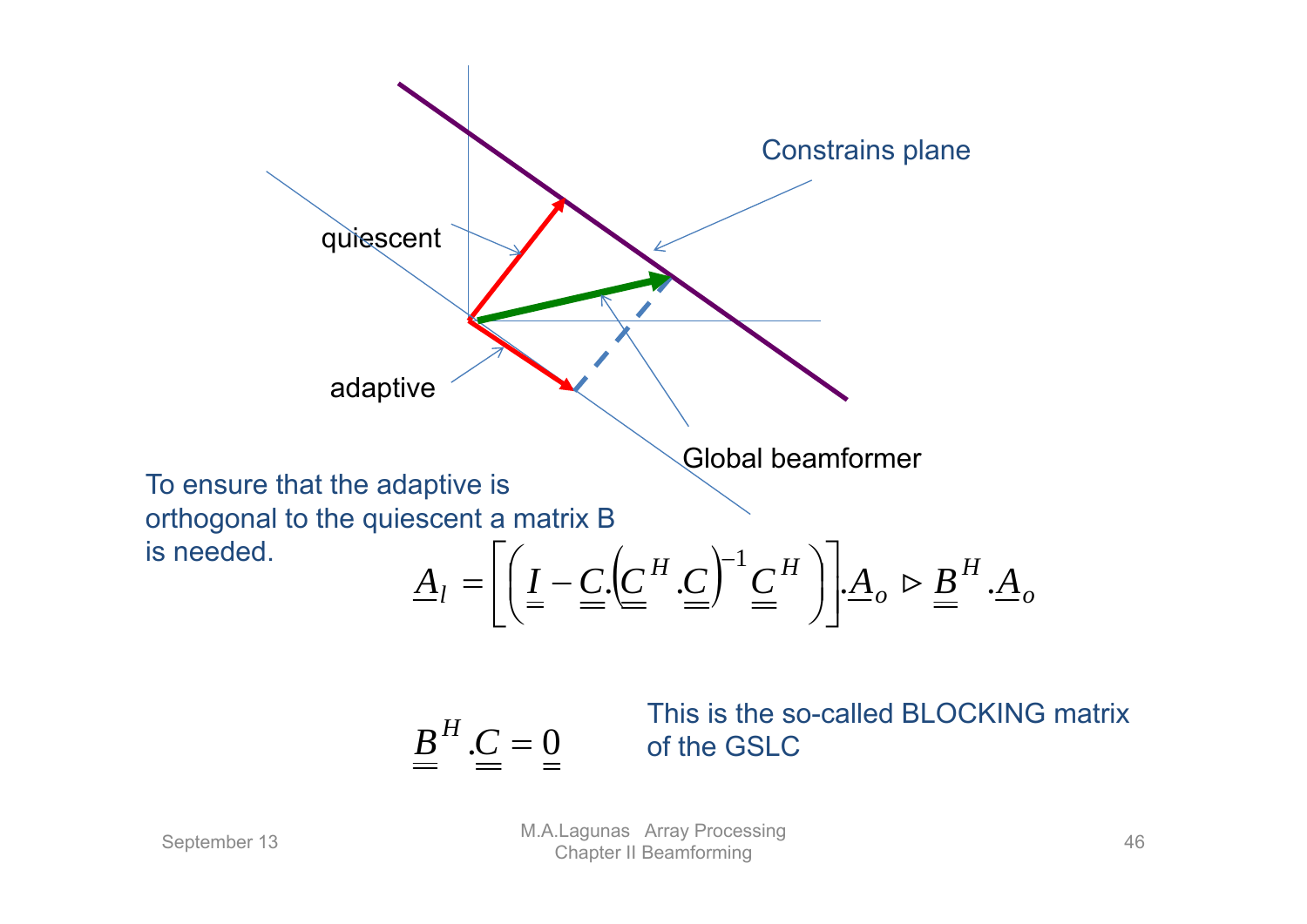quiescent

Constrains plane

adaptive

Global beamformer

To ensure that the adaptive is orthogonal to the quiescent a matrix B is needed.

$$\underline{A}_l = \left[ \left( \underline{\underline{I}} - \underline{\underline{C}}.\left( \underline{\underline{C}}^H . \underline{\underline{C}} \right)^{-1} \underline{\underline{C}}^H \right) \right] . \underline{A}_o \triangleright \underline{\underline{B}}^H . \underline{A}_o$$

$$\underline{\underline{B}}^H . \underline{\underline{C}} = \underline{\underline{0}}$$

This is the so-called BLOCKING matrix of the GSLC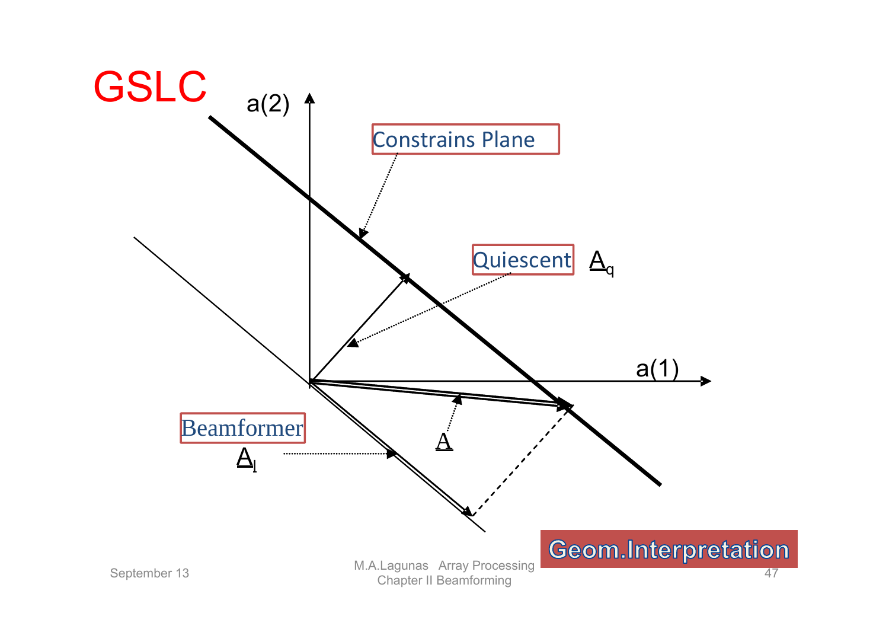# GSLC

a(2)

Constrains Plane

Quiescent $\underline{A}_q$

a(1)

Beamformer

$\underline{A}_l$

$\underline{A}$

Geom.Interpretation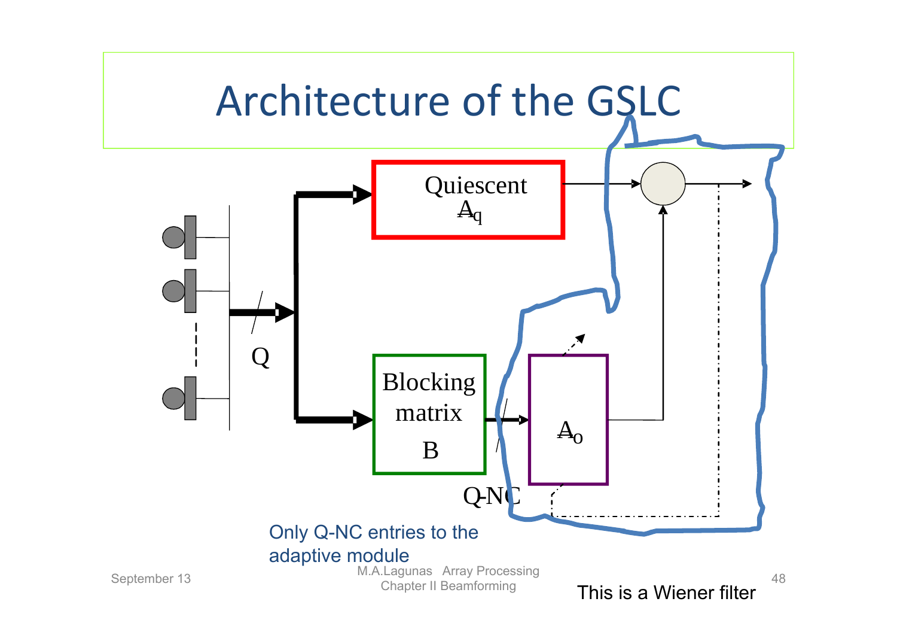# Architecture of the GSLC

Quiescent $\underline{A}_q$

Q

Blocking matrix B

Q-NC

$\underline{A}_o$

Only Q-NC entries to the adaptive module

This is a Wiener filter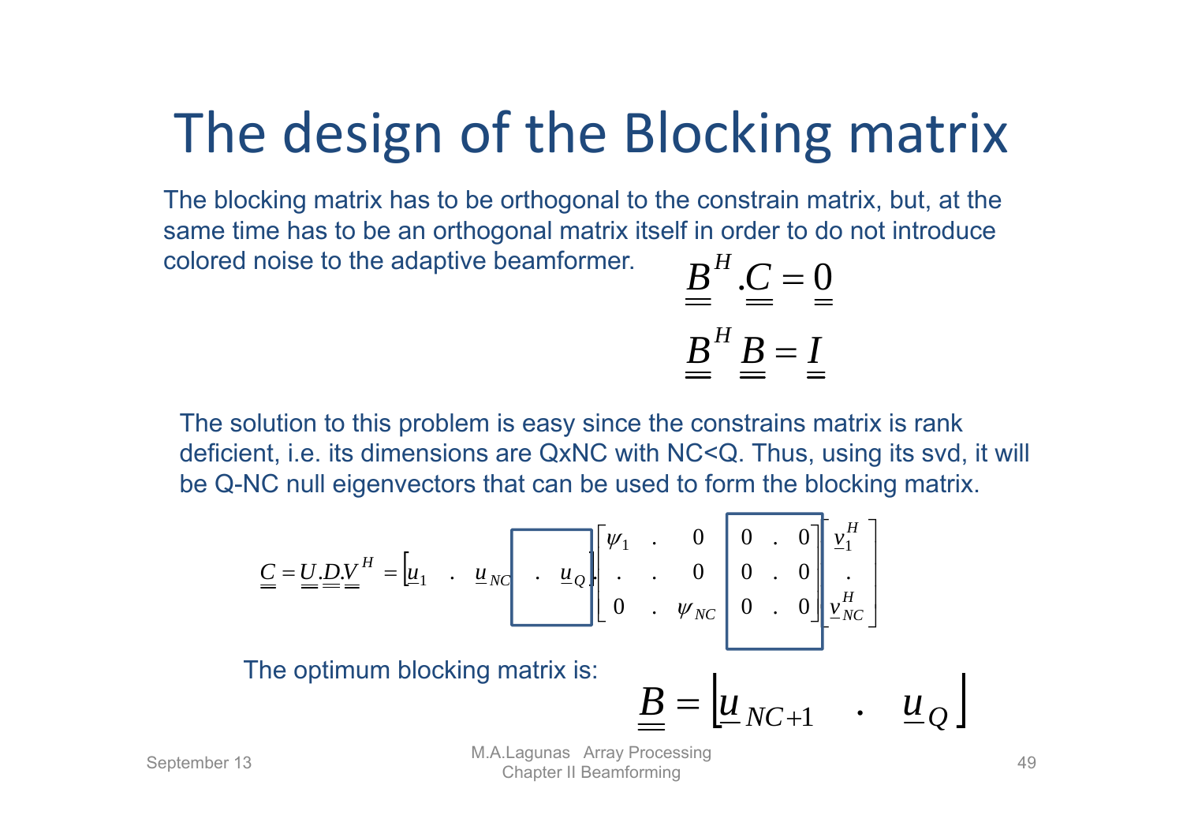# The design of the Blocking matrix

The blocking matrix has to be orthogonal to the constrain matrix, but, at the same time has to be an orthogonal matrix itself in order to do not introduce colored noise to the adaptive beamformer.

$$\underline{\underline{B}}^H . \underline{\underline{C}} = \underline{\underline{0}}$$

$$\underline{\underline{B}}^H \underline{\underline{B}} = \underline{\underline{I}}$$

The solution to this problem is easy since the constrains matrix is rank deficient, i.e. its dimensions are QxNC with NC<Q. Thus, using its svd, it will be Q-NC null eigenvectors that can be used to form the blocking matrix.

$$\underline{\underline{C}} = \underline{\underline{U}}.\underline{\underline{D}}.\underline{\underline{V}}^H = \left[\underline{u}_1 \quad . \quad \underline{u}_{NC} \quad . \quad \underline{u}_Q\right] \begin{bmatrix} \psi_1 & . & 0 & 0 & . & 0 \\ . & . & 0 & 0 & . & 0 \\ 0 & . & \psi_{NC} & 0 & . & 0 \end{bmatrix} \begin{bmatrix} \underline{v}_1^H \\ . \\ \underline{v}_{NC}^H \end{bmatrix}$$

The optimum blocking matrix is:

$$\underline{\underline{B}} = \left[\underline{u}_{NC+1} \quad . \quad \underline{u}_Q\right]$$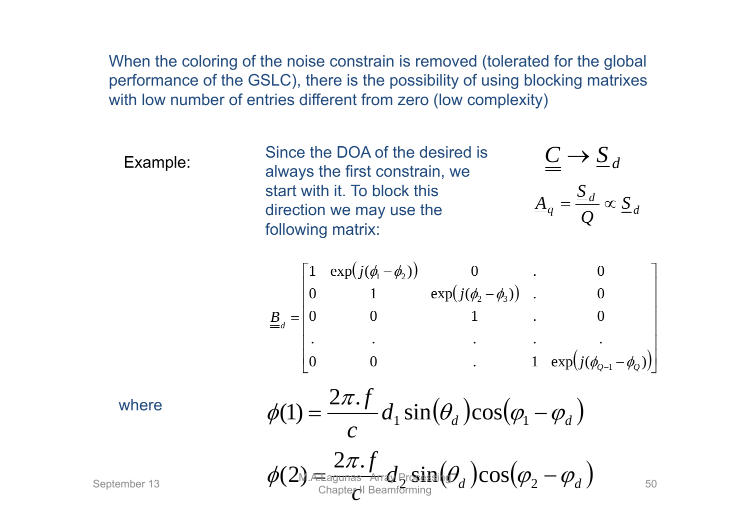When the coloring of the noise constrain is removed (tolerated for the global performance of the GSLC), there is the possibility of using blocking matrixes with low number of entries different from zero (low complexity)

Example:

Since the DOA of the desired is always the first constrain, we start with it. To block this direction we may use the following matrix:

$$\underline{\underline{C}} \rightarrow \underline{S}_d$$

$$\underline{A}_q = \frac{\underline{S}_d}{Q} \propto \underline{S}_d$$

$$\underline{\underline{B}}_d = \begin{bmatrix} 1 & \exp\left(j(\phi_1 - \phi_2)\right) & 0 & . & 0 \\ 0 & 1 & \exp\left(j(\phi_2 - \phi_3)\right) & . & 0 \\ 0 & 0 & 1 & . & 0 \\ . & . & . & . & . \\ 0 & 0 & . & 1 & \exp\left(j(\phi_{Q-1} - \phi_Q)\right) \end{bmatrix}$$

where

$$\phi(1) = \frac{2\pi . f}{c} d_1 \sin(\theta_d) \cos(\varphi_1 - \varphi_d)$$

$$\phi(2) = \frac{2\pi . f}{c} d_2 \sin(\theta_d) \cos(\varphi_2 - \varphi_d)$$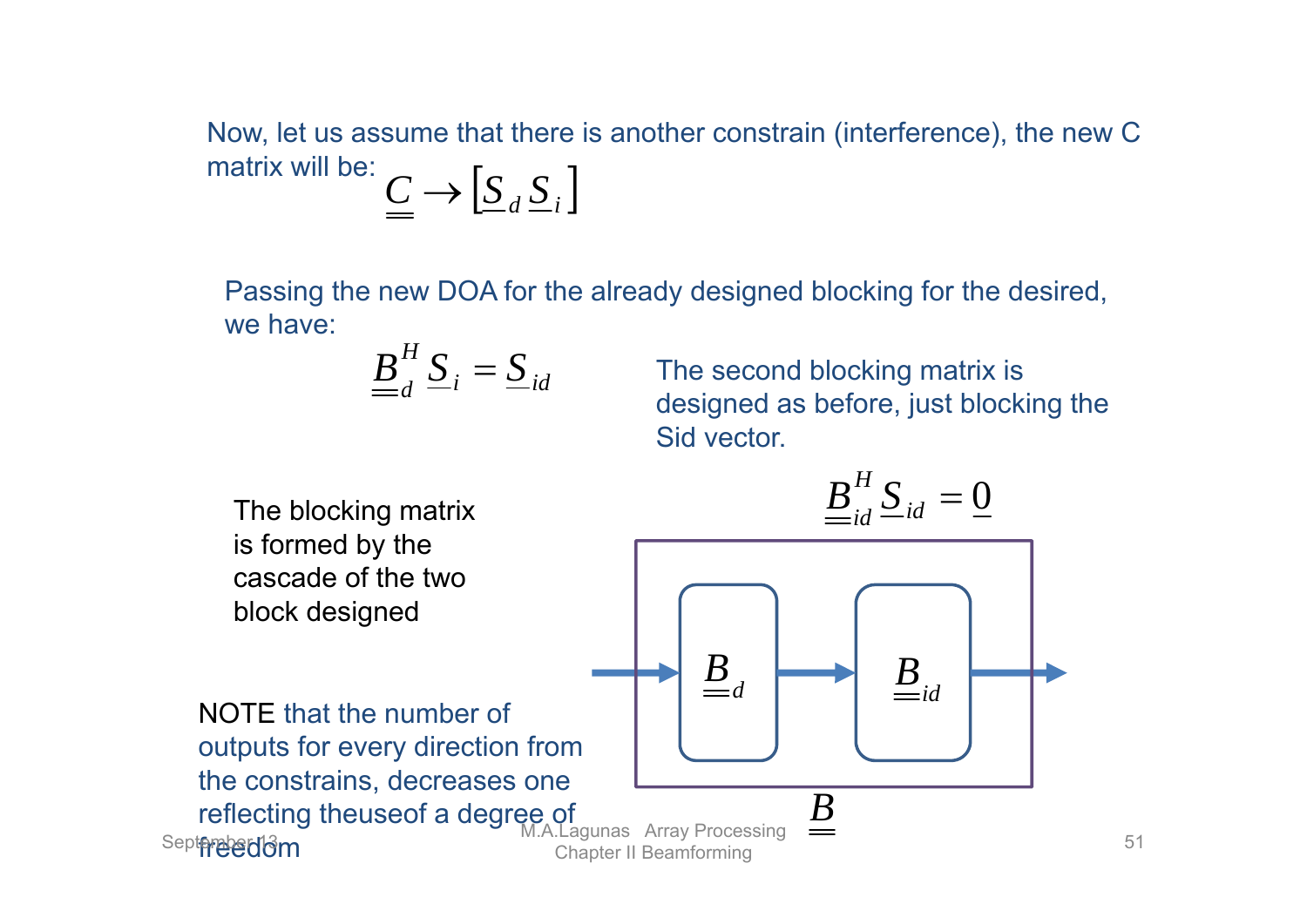Now, let us assume that there is another constrain (interference), the new C matrix will be: $\underline{\underline{C}} \rightarrow \left[ \underline{S}_d \, \underline{S}_i \right]$

Passing the new DOA for the already designed blocking for the desired, we have:

$$\underline{\underline{B}}_d^H \underline{S}_i = \underline{S}_{id}$$

The second blocking matrix is designed as before, just blocking the Sid vector.

$$\underline{\underline{B}}_{id}^H \underline{S}_{id} = \underline{0}$$

The blocking matrix is formed by the cascade of the two block designed

$\underline{\underline{B}}_d$ → $\underline{\underline{B}}_{id}$ ; overall: $\underline{\underline{B}}$

NOTE that the number of outputs for every direction from the constrains, decreases one reflecting theuseof a degree of freedom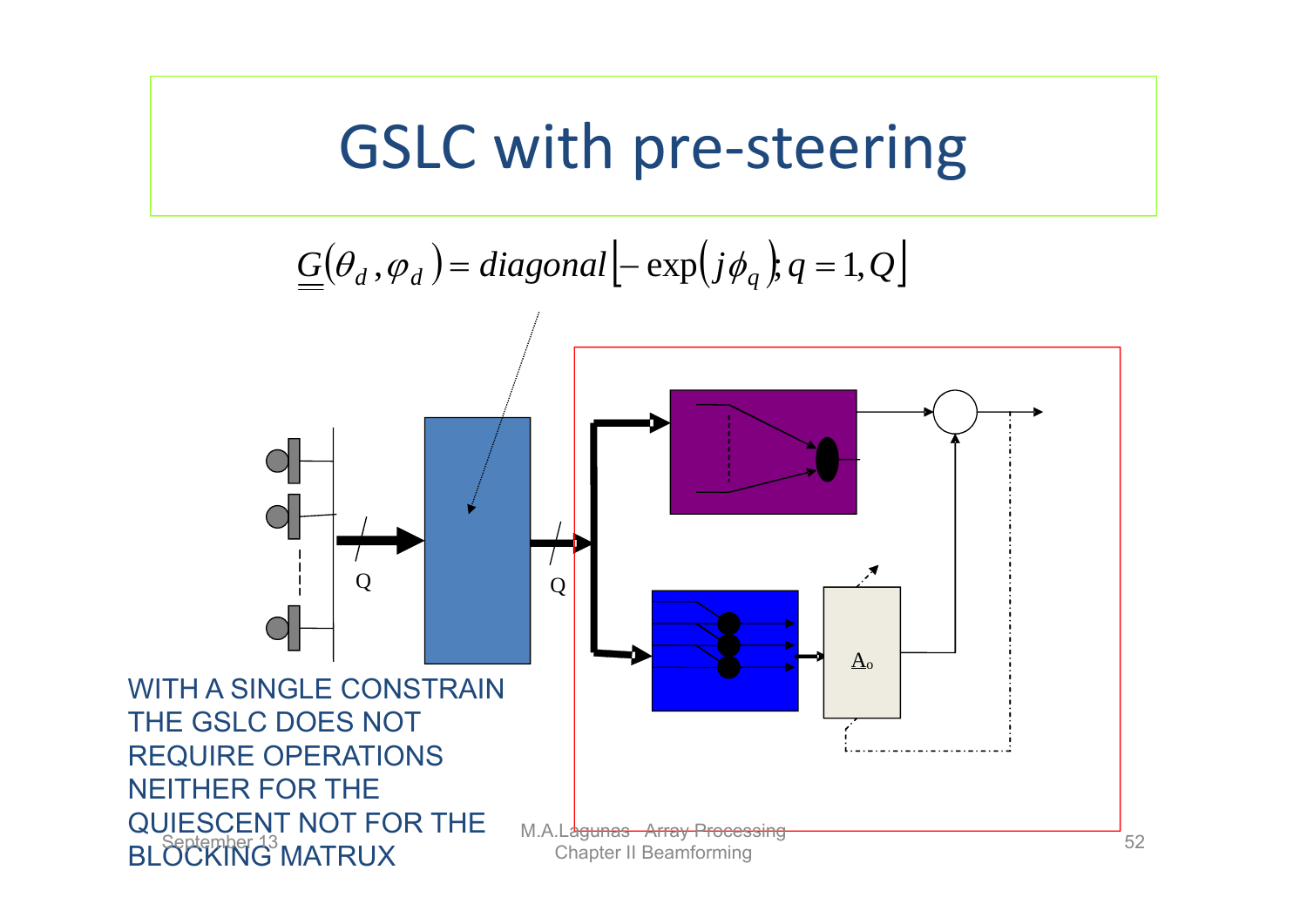# GSLC with pre-steering

$$\underline{\underline{G}}(\theta_d, \varphi_d) = diagonal\left[-\exp\left(j\phi_q\right); q = 1, Q\right]$$

Q

Q

$\underline{A}_o$

WITH A SINGLE CONSTRAIN THE GSLC DOES NOT REQUIRE OPERATIONS NEITHER FOR THE QUIESCENT NOT FOR THE BLOCKING MATRUX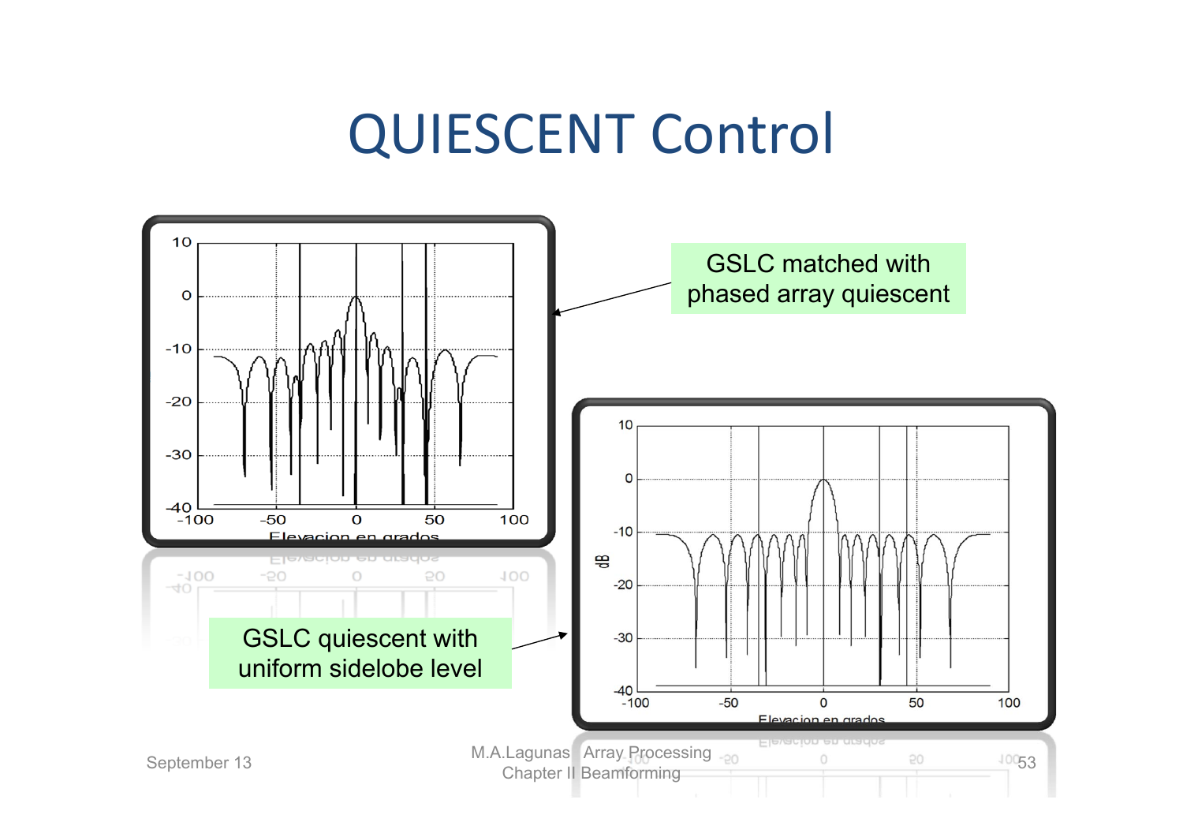# QUIESCENT Control

GSLC matched with phased array quiescent

GSLC quiescent with uniform sidelobe level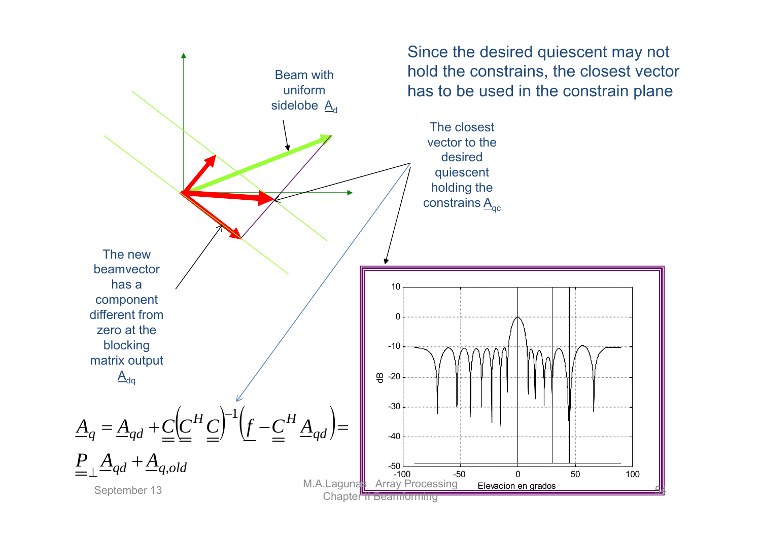Since the desired quiescent may not hold the constrains, the closest vector has to be used in the constrain plane

Beam with uniform sidelobe $\underline{A}_d$

The closest vector to the desired quiescent holding the constrains $\underline{A}_{qc}$

The new beamvector has a component different from zero at the blocking matrix output $\underline{A}_{dq}$

$$\underline{A}_q = \underline{A}_{qd} + \underline{\underline{C}}\left(\underline{\underline{C}}^H \underline{\underline{C}}\right)^{-1}\left(\underline{f} - \underline{\underline{C}}^H \underline{A}_{qd}\right) =$$

$$\underline{\underline{P}}_{\perp} \underline{A}_{qd} + \underline{A}_{q,old}$$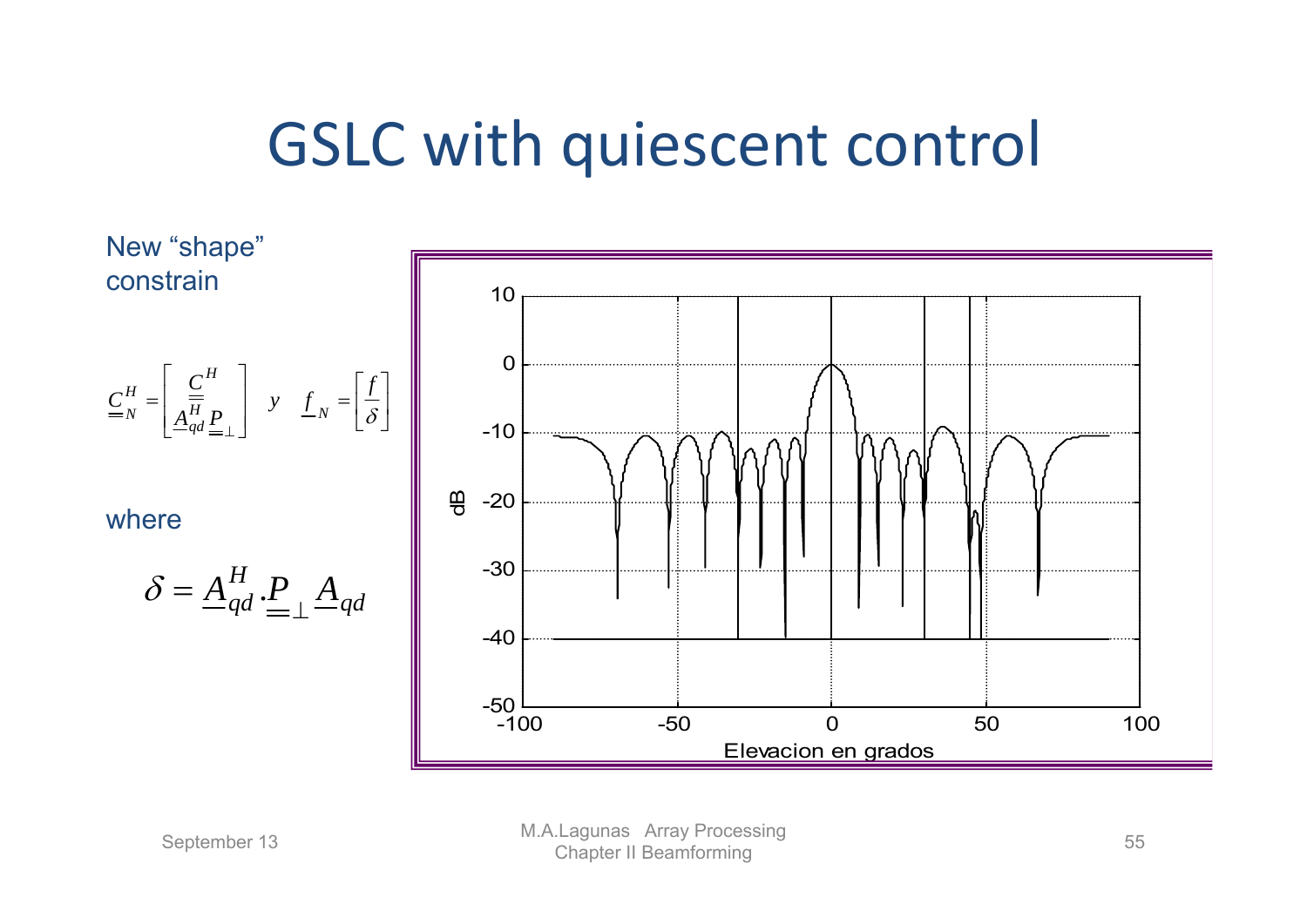# GSLC with quiescent control

New “shape” constrain

$$\underline{\underline{C}}_N^H = \begin{bmatrix} \underline{\underline{C}}^H \\ \underline{A}_{qd}^H \underline{\underline{P}}_\perp \end{bmatrix} \quad y \quad \underline{f}_N = \begin{bmatrix} f \\ \delta \end{bmatrix}$$

where

$$\delta = \underline{A}_{qd}^H \cdot \underline{\underline{P}}_\perp \underline{A}_{qd}$$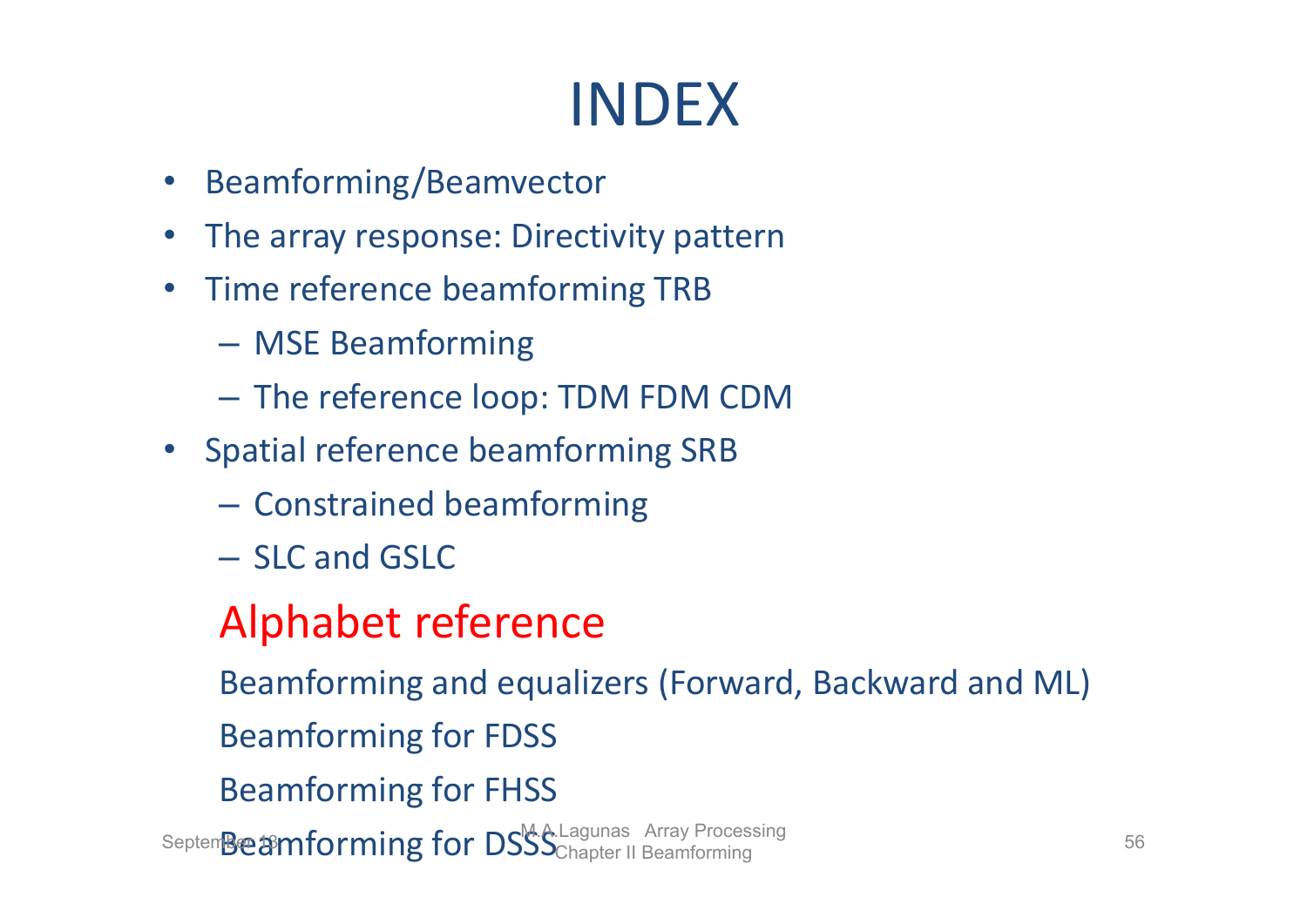# INDEX

- Beamforming/Beamvector
- The array response: Directivity pattern
- Time reference beamforming TRB
  - MSE Beamforming
  - The reference loop: TDM FDM CDM
- Spatial reference beamforming SRB
  - Constrained beamforming
  - SLC and GSLC

Alphabet reference

Beamforming and equalizers (Forward, Backward and ML)

Beamforming for FDSS

Beamforming for FHSS

Beamforming for DSSS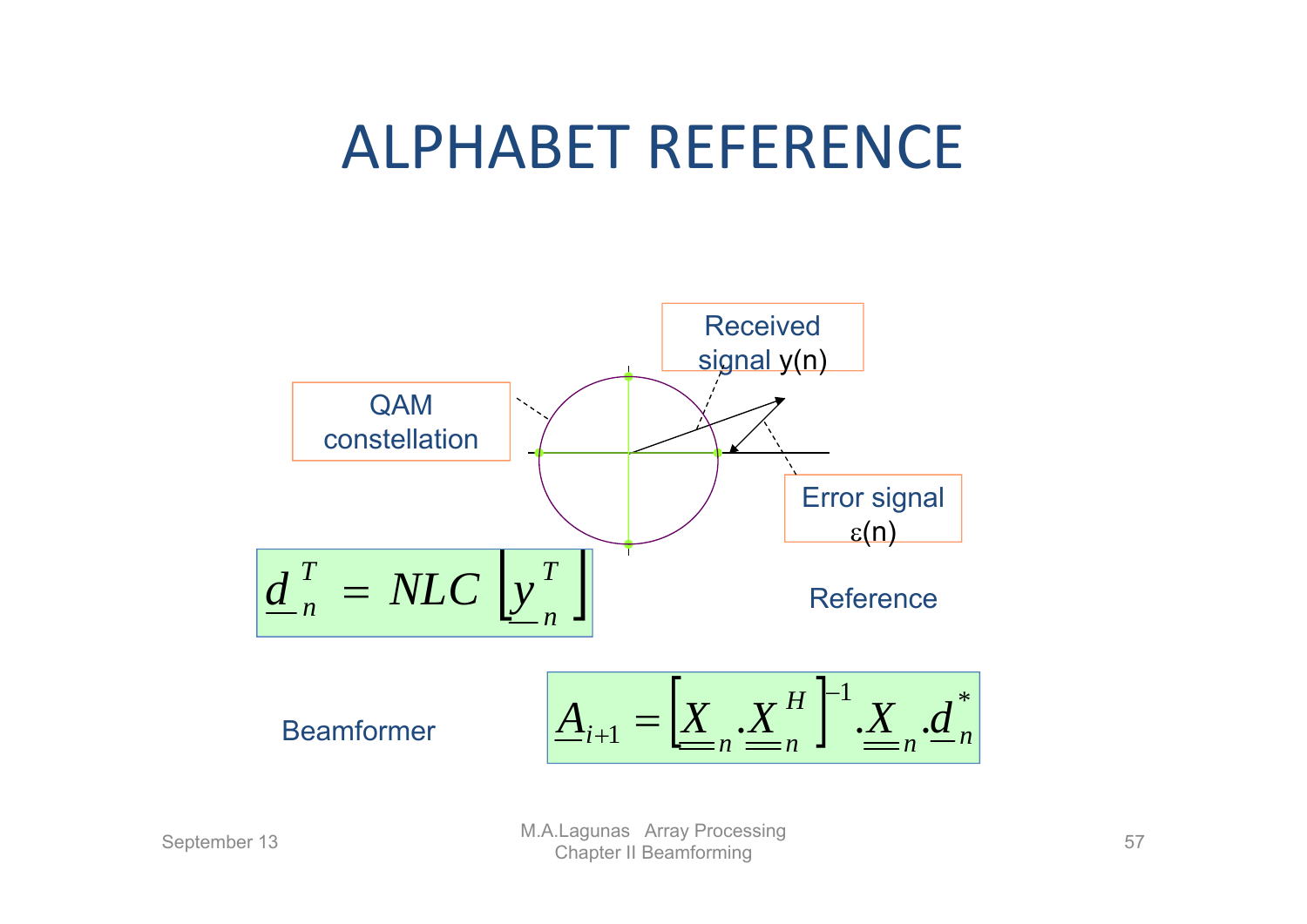# ALPHABET REFERENCE

QAM constellation

Received signal y(n)

Error signal ε(n)

$$\underline{d}_n^T = NLC\left[\underline{y}_n^T\right]$$

Reference

Beamformer

$$\underline{A}_{i+1} = \left[\underline{\underline{X}}_n . \underline{\underline{X}}_n^H\right]^{-1} . \underline{\underline{X}}_n . \underline{d}_n^*$$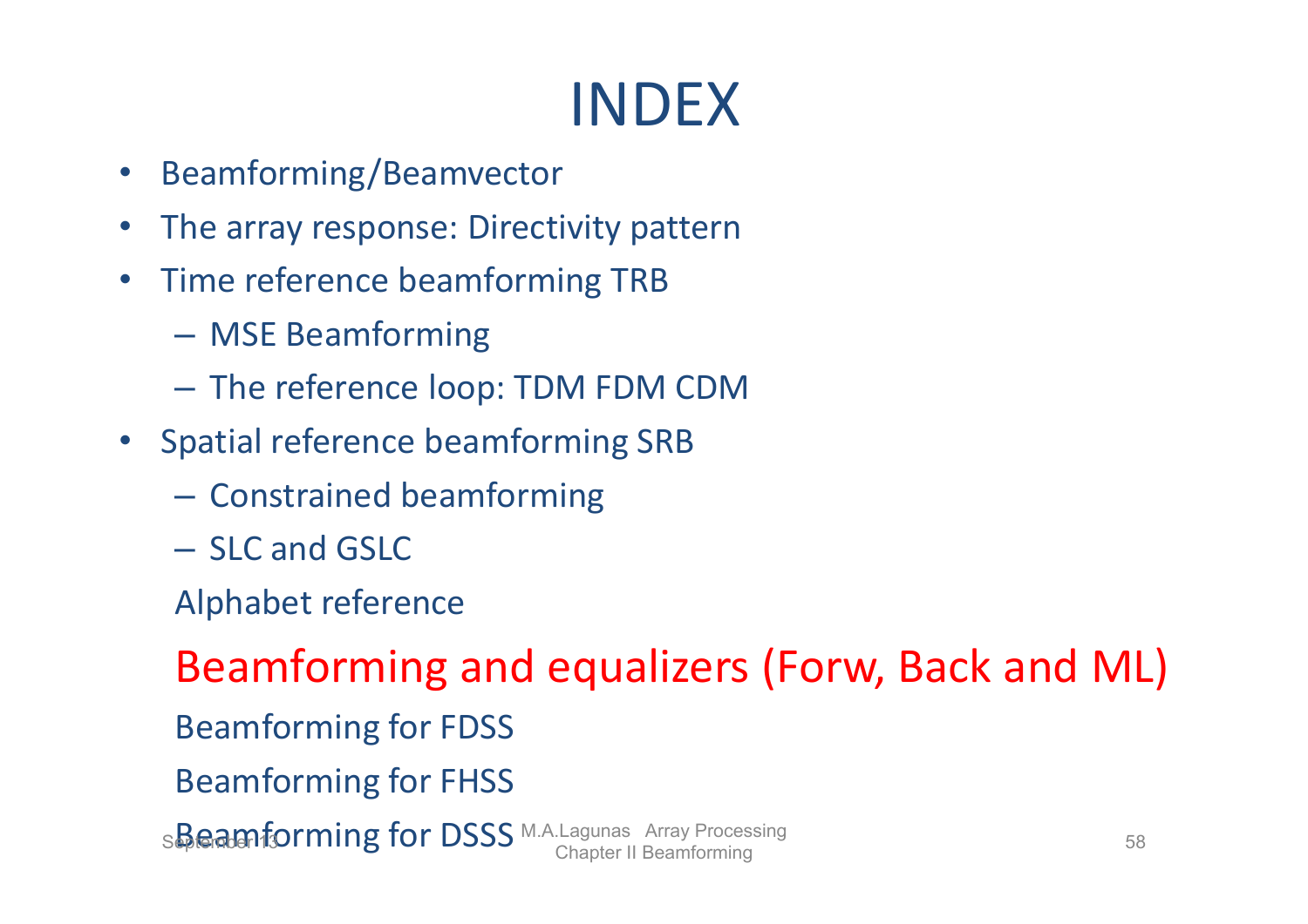# INDEX

- Beamforming/Beamvector
- The array response: Directivity pattern
- Time reference beamforming TRB
  - MSE Beamforming
  - The reference loop: TDM FDM CDM
- Spatial reference beamforming SRB
  - Constrained beamforming
  - SLC and GSLC

  Alphabet reference

  Beamforming and equalizers (Forw, Back and ML)

  Beamforming for FDSS

  Beamforming for FHSS

  Beamforming for DSSS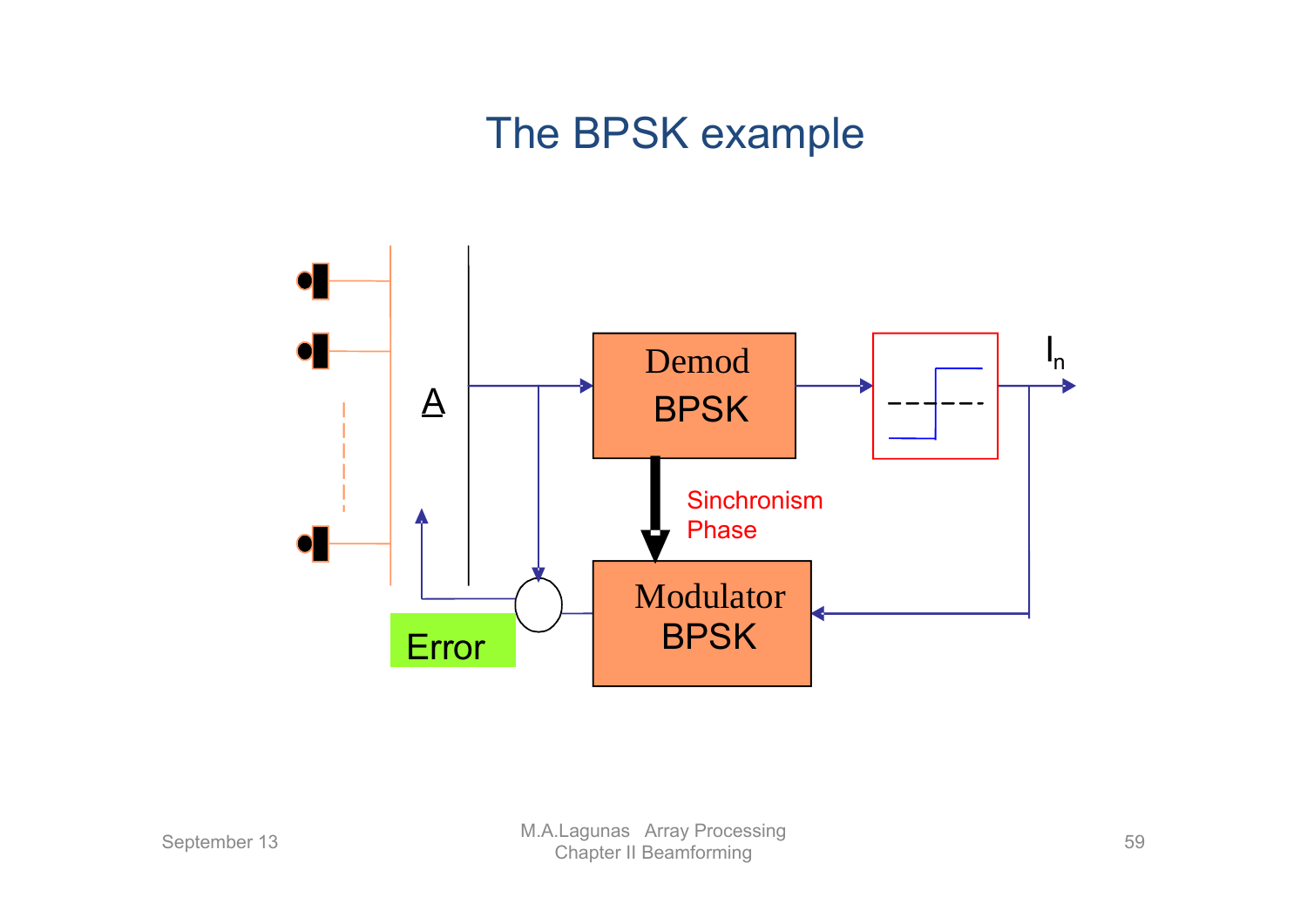# The BPSK example

A

Demod BPSK

Sinchronism Phase

Modulator BPSK

Error

$I_n$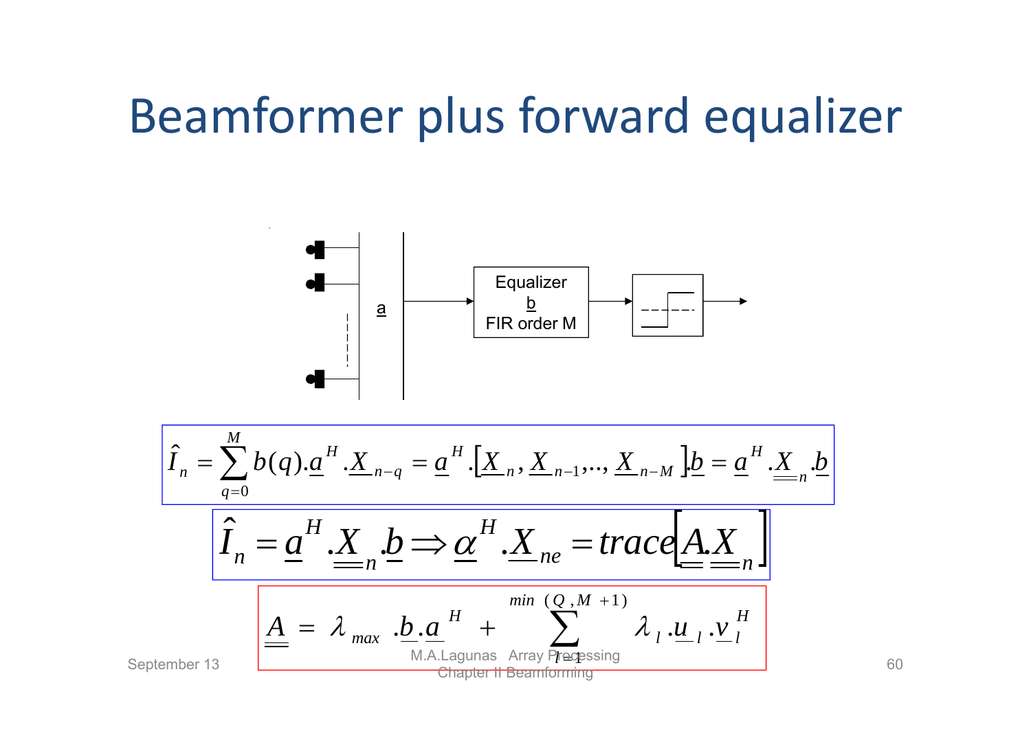# Beamformer plus forward equalizer

a

Equalizer
b
FIR order M

$$\hat{I}_n = \sum_{q=0}^{M} b(q).\underline{a}^H.\underline{X}_{n-q} = \underline{a}^H.\left[\underline{X}_n, \underline{X}_{n-1},.., \underline{X}_{n-M}\right].\underline{b} = \underline{a}^H.\underline{\underline{X}}_n.\underline{b}$$

$$\hat{I}_n = \underline{a}^H.\underline{\underline{X}}_n.\underline{b} \Rightarrow \underline{\alpha}^H.\underline{X}_{ne} = trace\left[\underline{\underline{A}}.\underline{\underline{X}}_n\right]$$

$$\underline{\underline{A}} = \lambda_{max}.\underline{b}.\underline{a}^H + \sum_{l=1}^{min(Q,M+1)} \lambda_l.\underline{u}_l.\underline{v}_l^H$$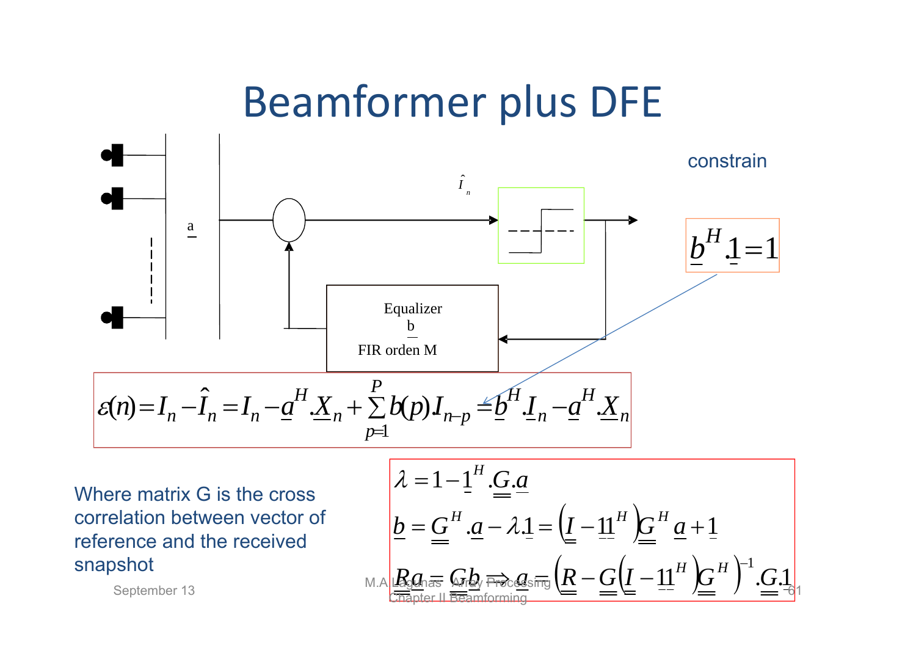# Beamformer plus DFE

$\hat{I}_n$

Equalizer $\underline{b}$ FIR orden M

constrain

$$\underline{b}^H.\underline{1}=1$$

$$\varepsilon(n)=I_n-\hat{I}_n=I_n-\underline{a}^H.\underline{X}_n+\sum_{p=1}^{P}b(p).I_{n-p}=\underline{b}^H.\underline{I}_n-\underline{a}^H.\underline{X}_n$$

Where matrix G is the cross correlation between vector of reference and the received snapshot

$$\lambda=1-\underline{1}^H.\underline{\underline{G}}.\underline{a}$$

$$\underline{b}=\underline{\underline{G}}^H.\underline{a}-\lambda.\underline{1}=\left(\underline{\underline{I}}-\underline{1}\underline{1}^H\right)\underline{\underline{G}}^H\underline{a}+\underline{1}$$

$$\underline{\underline{R}}\underline{a}=\underline{\underline{G}}\underline{b}\Rightarrow\underline{a}=\left(\underline{\underline{R}}-\underline{\underline{G}}\left(\underline{\underline{I}}-\underline{1}\underline{1}^H\right)\underline{\underline{G}}^H\right)^{-1}.\underline{\underline{G}}.\underline{1}$$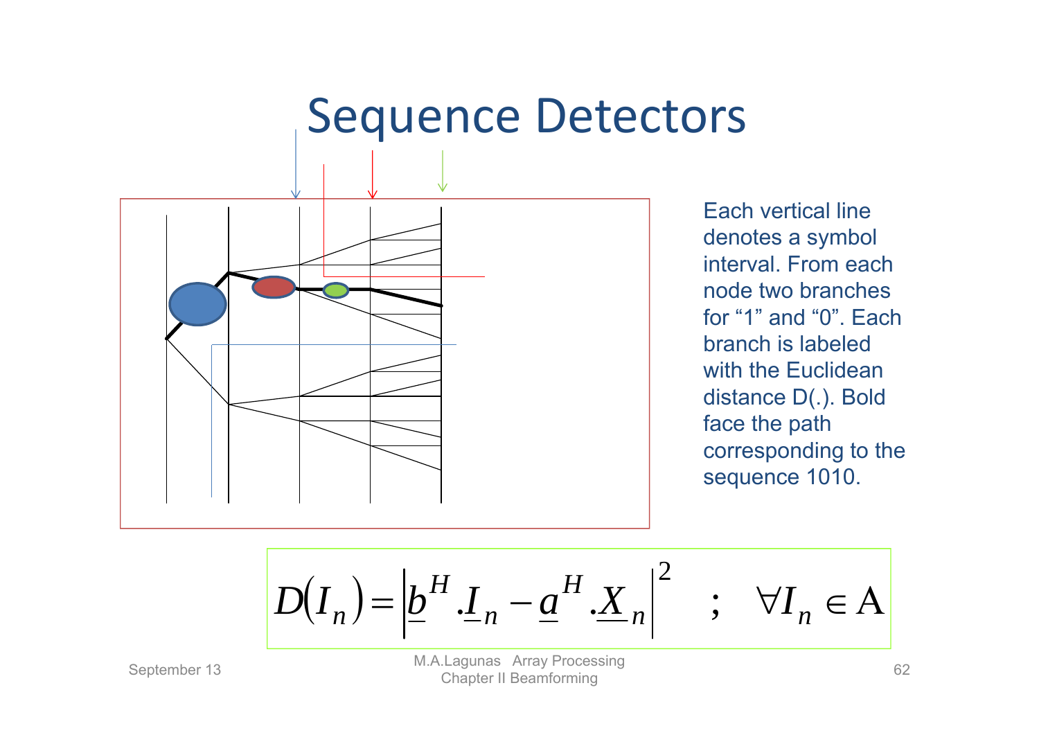# Sequence Detectors

Each vertical line denotes a symbol interval. From each node two branches for “1” and “0”. Each branch is labeled with the Euclidean distance D(.). Bold face the path corresponding to the sequence 1010.

$$D\left(I_n\right)=\left|\underline{b}^H.\underline{I}_n-\underline{a}^H.\underline{X}_n\right|^2 \quad ; \quad \forall I_n \in \mathrm{A}$$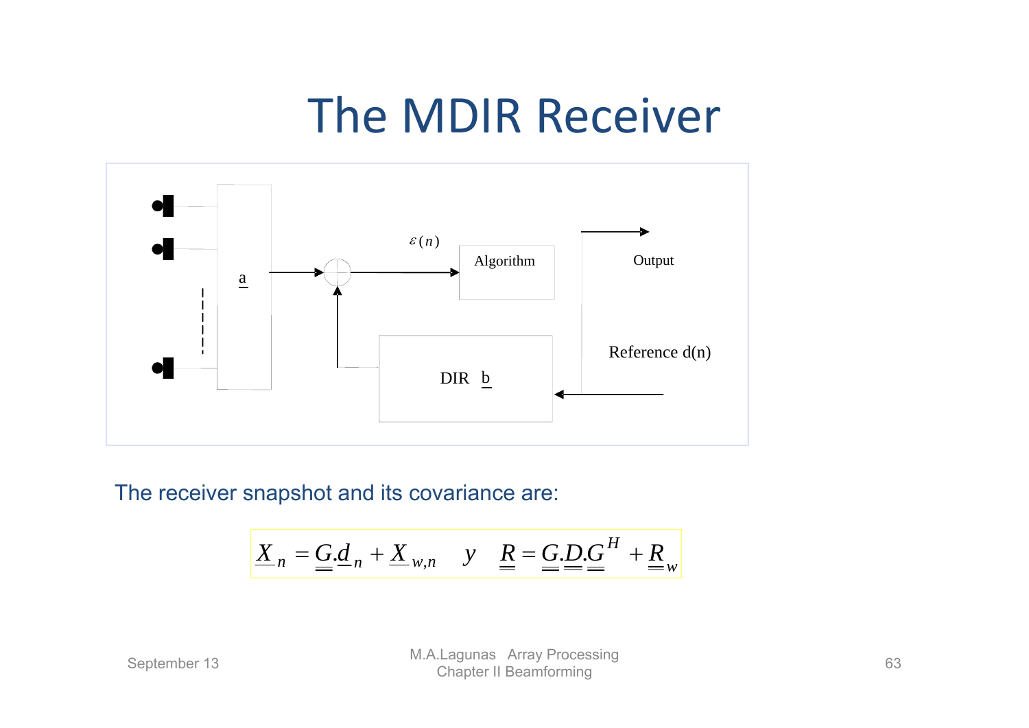# The MDIR Receiver

a

$\varepsilon(n)$

Algorithm

Output

Reference d(n)

DIR $\underline{b}$

The receiver snapshot and its covariance are:

$$\underline{X}_n = \underline{\underline{G}}.\underline{d}_n + \underline{X}_{w,n} \quad y \quad \underline{\underline{R}} = \underline{\underline{G}}.\underline{\underline{D}}.\underline{\underline{G}}^H + \underline{\underline{R}}_w$$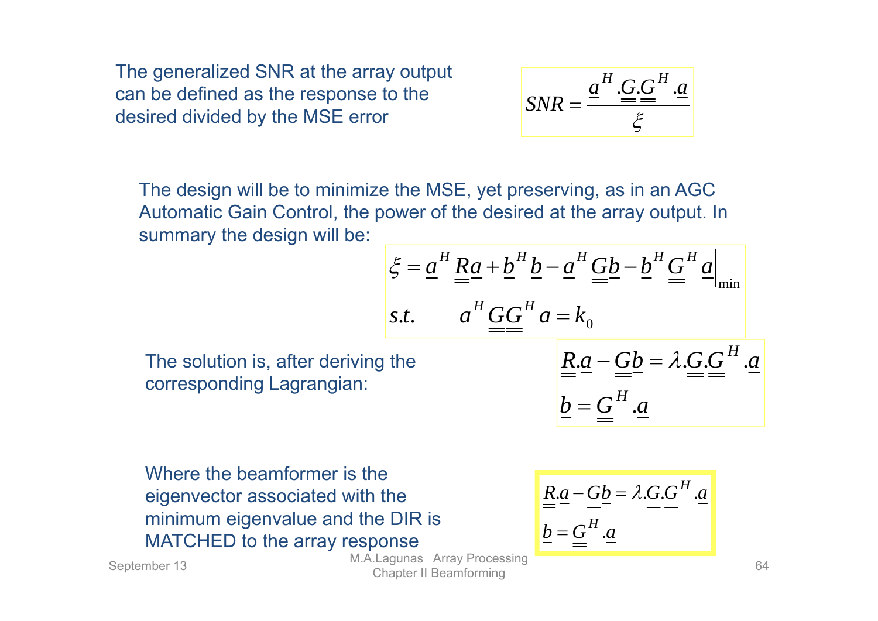The generalized SNR at the array output can be defined as the response to the desired divided by the MSE error

$$SNR = \frac{\underline{a}^H.\underline{\underline{G}}.\underline{\underline{G}}^H.\underline{a}}{\xi}$$

The design will be to minimize the MSE, yet preserving, as in an AGC Automatic Gain Control, the power of the desired at the array output. In summary the design will be:

$$\xi = \underline{a}^H \underline{\underline{R}}\underline{a} + \underline{b}^H \underline{b} - \underline{a}^H \underline{\underline{G}}\underline{b} - \underline{b}^H \underline{\underline{G}}^H \underline{a}\Big|_{\min}$$

$$s.t. \qquad \underline{a}^H \underline{\underline{G}}\underline{\underline{G}}^H \underline{a} = k_0$$

The solution is, after deriving the corresponding Lagrangian:

$$\underline{\underline{R}}.\underline{a} - \underline{\underline{G}}\underline{b} = \lambda.\underline{\underline{G}}.\underline{\underline{G}}^H.\underline{a}$$

$$\underline{b} = \underline{\underline{G}}^H.\underline{a}$$

Where the beamformer is the eigenvector associated with the minimum eigenvalue and the DIR is MATCHED to the array response

$$\underline{\underline{R}}.\underline{a} - \underline{\underline{G}}\underline{b} = \lambda.\underline{\underline{G}}.\underline{\underline{G}}^H.\underline{a}$$

$$\underline{b} = \underline{\underline{G}}^H.\underline{a}$$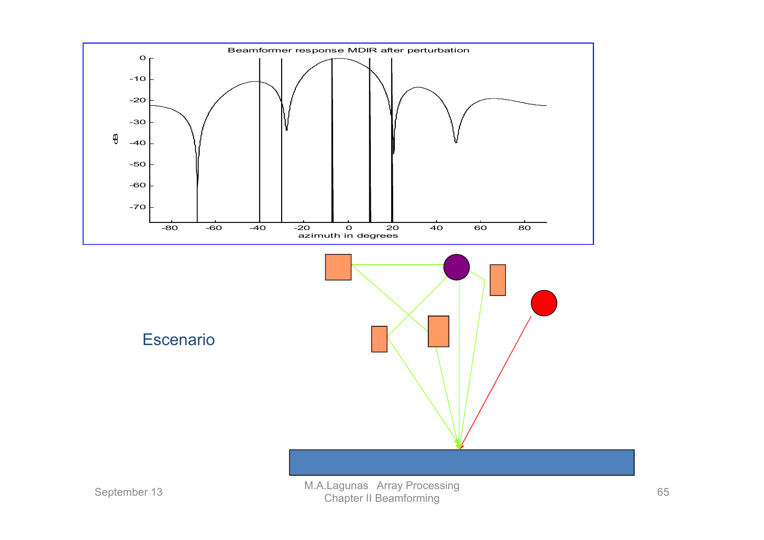Beamformer response MDIR after perturbation

Escenario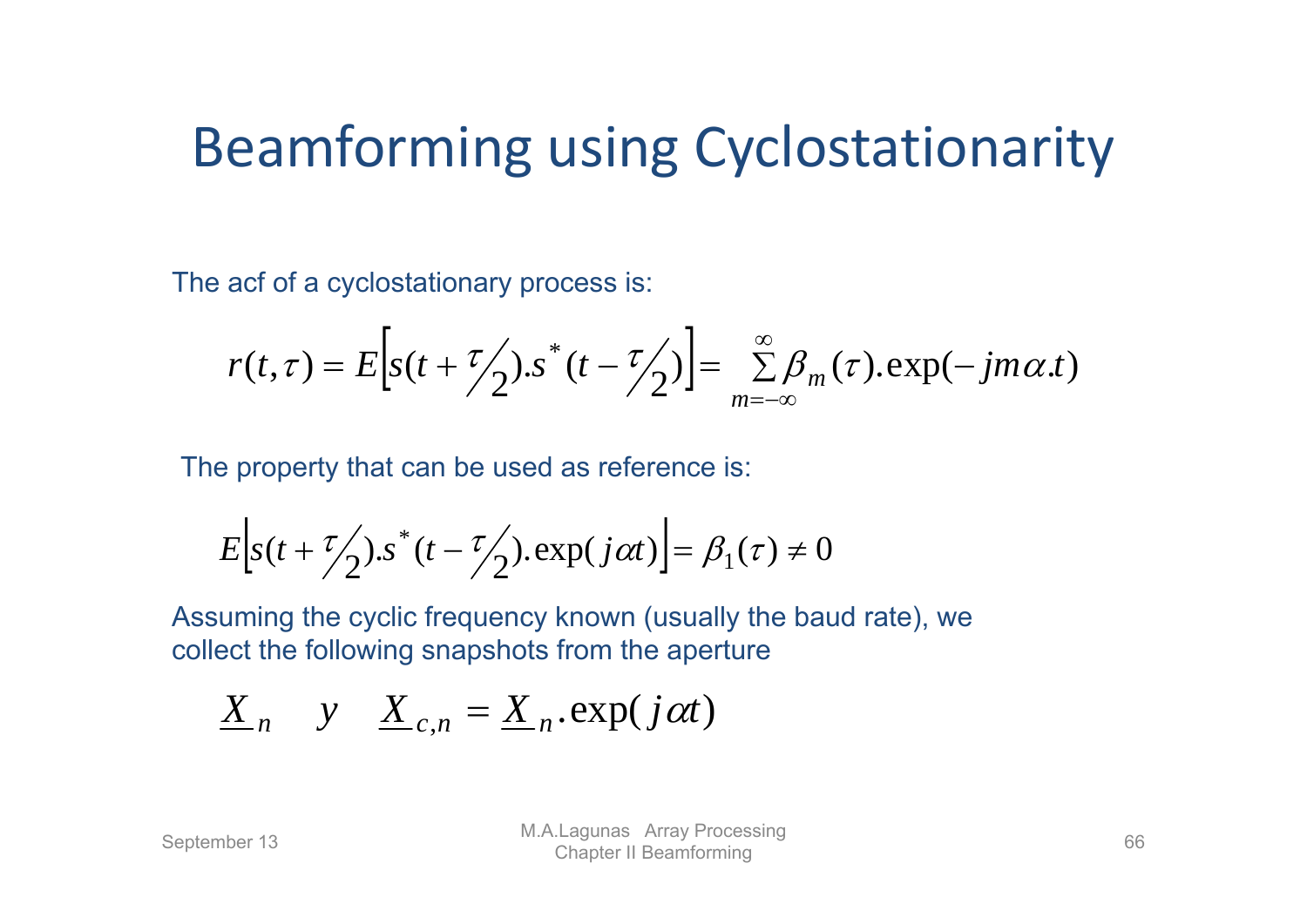# Beamforming using Cyclostationarity

The acf of a cyclostationary process is:

$$r(t,\tau) = E\left[s(t + \tau/2).s^*(t - \tau/2)\right] = \sum_{m=-\infty}^{\infty} \beta_m(\tau).\exp(-jm\alpha.t)$$

The property that can be used as reference is:

$$E\left[s(t + \tau/2).s^*(t - \tau/2).\exp(j\alpha t)\right] = \beta_1(\tau) \neq 0$$

Assuming the cyclic frequency known (usually the baud rate), we collect the following snapshots from the aperture

$$\underline{X}_n \quad y \quad \underline{X}_{c,n} = \underline{X}_n.\exp(j\alpha t)$$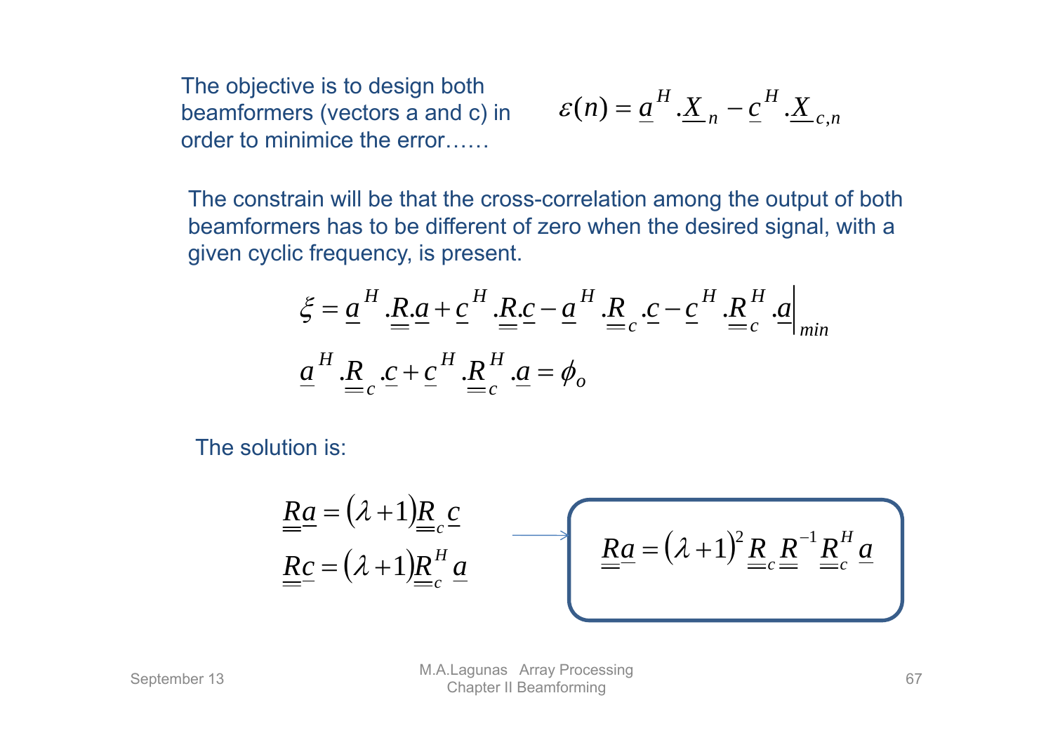The objective is to design both beamformers (vectors a and c) in order to minimice the error……

$$\varepsilon(n) = \underline{a}^H.\underline{X}_n - \underline{c}^H.\underline{X}_{c,n}$$

The constrain will be that the cross-correlation among the output of both beamformers has to be different of zero when the desired signal, with a given cyclic frequency, is present.

$$\xi = \underline{a}^H.\underline{\underline{R}}.\underline{a} + \underline{c}^H.\underline{\underline{R}}.\underline{c} - \underline{a}^H.\underline{\underline{R}}_c.\underline{c} - \underline{c}^H.\underline{\underline{R}}_c^H.\underline{a}\Big|_{min}$$

$$\underline{a}^H.\underline{\underline{R}}_c.\underline{c} + \underline{c}^H.\underline{\underline{R}}_c^H.\underline{a} = \phi_o$$

The solution is:

$$\underline{\underline{R}}\underline{a} = (\lambda+1)\underline{\underline{R}}_c\underline{c}$$

$$\underline{\underline{R}}\underline{c} = (\lambda+1)\underline{\underline{R}}_c^H\underline{a}$$

$$\underline{\underline{R}}\underline{a} = (\lambda+1)^2\underline{\underline{R}}_c\underline{\underline{R}}^{-1}\underline{\underline{R}}_c^H\underline{a}$$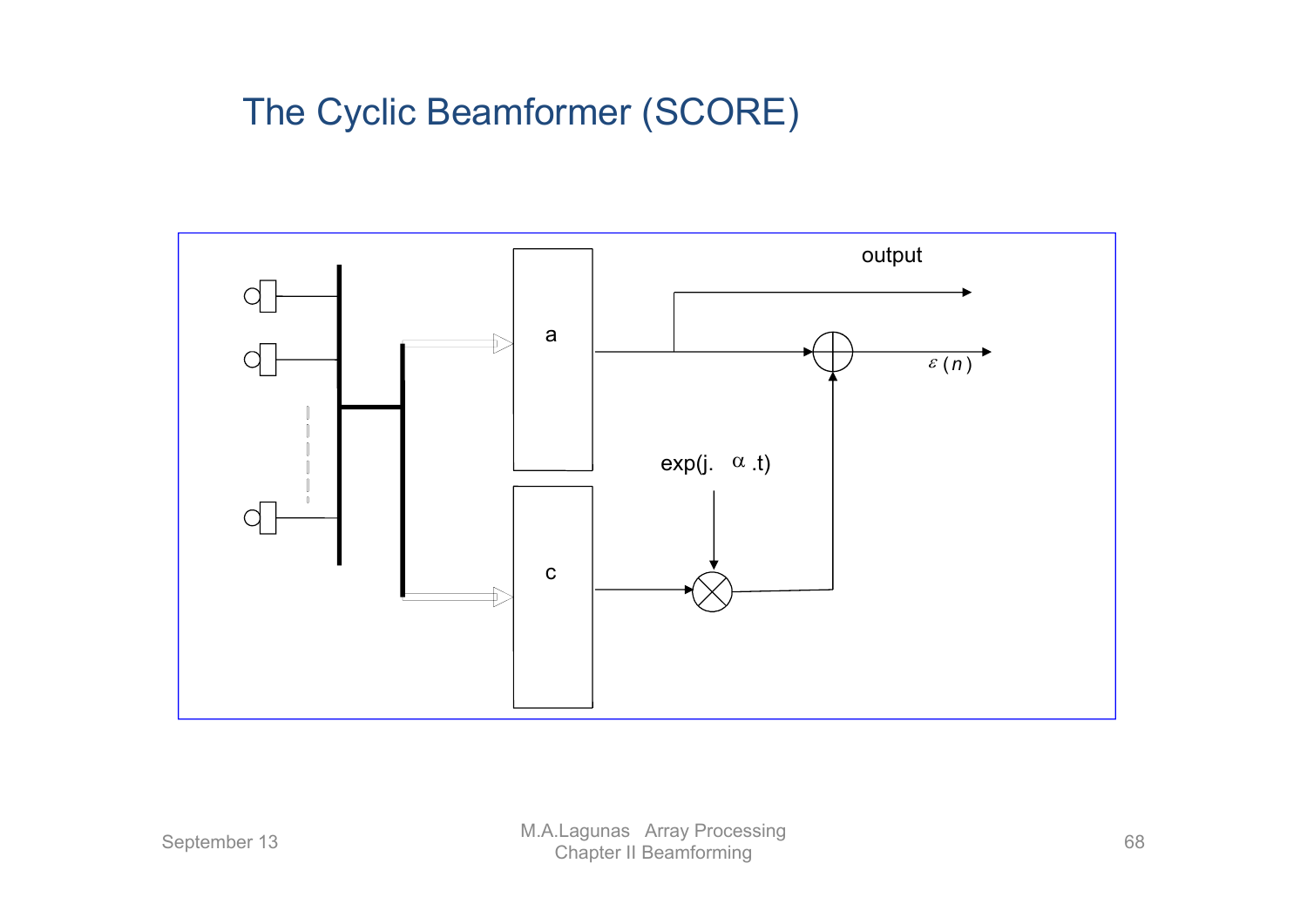# The Cyclic Beamformer (SCORE)

output

a

c

exp(j. $\alpha$ .t)

$\varepsilon(n)$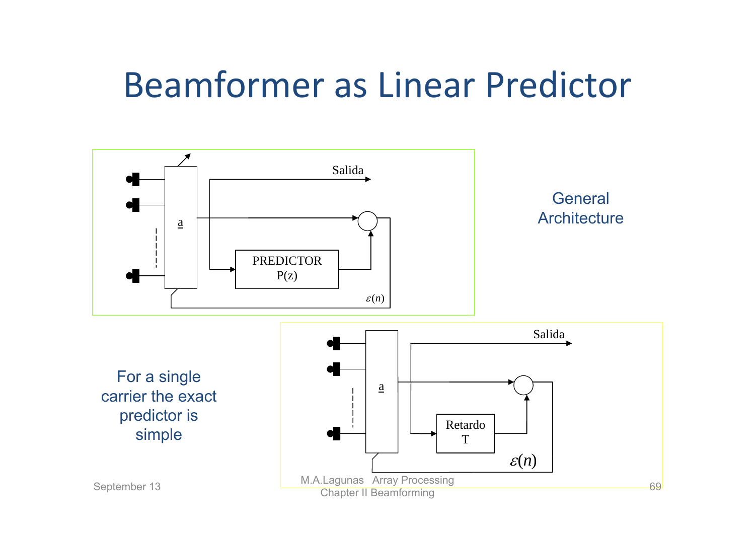# Beamformer as Linear Predictor

Salida

a

PREDICTOR
P(z)

$\varepsilon(n)$

General Architecture

For a single carrier the exact predictor is simple

Salida

a

Retardo
T

$\varepsilon(n)$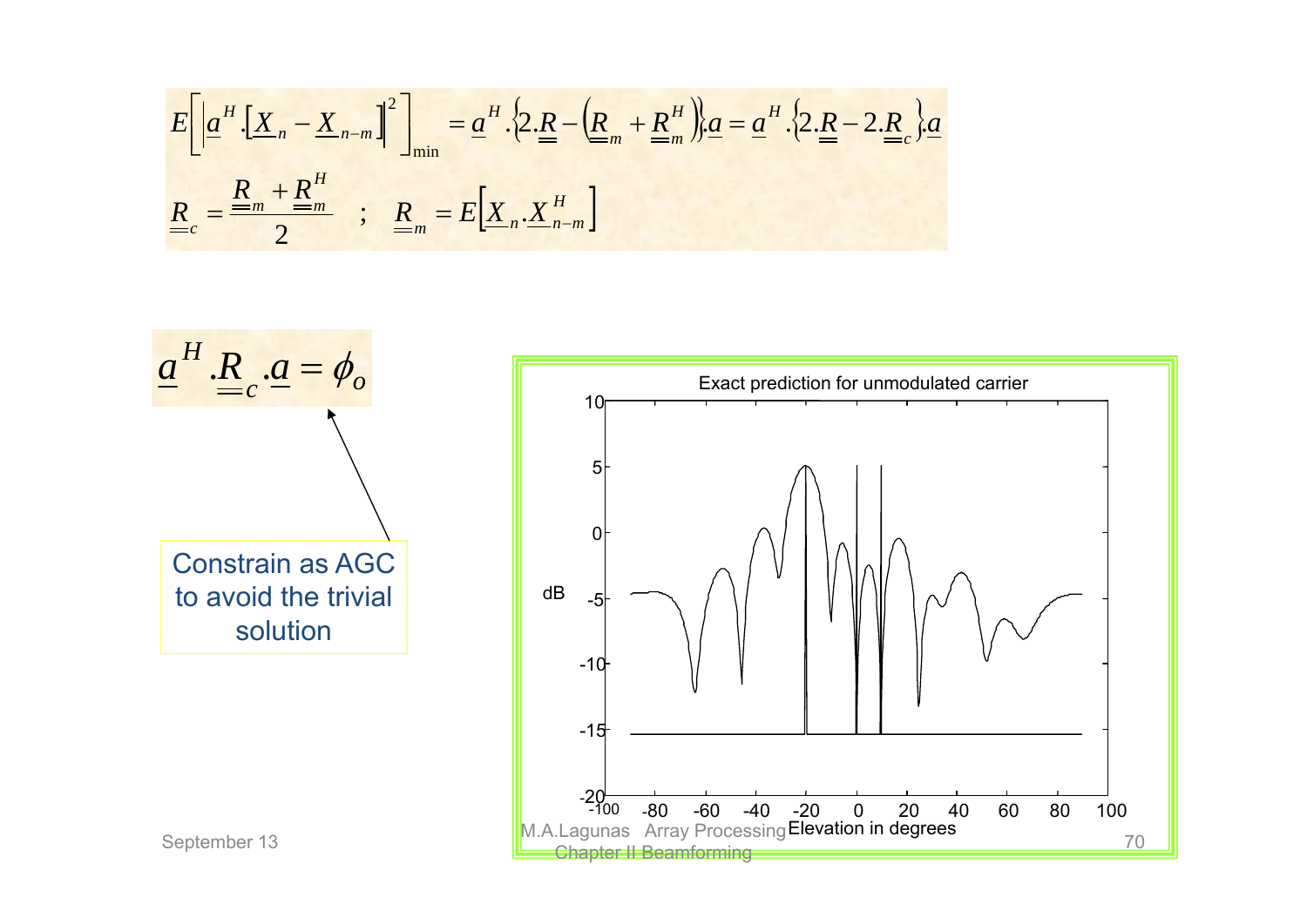$$E\left[\left|\underline{a}^H.\left[\underline{X}_n - \underline{X}_{n-m}\right]\right|^2\right]_{\min} = \underline{a}^H.\left\{2.\underline{\underline{R}} - \left(\underline{\underline{R}}_m + \underline{\underline{R}}_m^H\right)\right\}.\underline{a} = \underline{a}^H.\left\{2.\underline{\underline{R}} - 2.\underline{\underline{R}}_c\right\}.\underline{a}$$

$$\underline{\underline{R}}_c = \frac{\underline{\underline{R}}_m + \underline{\underline{R}}_m^H}{2} \quad ; \quad \underline{\underline{R}}_m = E\left[\underline{X}_n.\underline{X}_{n-m}^H\right]$$

$$\underline{a}^H.\underline{\underline{R}}_c.\underline{a} = \phi_o$$

Constrain as AGC to avoid the trivial solution

Exact prediction for unmodulated carrier

(Plot: dB vs. Elevation in degrees, from -100 to 100; dB axis from -20 to 10)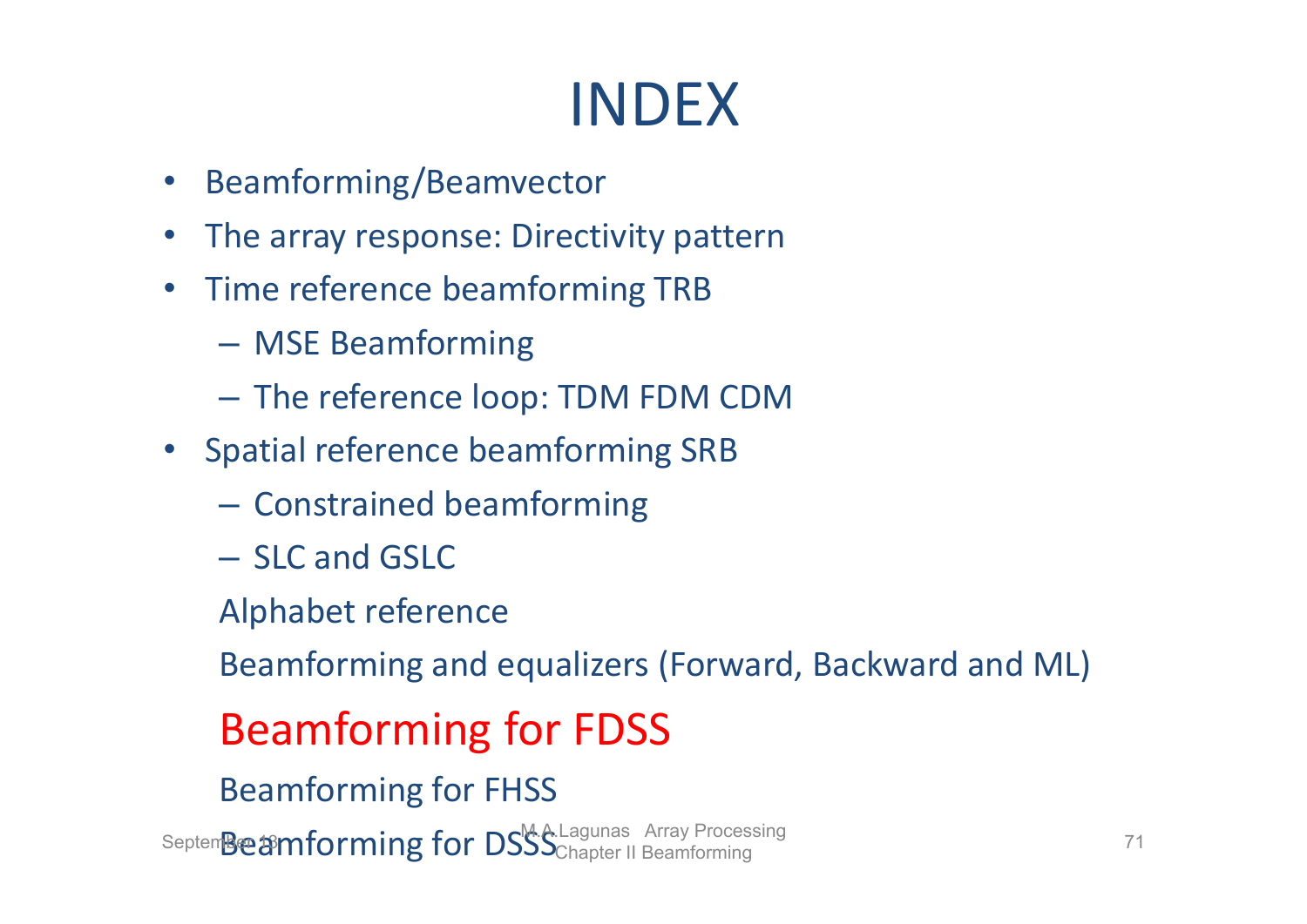# INDEX

- Beamforming/Beamvector
- The array response: Directivity pattern
- Time reference beamforming TRB
  - MSE Beamforming
  - The reference loop: TDM FDM CDM
- Spatial reference beamforming SRB
  - Constrained beamforming
  - SLC and GSLC

  Alphabet reference

  Beamforming and equalizers (Forward, Backward and ML)

  **Beamforming for FDSS**

  Beamforming for FHSS

  Beamforming for DSSS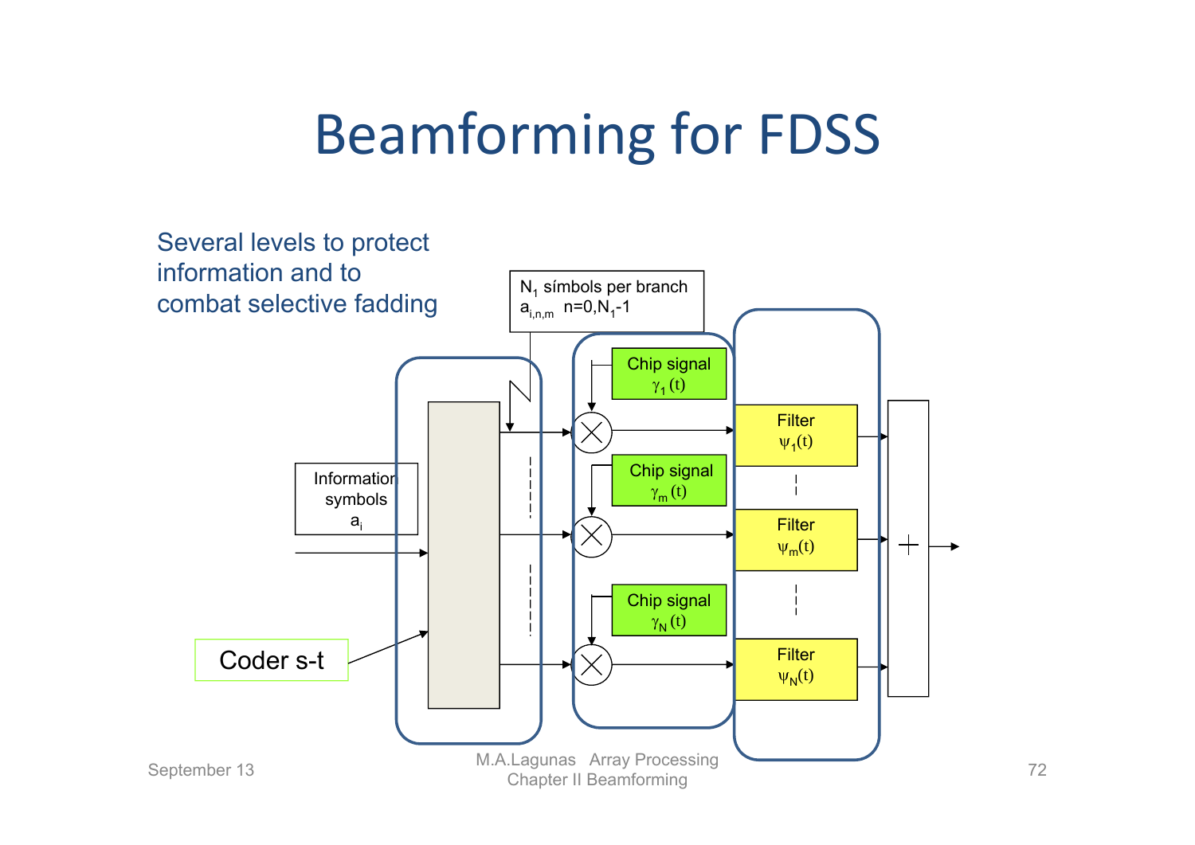# Beamforming for FDSS

Several levels to protect information and to combat selective fadding

Information symbols $a_i$

Coder s-t

$N_1$ símbols per branch $a_{i,n,m}$ $n=0,N_1-1$

Chip signal $\gamma_1(t)$

Chip signal $\gamma_m(t)$

Chip signal $\gamma_N(t)$

Filter $\psi_1(t)$

Filter $\psi_m(t)$

Filter $\psi_N(t)$

+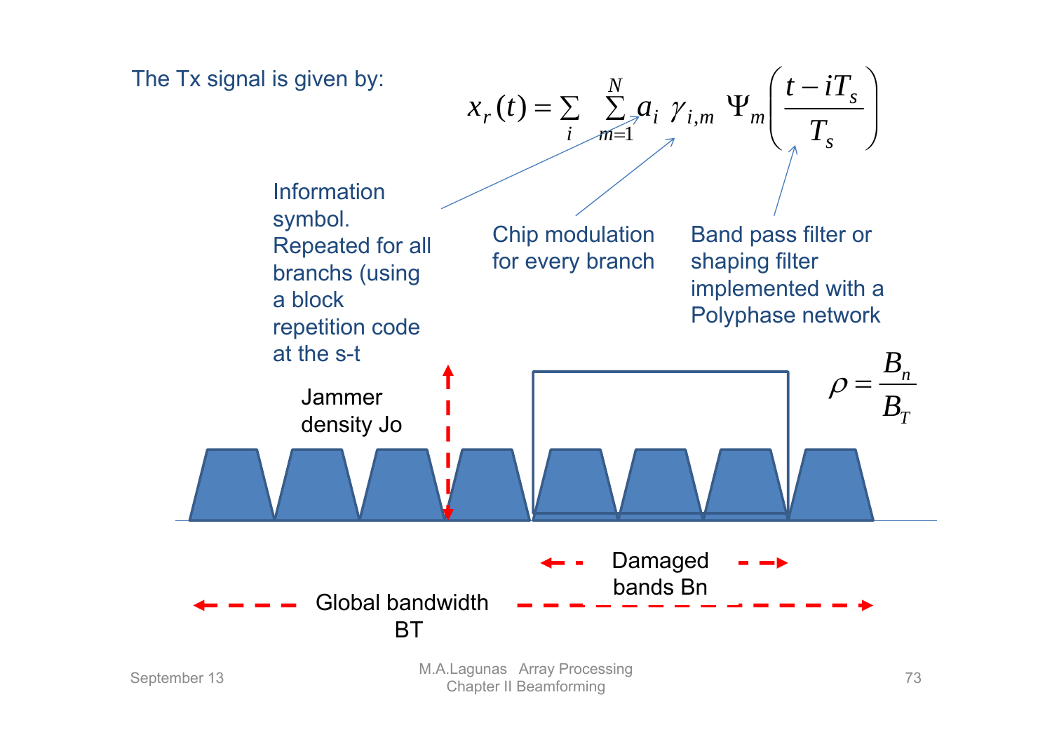The Tx signal is given by:

$$x_r(t) = \sum_i \sum_{m=1}^{N} a_i \, \gamma_{i,m} \, \Psi_m\left(\frac{t - iT_s}{T_s}\right)$$

- Information symbol. Repeated for all branchs (using a block repetition code at the s-t
- Chip modulation for every branch
- Band pass filter or shaping filter implemented with a Polyphase network

Jammer density Jo

$$\rho = \frac{B_n}{B_T}$$

Damaged bands Bn

Global bandwidth BT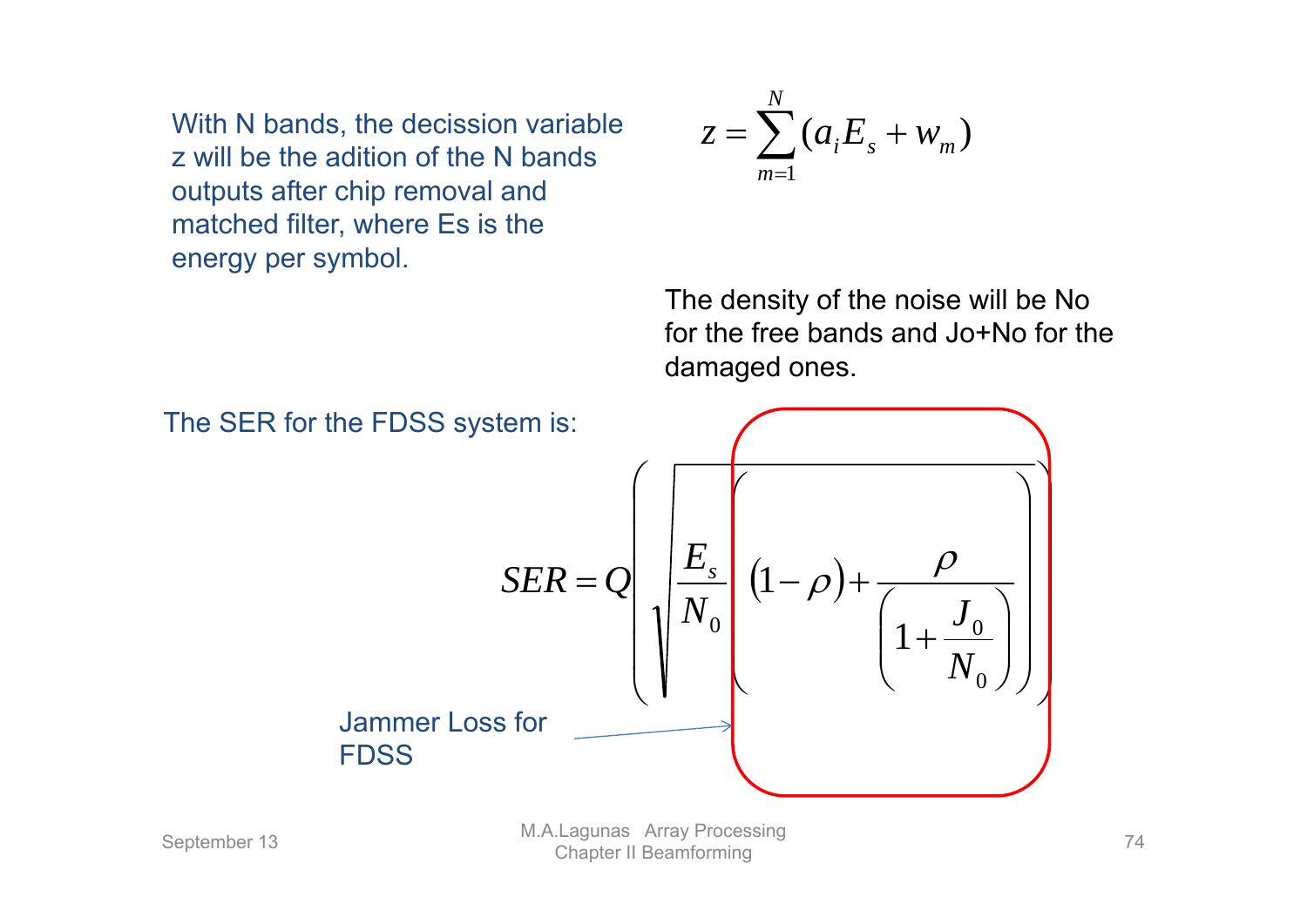With N bands, the decission variable z will be the adition of the N bands outputs after chip removal and matched filter, where Es is the energy per symbol.

$$z = \sum_{m=1}^{N} (a_i E_s + w_m)$$

The density of the noise will be No for the free bands and Jo+No for the damaged ones.

The SER for the FDSS system is:

$$SER = Q\left(\sqrt{\frac{E_s}{N_0}\left((1-\rho) + \frac{\rho}{\left(1+\frac{J_0}{N_0}\right)}\right)}\right)$$

Jammer Loss for FDSS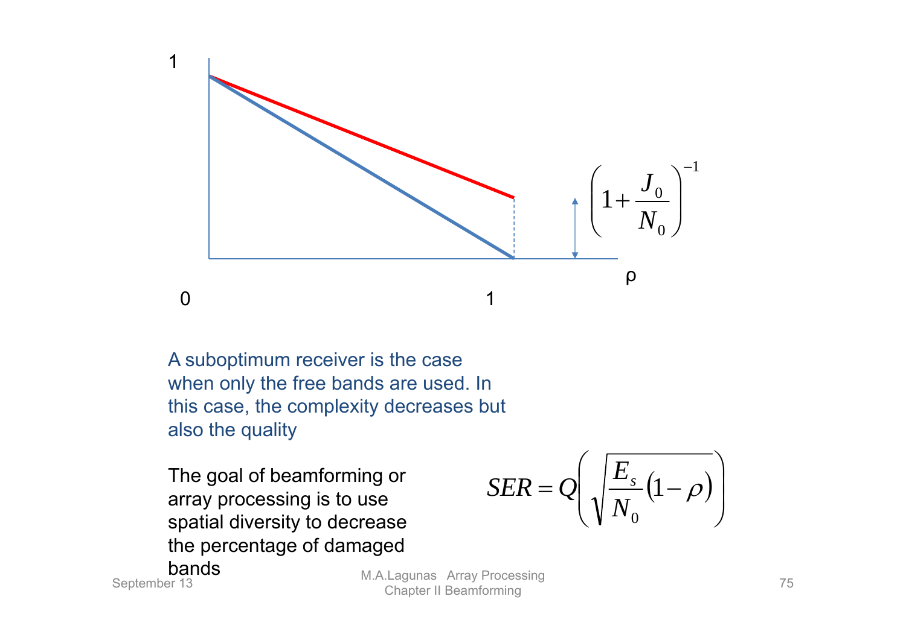1

$$\left(1+\frac{J_0}{N_0}\right)^{-1}$$

ρ

0 1

A suboptimum receiver is the case when only the free bands are used. In this case, the complexity decreases but also the quality

The goal of beamforming or array processing is to use spatial diversity to decrease the percentage of damaged bands

$$SER = Q\left(\sqrt{\frac{E_s}{N_0}(1-\rho)}\right)$$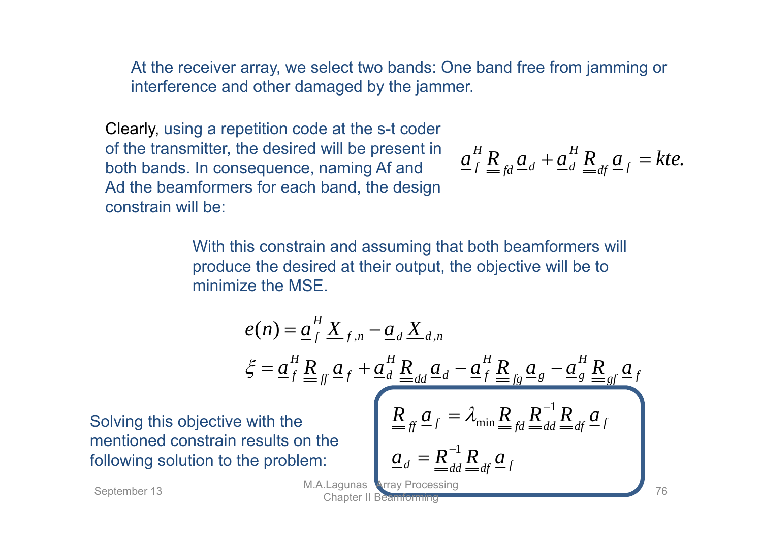At the receiver array, we select two bands: One band free from jamming or interference and other damaged by the jammer.

Clearly, using a repetition code at the s-t coder of the transmitter, the desired will be present in both bands. In consequence, naming Af and Ad the beamformers for each band, the design constrain will be:

$$\underline{a}_f^H \underline{\underline{R}}_{fd} \underline{a}_d + \underline{a}_d^H \underline{\underline{R}}_{df} \underline{a}_f = kte.$$

With this constrain and assuming that both beamformers will produce the desired at their output, the objective will be to minimize the MSE.

$$e(n) = \underline{a}_f^H \underline{X}_{f,n} - \underline{a}_d \underline{X}_{d,n}$$

$$\xi = \underline{a}_f^H \underline{\underline{R}}_{ff} \underline{a}_f + \underline{a}_d^H \underline{\underline{R}}_{dd} \underline{a}_d - \underline{a}_f^H \underline{\underline{R}}_{fg} \underline{a}_g - \underline{a}_g^H \underline{\underline{R}}_{gf} \underline{a}_f$$

Solving this objective with the mentioned constrain results on the following solution to the problem:

$$\underline{\underline{R}}_{ff} \underline{a}_f = \lambda_{\min} \underline{\underline{R}}_{fd} \underline{\underline{R}}_{dd}^{-1} \underline{\underline{R}}_{df} \underline{a}_f$$

$$\underline{a}_d = \underline{\underline{R}}_{dd}^{-1} \underline{\underline{R}}_{df} \underline{a}_f$$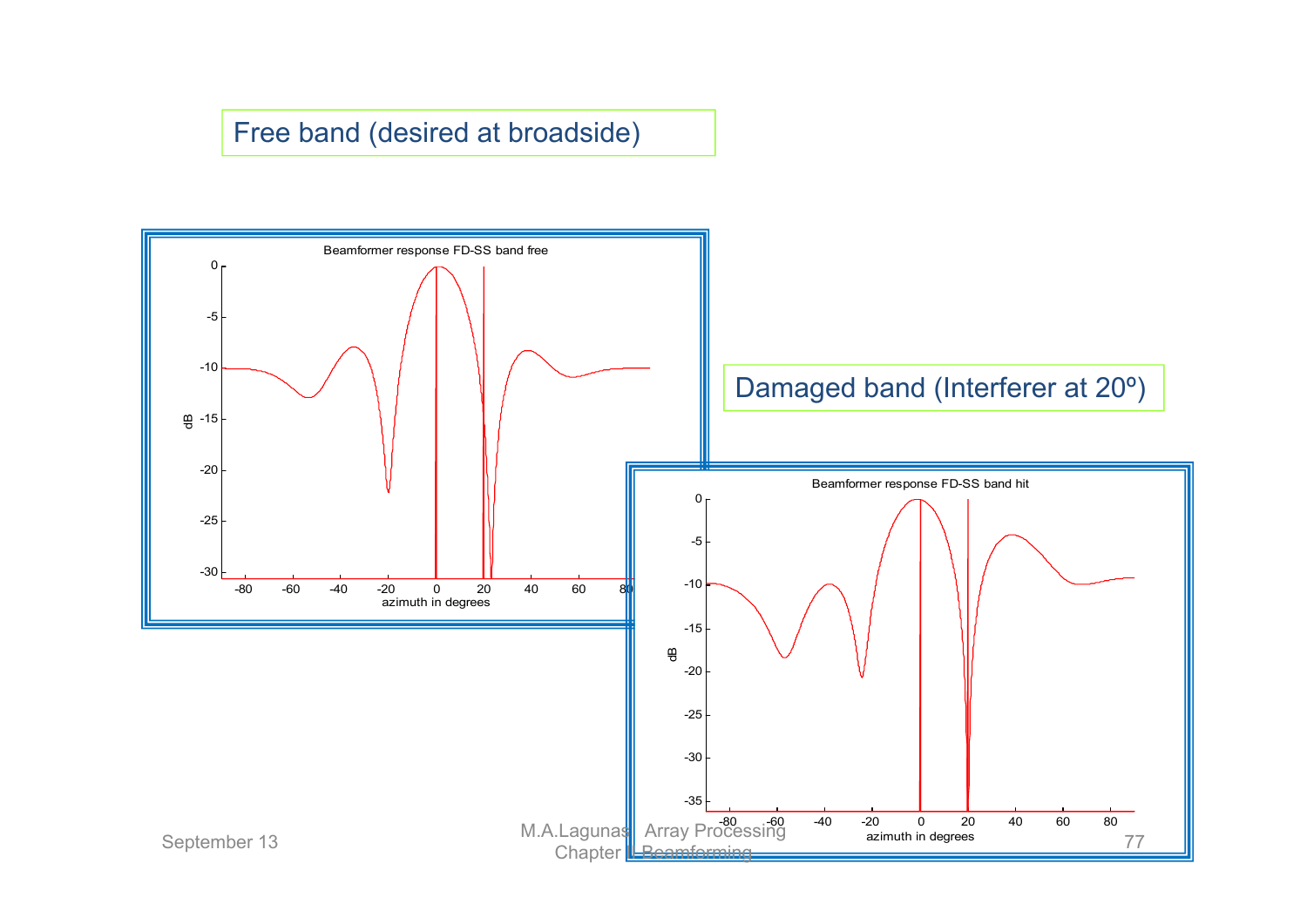Free band (desired at broadside)

Beamformer response FD-SS band free

Damaged band (Interferer at 20º)

Beamformer response FD-SS band hit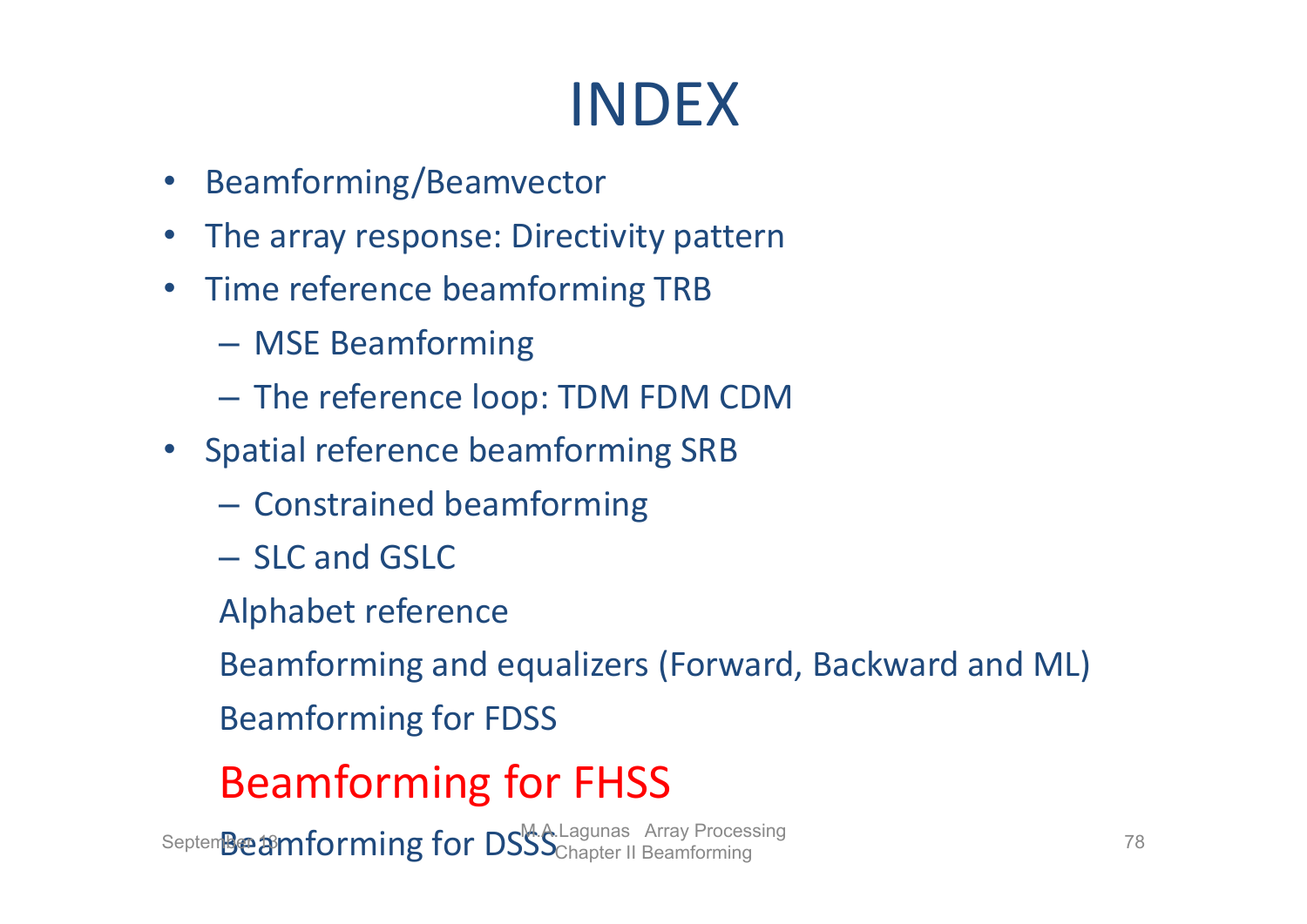# INDEX

- Beamforming/Beamvector
- The array response: Directivity pattern
- Time reference beamforming TRB
  - MSE Beamforming
  - The reference loop: TDM FDM CDM
- Spatial reference beamforming SRB
  - Constrained beamforming
  - SLC and GSLC

  Alphabet reference

  Beamforming and equalizers (Forward, Backward and ML)

  Beamforming for FDSS

  Beamforming for FHSS

  Beamforming for DSSS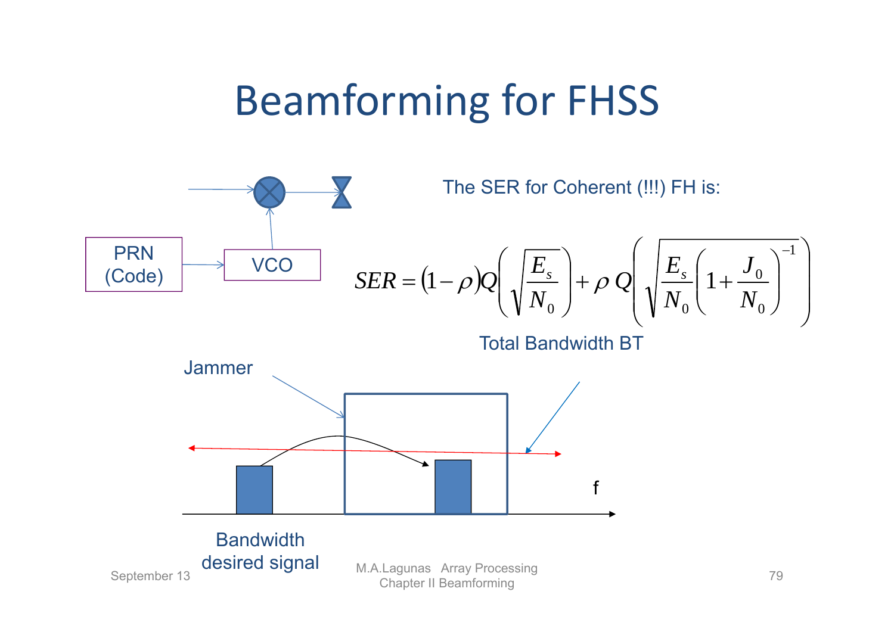# Beamforming for FHSS

PRN (Code)

VCO

The SER for Coherent (!!!) FH is:

$$SER = (1-\rho)Q\left(\sqrt{\frac{E_s}{N_0}}\right) + \rho\, Q\left(\sqrt{\frac{E_s}{N_0}\left(1+\frac{J_0}{N_0}\right)^{-1}}\right)$$

Total Bandwidth BT

Jammer

f

Bandwidth desired signal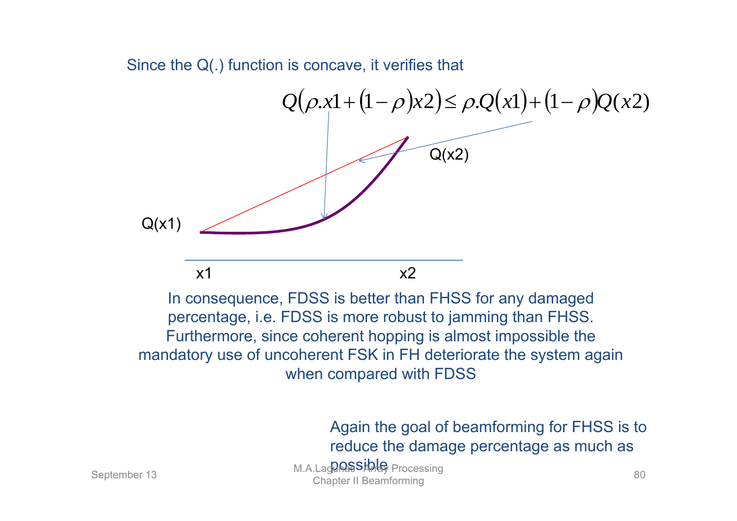Since the Q(.) function is concave, it verifies that

$$Q\left(\rho .x1+\left(1-\rho\right)x2\right)\leq \rho .Q\left(x1\right)+\left(1-\rho\right)Q(x2)$$

Q(x2)

Q(x1)

x1 x2

In consequence, FDSS is better than FHSS for any damaged percentage, i.e. FDSS is more robust to jamming than FHSS. Furthermore, since coherent hopping is almost impossible the mandatory use of uncoherent FSK in FH deteriorate the system again when compared with FDSS

Again the goal of beamforming for FHSS is to reduce the damage percentage as much as possible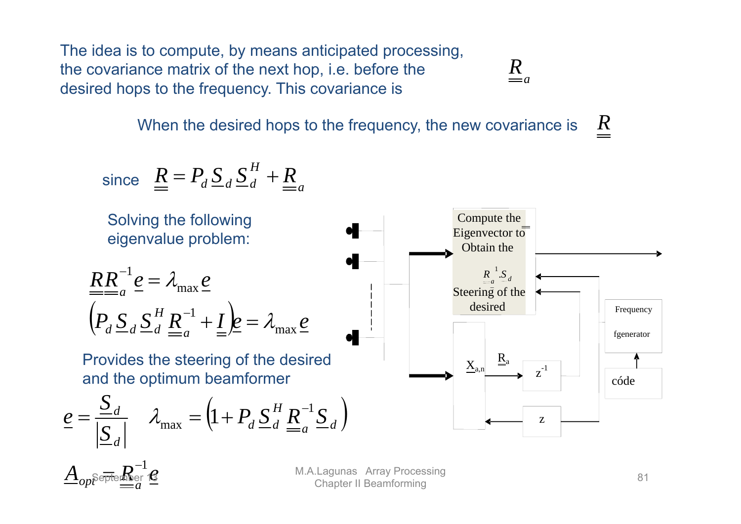The idea is to compute, by means anticipated processing, the covariance matrix of the next hop, i.e. before the desired hops to the frequency. This covariance is $\underline{\underline{R}}_a$

When the desired hops to the frequency, the new covariance is $\underline{\underline{R}}$

since $\underline{\underline{R}} = P_d \underline{S}_d \underline{S}_d^H + \underline{\underline{R}}_a$

Solving the following eigenvalue problem:

$$\underline{\underline{R}}\,\underline{\underline{R}}_a^{-1} \underline{e} = \lambda_{\max} \underline{e}$$

$$\left( P_d \underline{S}_d \underline{S}_d^H \underline{\underline{R}}_a^{-1} + \underline{\underline{I}} \right) \underline{e} = \lambda_{\max} \underline{e}$$

Provides the steering of the desired and the optimum beamformer

$$\underline{e} = \frac{\underline{S}_d}{\left| \underline{S}_d \right|} \qquad \lambda_{\max} = \left( 1 + P_d \underline{S}_d^H \underline{\underline{R}}_a^{-1} \underline{S}_d \right)$$

$$\underline{A}_{opt} = \underline{\underline{R}}_a^{-1} \underline{e}$$

Compute the Eigenvector to Obtain the $\underline{\underline{R}}_a^{-1} \cdot \underline{S}_d$ Steering of the desired

$\underline{X}_{a,n}$

$\underline{\underline{R}}_a$

$z^{-1}$

$z$

Frequency fgenerator

códe

September 13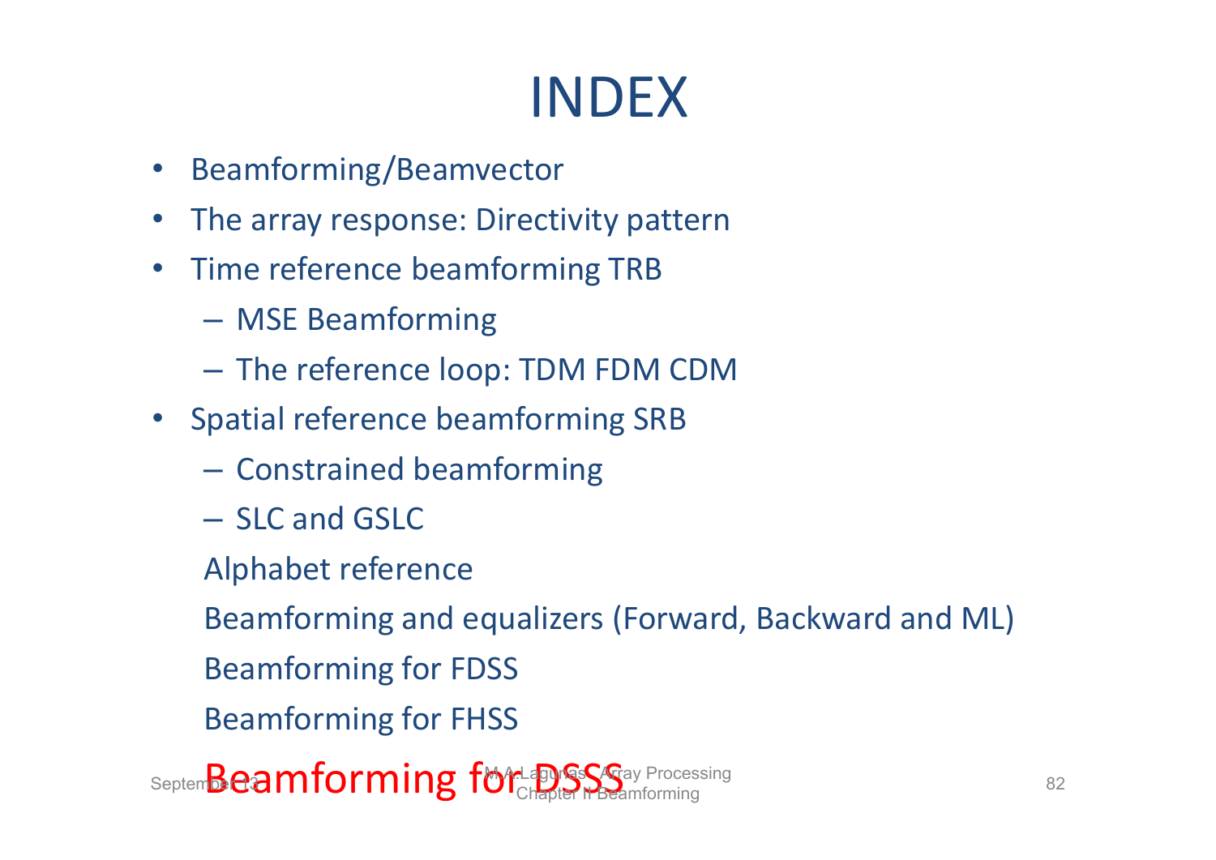# INDEX

- Beamforming/Beamvector
- The array response: Directivity pattern
- Time reference beamforming TRB
  - MSE Beamforming
  - The reference loop: TDM FDM CDM
- Spatial reference beamforming SRB
  - Constrained beamforming
  - SLC and GSLC

  Alphabet reference

  Beamforming and equalizers (Forward, Backward and ML)

  Beamforming for FDSS

  Beamforming for FHSS

  **Beamforming for DSSS**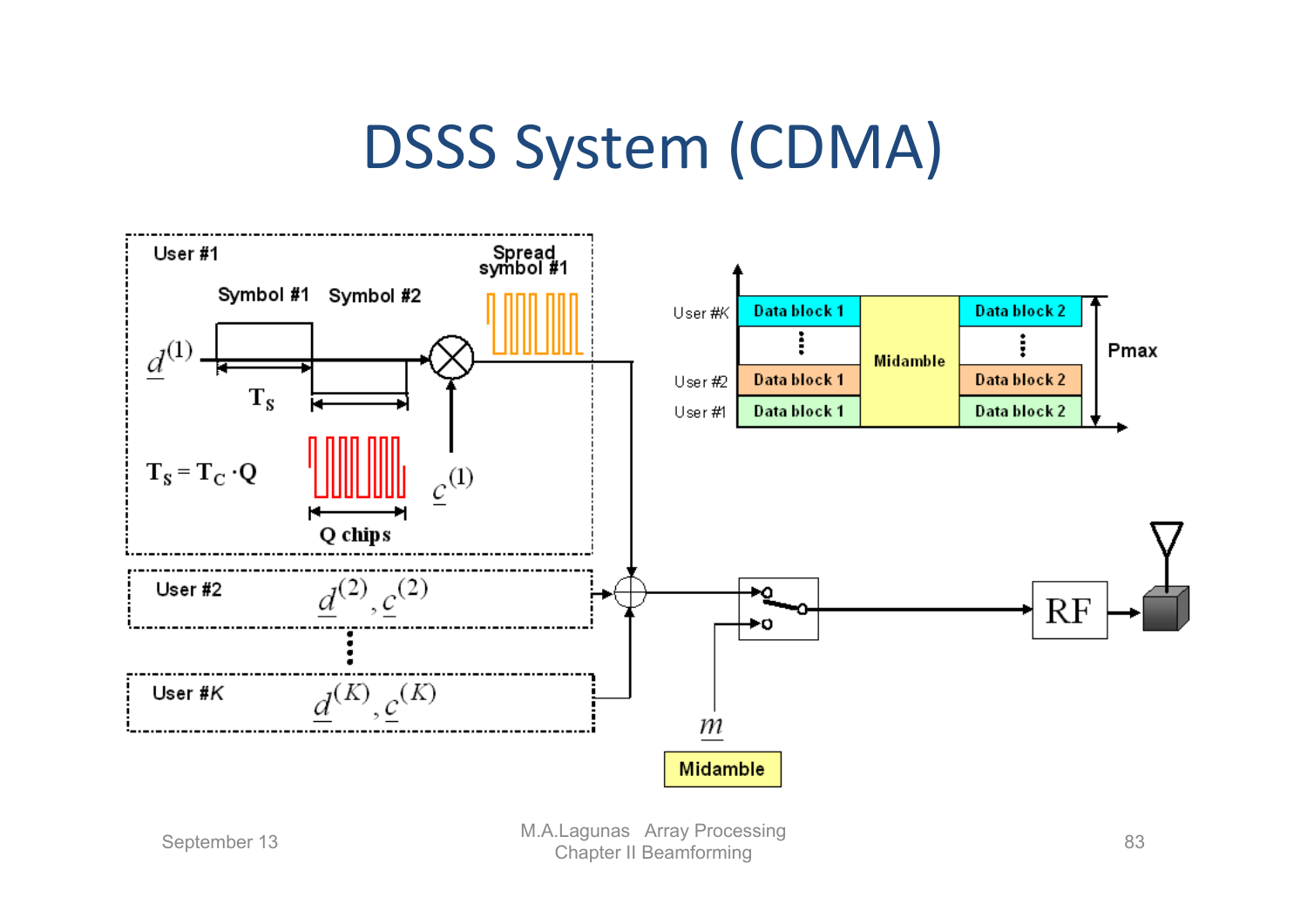# DSSS System (CDMA)

User #1

Symbol #1 Symbol #2

Spread symbol #1

$\underline{d}^{(1)}$

$T_S$

$T_S = T_C \cdot Q$

Q chips

$\underline{c}^{(1)}$

User #2 $\underline{d}^{(2)}, \underline{c}^{(2)}$

User #K $\underline{d}^{(K)}, \underline{c}^{(K)}$

$m$

Midamble

RF

| | | | |
|---|---|---|---|
| User #K | Data block 1 | Midamble | Data block 2 |
| User #2 | Data block 1 | | Data block 2 |
| User #1 | Data block 1 | | Data block 2 |

Pmax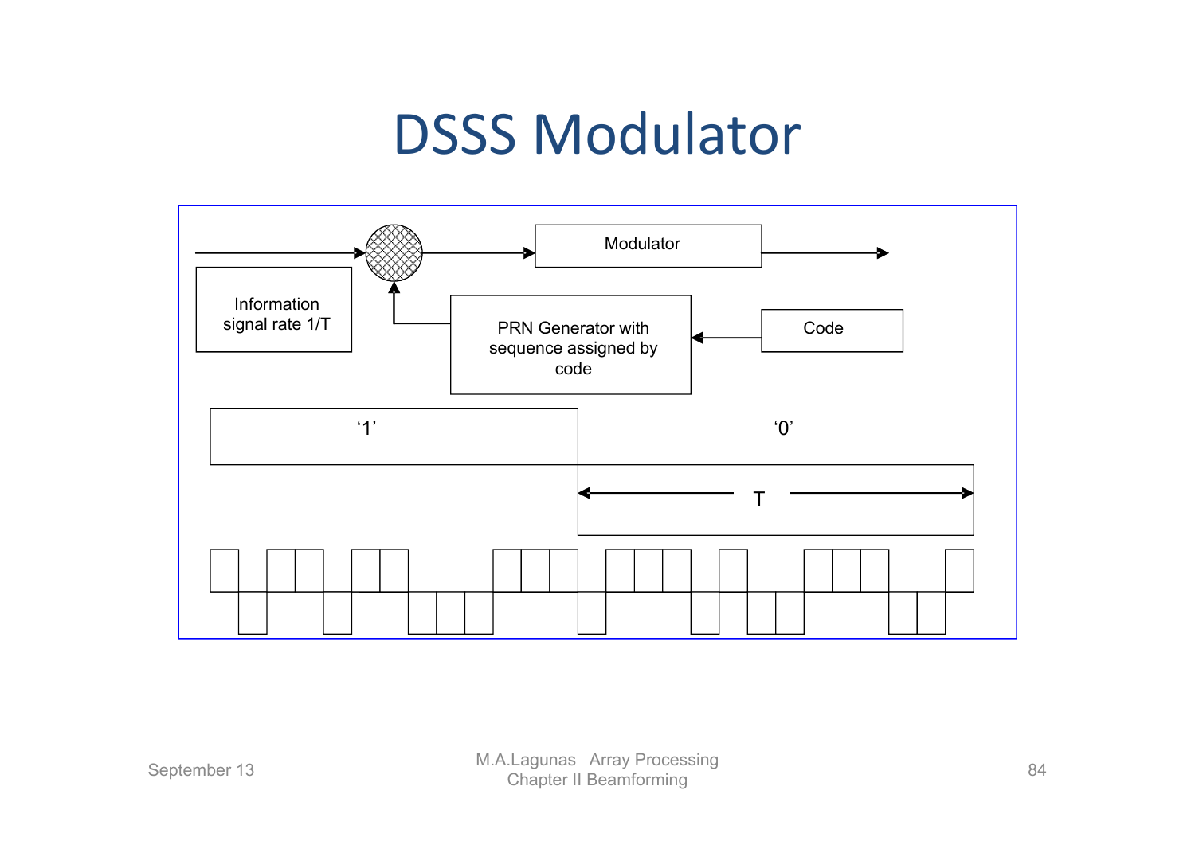# DSSS Modulator

Modulator

Information signal rate 1/T

PRN Generator with sequence assigned by code

Code

‘1’

‘0’

T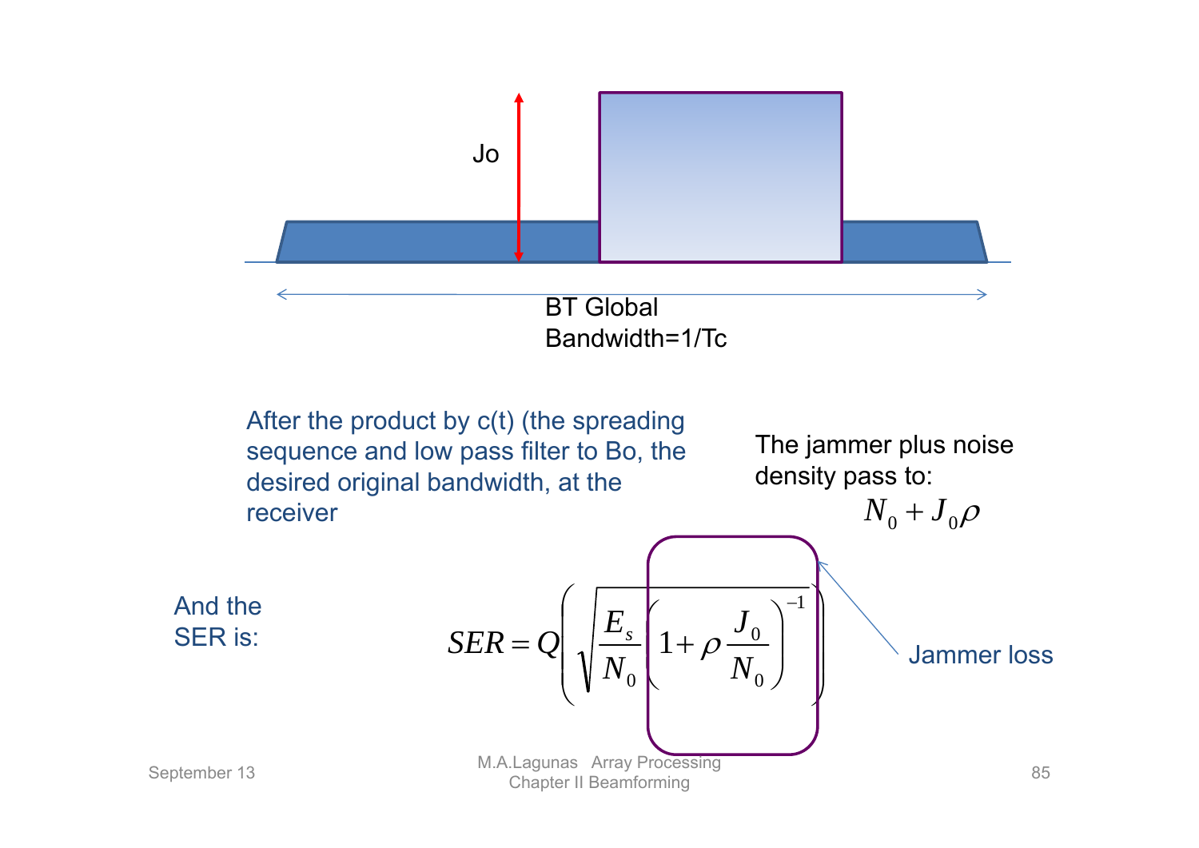Jo

BT Global Bandwidth=1/Tc

After the product by c(t) (the spreading sequence and low pass filter to Bo, the desired original bandwidth, at the receiver

The jammer plus noise density pass to:

$$N_0 + J_0\rho$$

And the SER is:

$$SER = Q\left(\sqrt{\frac{E_s}{N_0}\left(1+\rho\frac{J_0}{N_0}\right)^{-1}}\right)$$

Jammer loss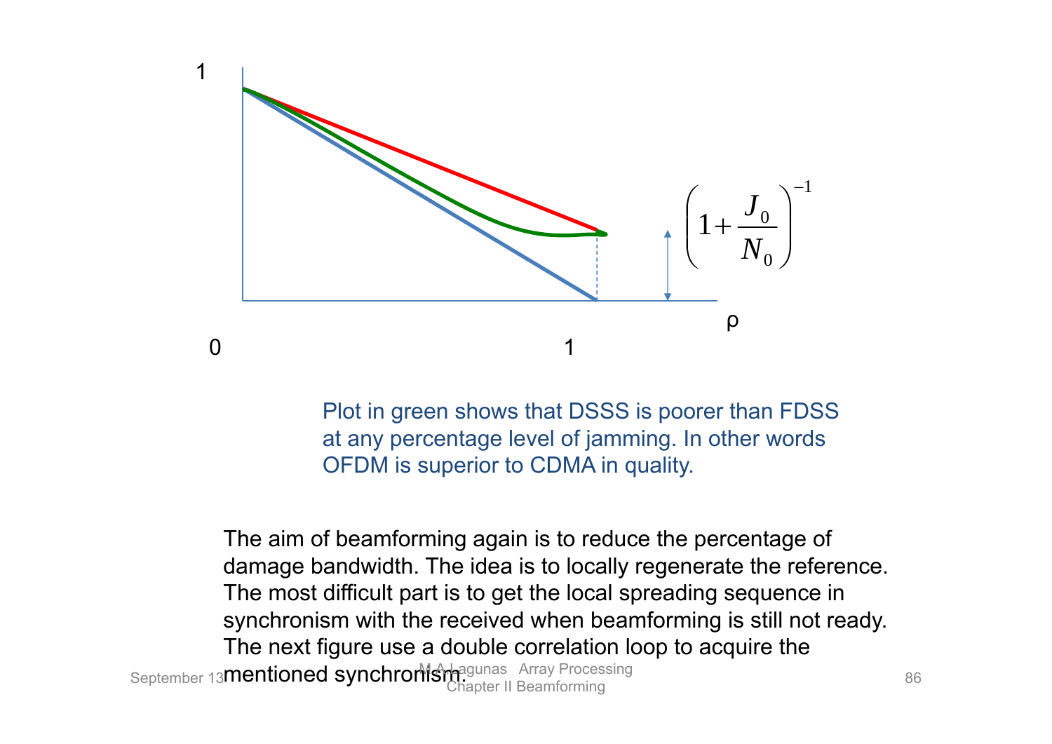$$\left(1+\frac{J_0}{N_0}\right)^{-1}$$

Plot in green shows that DSSS is poorer than FDSS at any percentage level of jamming. In other words OFDM is superior to CDMA in quality.

The aim of beamforming again is to reduce the percentage of damage bandwidth. The idea is to locally regenerate the reference. The most difficult part is to get the local spreading sequence in synchronism with the received when beamforming is still not ready. The next figure use a double correlation loop to acquire the mentioned synchronism.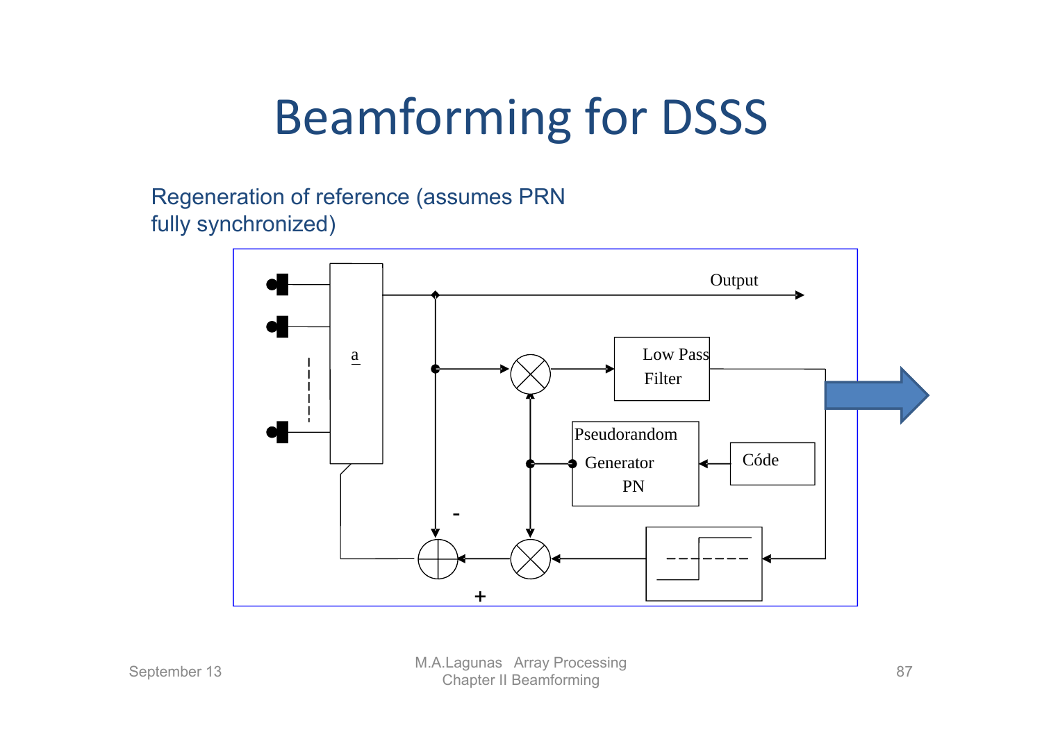# Beamforming for DSSS

Regeneration of reference (assumes PRN fully synchronized)

Output

$\underline{a}$

Low Pass Filter

Pseudorandom Generator PN

Códe

-

+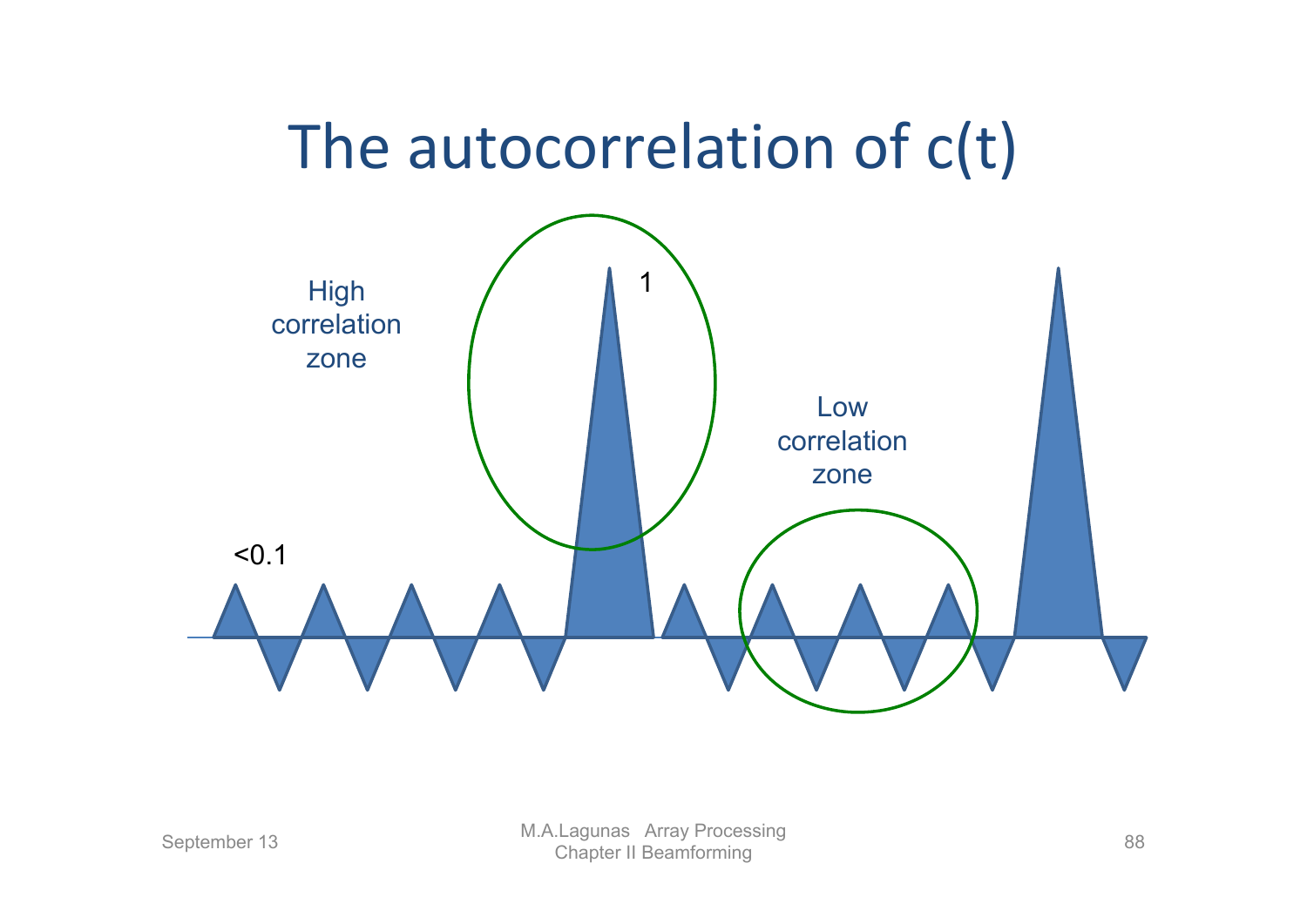# The autocorrelation of c(t)

High correlation zone

1

Low correlation zone

<0.1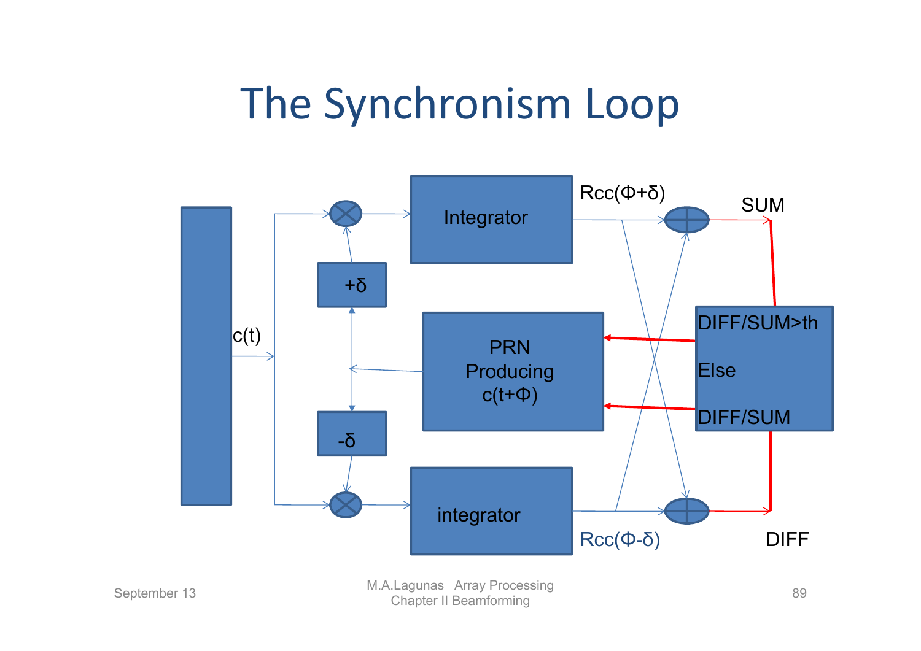# The Synchronism Loop

c(t)

+δ

-δ

Integrator

integrator

PRN Producing $c(t+\Phi)$

$R_{cc}(\Phi+\delta)$

$R_{cc}(\Phi-\delta)$

SUM

DIFF

DIFF/SUM>th

Else

DIFF/SUM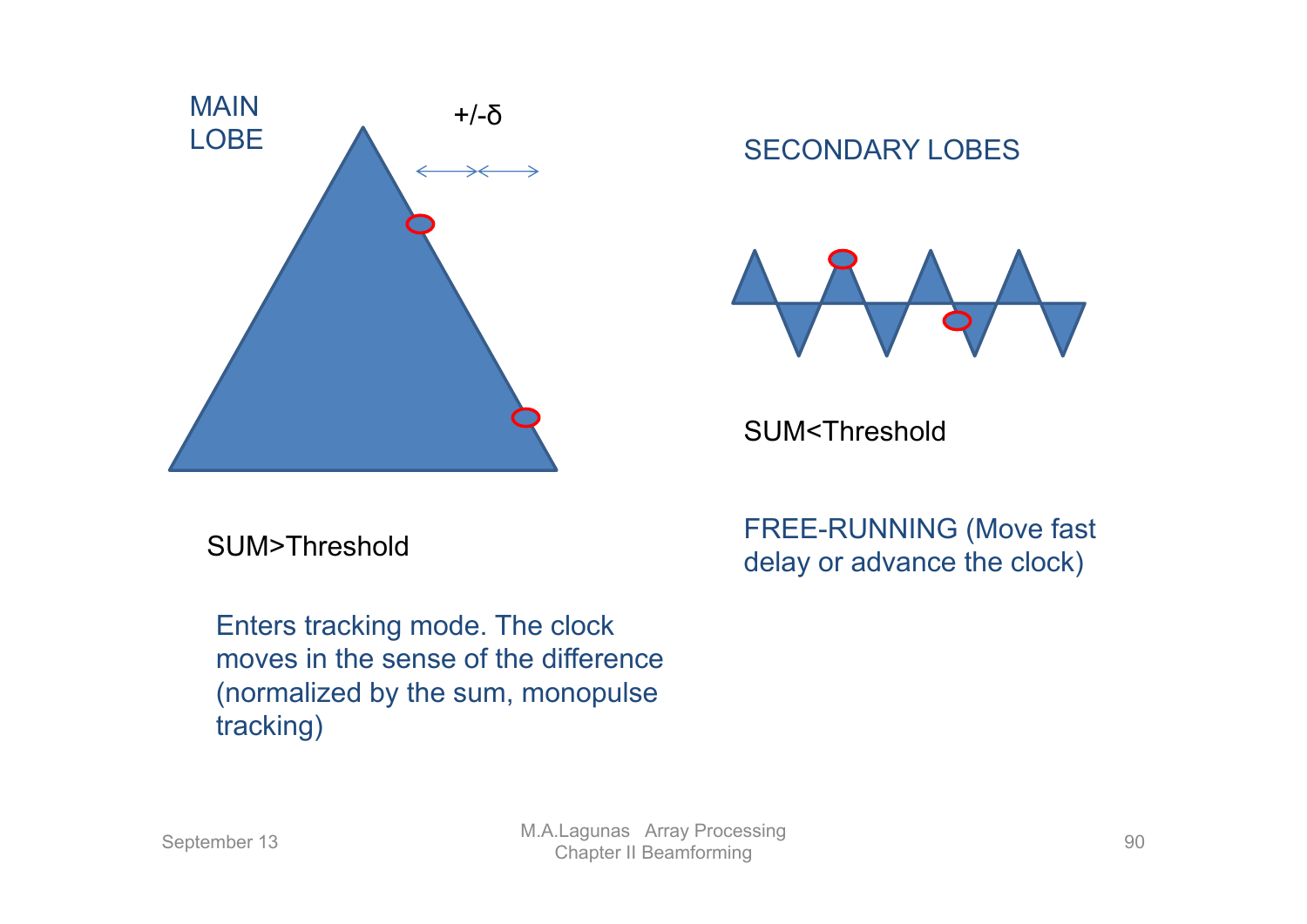MAIN LOBE

+/-$\delta$

SUM>Threshold

Enters tracking mode. The clock moves in the sense of the difference (normalized by the sum, monopulse tracking)

SECONDARY LOBES

SUM<Threshold

FREE-RUNNING (Move fast delay or advance the clock)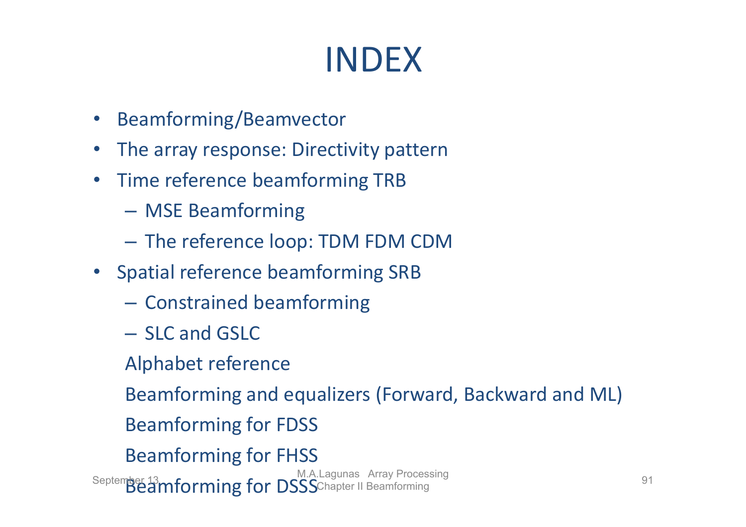# INDEX

- Beamforming/Beamvector
- The array response: Directivity pattern
- Time reference beamforming TRB
  - MSE Beamforming
  - The reference loop: TDM FDM CDM
- Spatial reference beamforming SRB
  - Constrained beamforming
  - SLC and GSLC

  Alphabet reference

  Beamforming and equalizers (Forward, Backward and ML)

  Beamforming for FDSS

  Beamforming for FHSS

  Beamforming for DSSS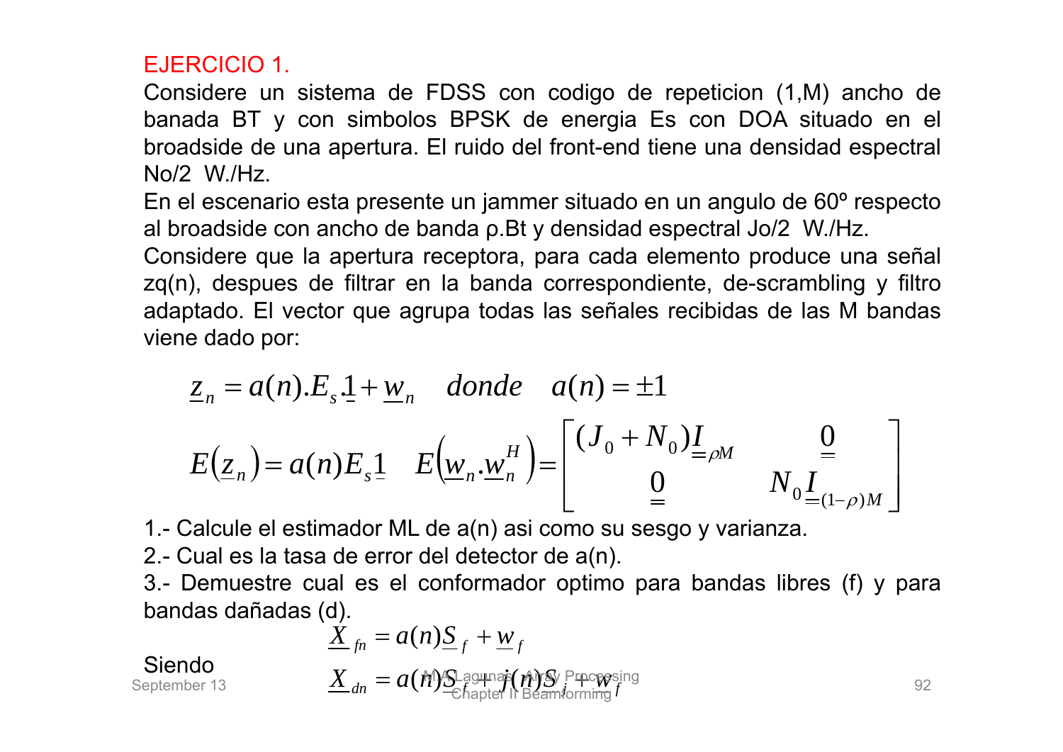EJERCICIO 1.

Considere un sistema de FDSS con codigo de repeticion (1,M) ancho de banada BT y con simbolos BPSK de energia Es con DOA situado en el broadside de una apertura. El ruido del front-end tiene una densidad espectral No/2 W./Hz.

En el escenario esta presente un jammer situado en un angulo de 60º respecto al broadside con ancho de banda ρ.Bt y densidad espectral Jo/2 W./Hz.

Considere que la apertura receptora, para cada elemento produce una señal zq(n), despues de filtrar en la banda correspondiente, de-scrambling y filtro adaptado. El vector que agrupa todas las señales recibidas de las M bandas viene dado por:

$$\underline{z}_n = a(n).E_s.\underline{1} + \underline{w}_n \quad donde \quad a(n) = \pm 1$$

$$E\left(\underline{z}_n\right) = a(n)E_s\underline{1} \quad E\left(\underline{w}_n.\underline{w}_n^H\right) = \begin{bmatrix} (J_0 + N_0)\underline{\underline{I}}_{\rho M} & \underline{\underline{0}} \\ \underline{\underline{0}} & N_0\underline{\underline{I}}_{(1-\rho)M} \end{bmatrix}$$

1.- Calcule el estimador ML de a(n) asi como su sesgo y varianza.

2.- Cual es la tasa de error del detector de a(n).

3.- Demuestre cual es el conformador optimo para bandas libres (f) y para bandas dañadas (d).

Siendo

$$\underline{X}_{fn} = a(n)\underline{S}_f + \underline{w}_f$$

$$\underline{X}_{dn} = a(n)\underline{S}_f + j(n)\underline{S}_i + \underline{w}_f$$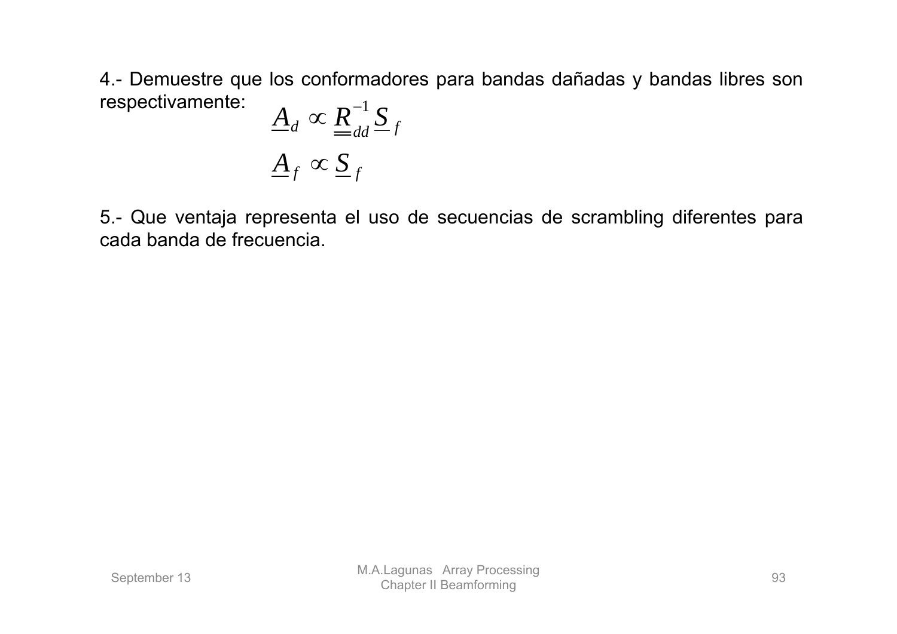4.- Demuestre que los conformadores para bandas dañadas y bandas libres son respectivamente:

$$\underline{A}_d \propto \underline{\underline{R}}_{dd}^{-1} \underline{S}_f$$

$$\underline{A}_f \propto \underline{S}_f$$

5.- Que ventaja representa el uso de secuencias de scrambling diferentes para cada banda de frecuencia.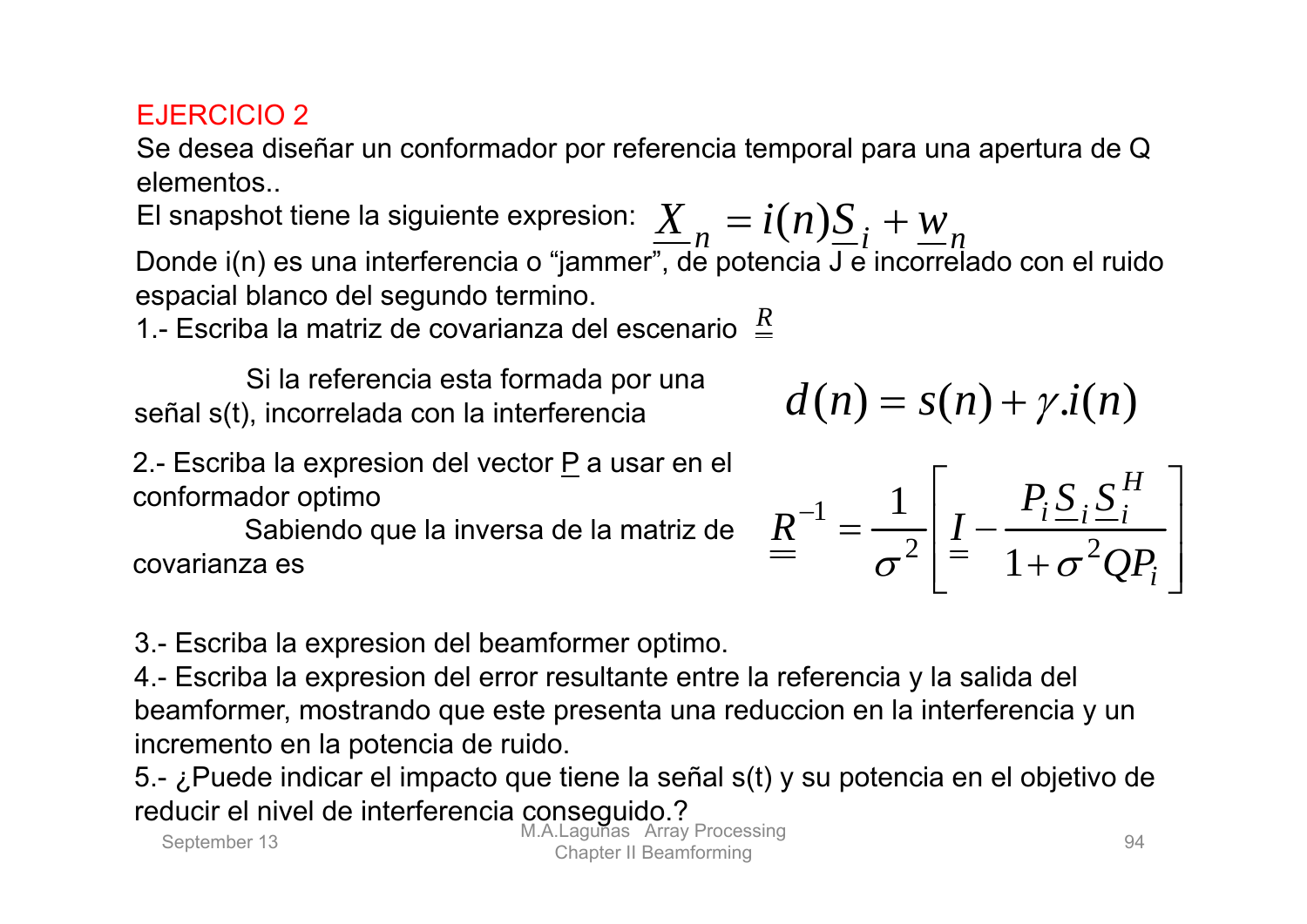EJERCICIO 2

Se desea diseñar un conformador por referencia temporal para una apertura de Q elementos..

El snapshot tiene la siguiente expresion: $\underline{X}_n = i(n)\underline{S}_i + \underline{w}_n$

Donde i(n) es una interferencia o "jammer", de potencia J e incorrelado con el ruido espacial blanco del segundo termino.

1.- Escriba la matriz de covarianza del escenario $\underline{\underline{R}}$

Si la referencia esta formada por una señal s(t), incorrelada con la interferencia

$$d(n) = s(n) + \gamma . i(n)$$

2.- Escriba la expresion del vector P a usar en el conformador optimo

Sabiendo que la inversa de la matriz de covarianza es

$$\underline{\underline{R}}^{-1} = \frac{1}{\sigma^2}\left[\underline{\underline{I}} - \frac{P_i \underline{S}_i \underline{S}_i^H}{1 + \sigma^2 Q P_i}\right]$$

3.- Escriba la expresion del beamformer optimo.

4.- Escriba la expresion del error resultante entre la referencia y la salida del beamformer, mostrando que este presenta una reduccion en la interferencia y un incremento en la potencia de ruido.

5.- ¿Puede indicar el impacto que tiene la señal s(t) y su potencia en el objetivo de reducir el nivel de interferencia conseguido.?